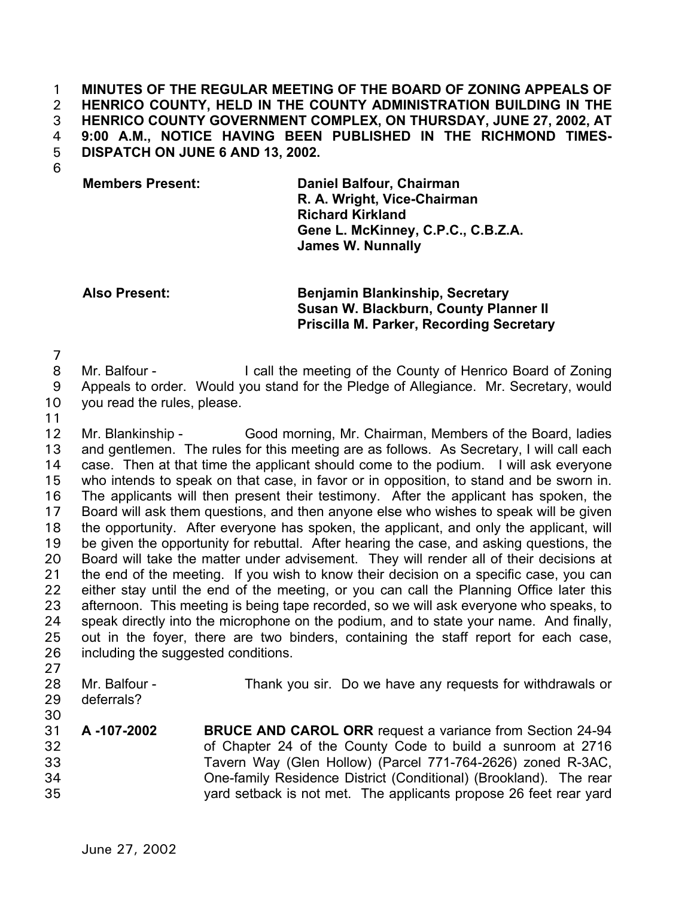**MINUTES OF THE REGULAR MEETING OF THE BOARD OF ZONING APPEALS OF HENRICO COUNTY, HELD IN THE COUNTY ADMINISTRATION BUILDING IN THE HENRICO COUNTY GOVERNMENT COMPLEX, ON THURSDAY, JUNE 27, 2002, AT 9:00 A.M., NOTICE HAVING BEEN PUBLISHED IN THE RICHMOND TIMES-DISPATCH ON JUNE 6 AND 13, 2002.**

| | |
|---|---|
| **Members Present:** | **Daniel Balfour, Chairman** |
| | **R. A. Wright, Vice-Chairman** |
| | **Richard Kirkland** |
| | **Gene L. McKinney, C.P.C., C.B.Z.A.** |
| | **James W. Nunnally** |
| **Also Present:** | **Benjamin Blankinship, Secretary** |
| | **Susan W. Blackburn, County Planner II** |
| | **Priscilla M. Parker, Recording Secretary** |

Mr. Balfour - I call the meeting of the County of Henrico Board of Zoning Appeals to order. Would you stand for the Pledge of Allegiance. Mr. Secretary, would you read the rules, please.

Mr. Blankinship - Good morning, Mr. Chairman, Members of the Board, ladies and gentlemen. The rules for this meeting are as follows. As Secretary, I will call each case. Then at that time the applicant should come to the podium. I will ask everyone who intends to speak on that case, in favor or in opposition, to stand and be sworn in. The applicants will then present their testimony. After the applicant has spoken, the Board will ask them questions, and then anyone else who wishes to speak will be given the opportunity. After everyone has spoken, the applicant, and only the applicant, will be given the opportunity for rebuttal. After hearing the case, and asking questions, the Board will take the matter under advisement. They will render all of their decisions at the end of the meeting. If you wish to know their decision on a specific case, you can either stay until the end of the meeting, or you can call the Planning Office later this afternoon. This meeting is being tape recorded, so we will ask everyone who speaks, to speak directly into the microphone on the podium, and to state your name. And finally, out in the foyer, there are two binders, containing the staff report for each case, including the suggested conditions.

Mr. Balfour - Thank you sir. Do we have any requests for withdrawals or deferrals?

**A -107-2002** **BRUCE AND CAROL ORR** request a variance from Section 24-94 of Chapter 24 of the County Code to build a sunroom at 2716 Tavern Way (Glen Hollow) (Parcel 771-764-2626) zoned R-3AC, One-family Residence District (Conditional) (Brookland). The rear yard setback is not met. The applicants propose 26 feet rear yard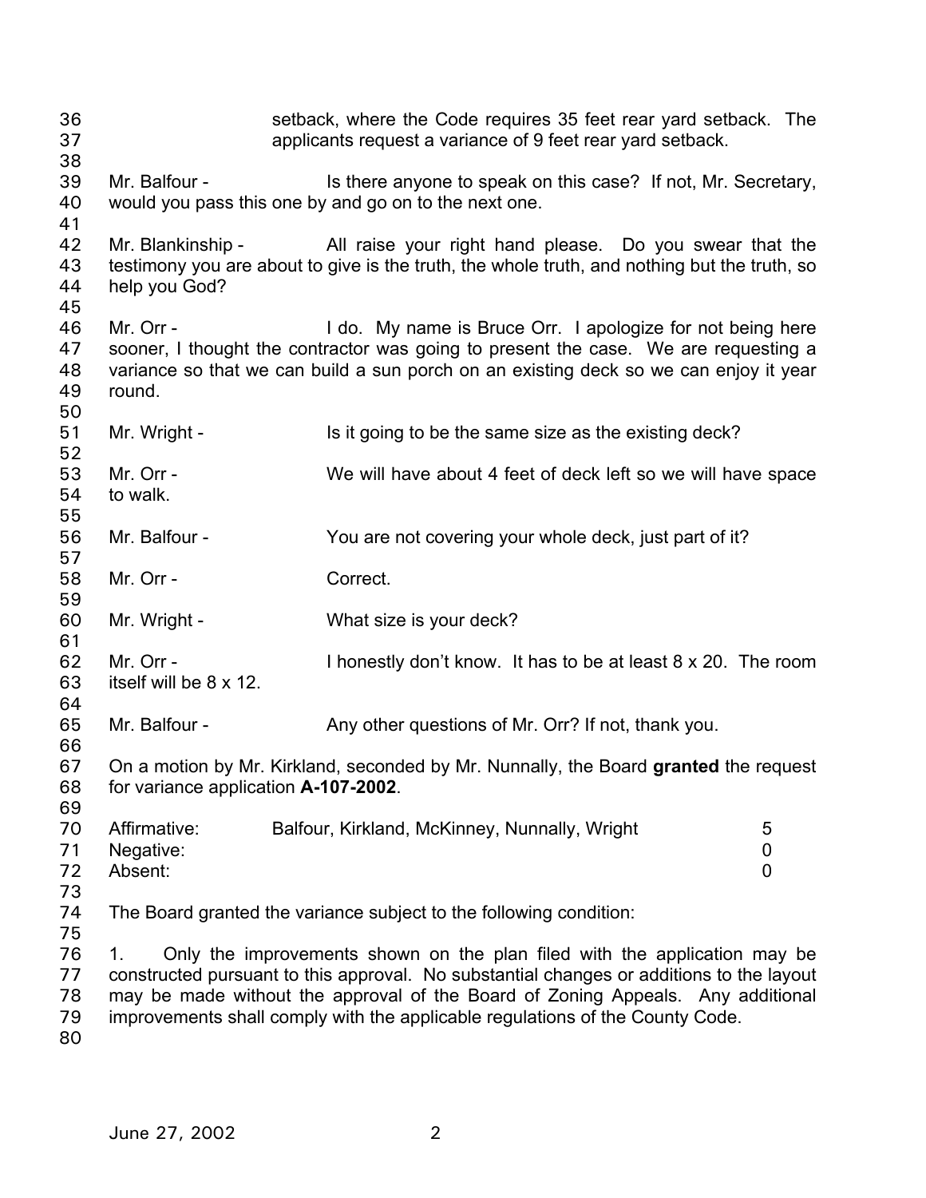setback, where the Code requires 35 feet rear yard setback. The applicants request a variance of 9 feet rear yard setback.

Mr. Balfour - Is there anyone to speak on this case? If not, Mr. Secretary, would you pass this one by and go on to the next one.

Mr. Blankinship - All raise your right hand please. Do you swear that the testimony you are about to give is the truth, the whole truth, and nothing but the truth, so help you God?

Mr. Orr - I do. My name is Bruce Orr. I apologize for not being here sooner, I thought the contractor was going to present the case. We are requesting a variance so that we can build a sun porch on an existing deck so we can enjoy it year round.

Mr. Wright - Is it going to be the same size as the existing deck?

Mr. Orr - We will have about 4 feet of deck left so we will have space to walk.

Mr. Balfour - You are not covering your whole deck, just part of it?

Mr. Orr - Correct.

Mr. Wright - What size is your deck?

Mr. Orr - I honestly don't know. It has to be at least 8 x 20. The room itself will be 8 x 12.

Mr. Balfour - Any other questions of Mr. Orr? If not, thank you.

On a motion by Mr. Kirkland, seconded by Mr. Nunnally, the Board **granted** the request for variance application **A-107-2002**.

| | | |
|---|---|---|
| Affirmative: | Balfour, Kirkland, McKinney, Nunnally, Wright | 5 |
| Negative: | | 0 |
| Absent: | | 0 |

The Board granted the variance subject to the following condition:

1. Only the improvements shown on the plan filed with the application may be constructed pursuant to this approval. No substantial changes or additions to the layout may be made without the approval of the Board of Zoning Appeals. Any additional improvements shall comply with the applicable regulations of the County Code.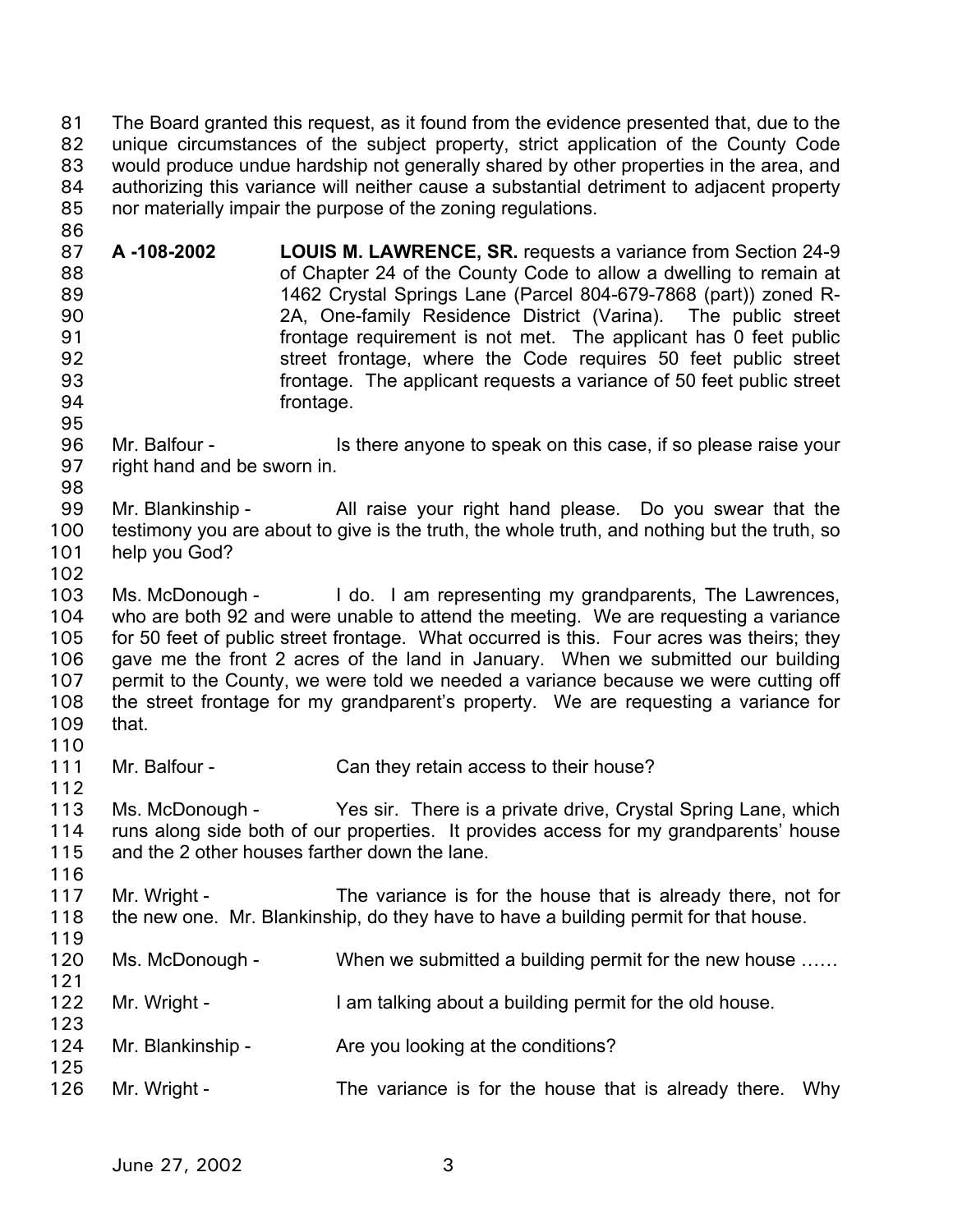The Board granted this request, as it found from the evidence presented that, due to the unique circumstances of the subject property, strict application of the County Code would produce undue hardship not generally shared by other properties in the area, and authorizing this variance will neither cause a substantial detriment to adjacent property nor materially impair the purpose of the zoning regulations.

**A -108-2002** **LOUIS M. LAWRENCE, SR.** requests a variance from Section 24-9 of Chapter 24 of the County Code to allow a dwelling to remain at 1462 Crystal Springs Lane (Parcel 804-679-7868 (part)) zoned R-2A, One-family Residence District (Varina). The public street frontage requirement is not met. The applicant has 0 feet public street frontage, where the Code requires 50 feet public street frontage. The applicant requests a variance of 50 feet public street frontage.

Mr. Balfour - Is there anyone to speak on this case, if so please raise your right hand and be sworn in.

Mr. Blankinship - All raise your right hand please. Do you swear that the testimony you are about to give is the truth, the whole truth, and nothing but the truth, so help you God?

Ms. McDonough - I do. I am representing my grandparents, The Lawrences, who are both 92 and were unable to attend the meeting. We are requesting a variance for 50 feet of public street frontage. What occurred is this. Four acres was theirs; they gave me the front 2 acres of the land in January. When we submitted our building permit to the County, we were told we needed a variance because we were cutting off the street frontage for my grandparent's property. We are requesting a variance for that.

Mr. Balfour - Can they retain access to their house?

Ms. McDonough - Yes sir. There is a private drive, Crystal Spring Lane, which runs along side both of our properties. It provides access for my grandparents' house and the 2 other houses farther down the lane.

Mr. Wright - The variance is for the house that is already there, not for the new one. Mr. Blankinship, do they have to have a building permit for that house.

Ms. McDonough - When we submitted a building permit for the new house ……

Mr. Wright - I am talking about a building permit for the old house.

Mr. Blankinship - Are you looking at the conditions?

Mr. Wright - The variance is for the house that is already there. Why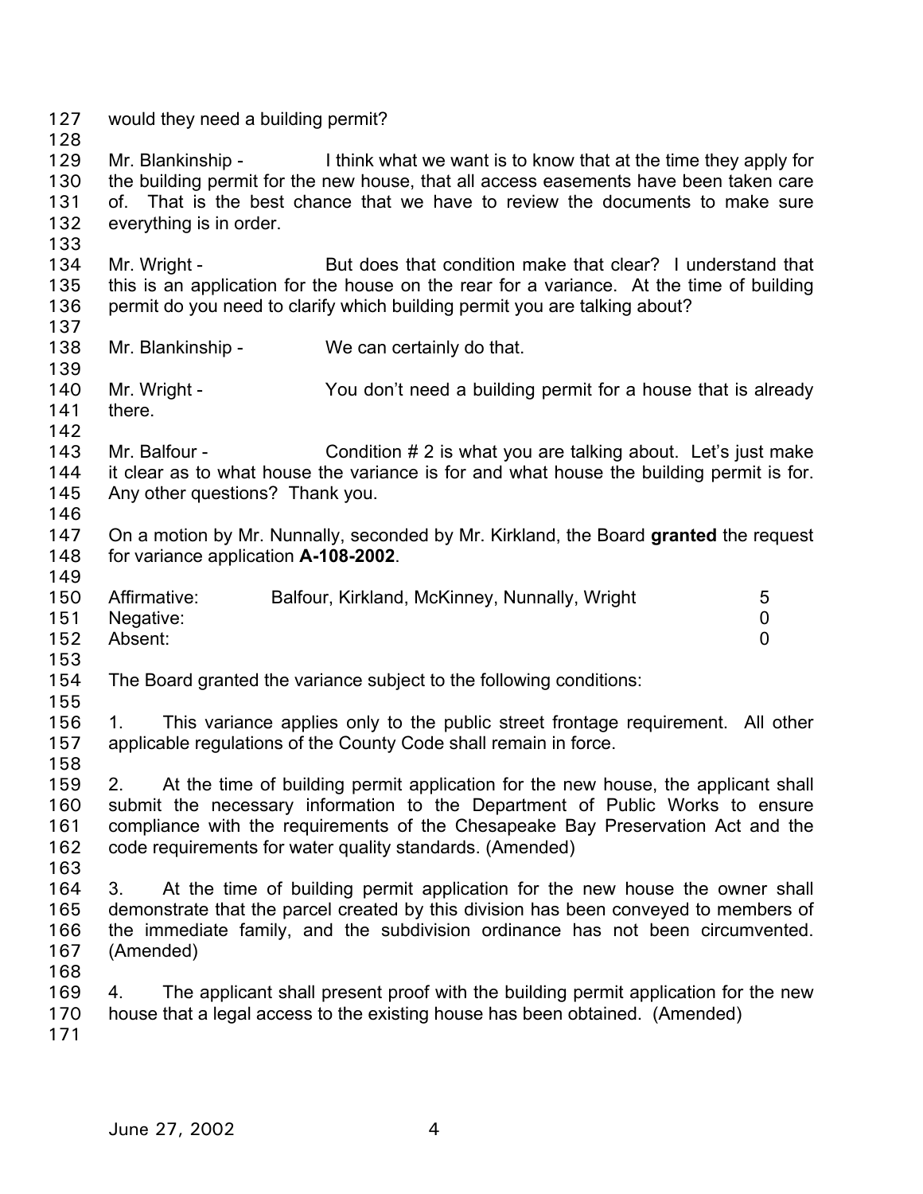would they need a building permit?

Mr. Blankinship - I think what we want is to know that at the time they apply for the building permit for the new house, that all access easements have been taken care of. That is the best chance that we have to review the documents to make sure everything is in order.

Mr. Wright - But does that condition make that clear? I understand that this is an application for the house on the rear for a variance. At the time of building permit do you need to clarify which building permit you are talking about?

Mr. Blankinship - We can certainly do that.

Mr. Wright - You don't need a building permit for a house that is already there.

Mr. Balfour - Condition # 2 is what you are talking about. Let's just make it clear as to what house the variance is for and what house the building permit is for. Any other questions? Thank you.

On a motion by Mr. Nunnally, seconded by Mr. Kirkland, the Board **granted** the request for variance application **A-108-2002**.

| | | |
|---|---|---|
| Affirmative: | Balfour, Kirkland, McKinney, Nunnally, Wright | 5 |
| Negative: | | 0 |
| Absent: | | 0 |

The Board granted the variance subject to the following conditions:

1. This variance applies only to the public street frontage requirement. All other applicable regulations of the County Code shall remain in force.

2. At the time of building permit application for the new house, the applicant shall submit the necessary information to the Department of Public Works to ensure compliance with the requirements of the Chesapeake Bay Preservation Act and the code requirements for water quality standards. (Amended)

3. At the time of building permit application for the new house the owner shall demonstrate that the parcel created by this division has been conveyed to members of the immediate family, and the subdivision ordinance has not been circumvented. (Amended)

4. The applicant shall present proof with the building permit application for the new house that a legal access to the existing house has been obtained. (Amended)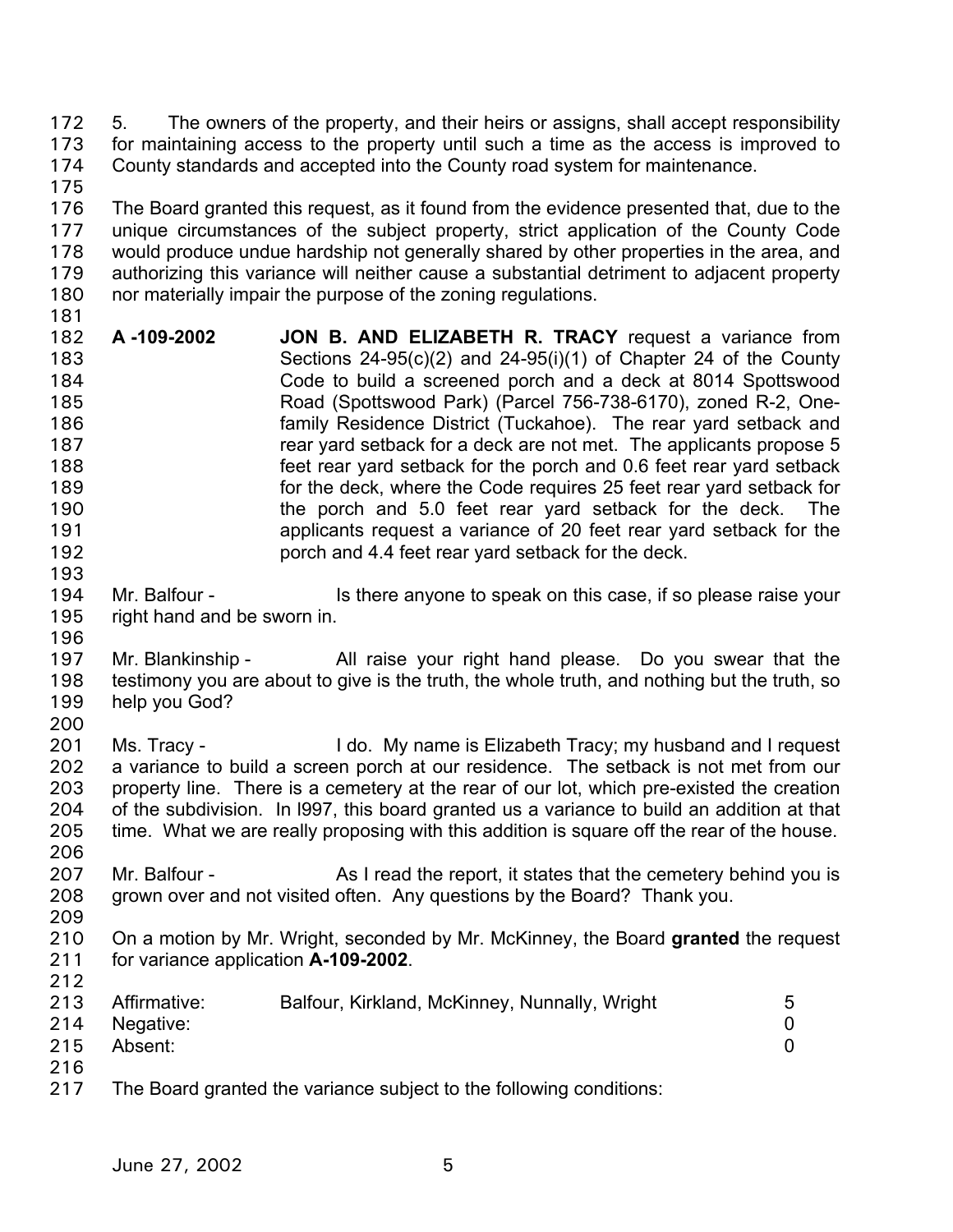5. The owners of the property, and their heirs or assigns, shall accept responsibility for maintaining access to the property until such a time as the access is improved to County standards and accepted into the County road system for maintenance.

The Board granted this request, as it found from the evidence presented that, due to the unique circumstances of the subject property, strict application of the County Code would produce undue hardship not generally shared by other properties in the area, and authorizing this variance will neither cause a substantial detriment to adjacent property nor materially impair the purpose of the zoning regulations.

**A -109-2002** **JON B. AND ELIZABETH R. TRACY** request a variance from Sections 24-95(c)(2) and 24-95(i)(1) of Chapter 24 of the County Code to build a screened porch and a deck at 8014 Spottswood Road (Spottswood Park) (Parcel 756-738-6170), zoned R-2, One-family Residence District (Tuckahoe). The rear yard setback and rear yard setback for a deck are not met. The applicants propose 5 feet rear yard setback for the porch and 0.6 feet rear yard setback for the deck, where the Code requires 25 feet rear yard setback for the porch and 5.0 feet rear yard setback for the deck. The applicants request a variance of 20 feet rear yard setback for the porch and 4.4 feet rear yard setback for the deck.

Mr. Balfour - Is there anyone to speak on this case, if so please raise your right hand and be sworn in.

Mr. Blankinship - All raise your right hand please. Do you swear that the testimony you are about to give is the truth, the whole truth, and nothing but the truth, so help you God?

Ms. Tracy - I do. My name is Elizabeth Tracy; my husband and I request a variance to build a screen porch at our residence. The setback is not met from our property line. There is a cemetery at the rear of our lot, which pre-existed the creation of the subdivision. In l997, this board granted us a variance to build an addition at that time. What we are really proposing with this addition is square off the rear of the house.

Mr. Balfour - As I read the report, it states that the cemetery behind you is grown over and not visited often. Any questions by the Board? Thank you.

On a motion by Mr. Wright, seconded by Mr. McKinney, the Board **granted** the request for variance application **A-109-2002**.

| | | |
|---|---|---|
| Affirmative: | Balfour, Kirkland, McKinney, Nunnally, Wright | 5 |
| Negative: | | 0 |
| Absent: | | 0 |

The Board granted the variance subject to the following conditions: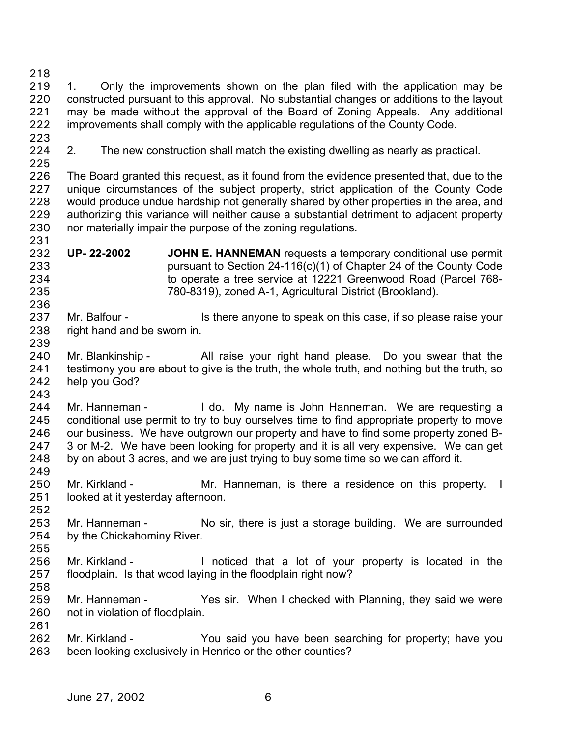1. Only the improvements shown on the plan filed with the application may be constructed pursuant to this approval. No substantial changes or additions to the layout may be made without the approval of the Board of Zoning Appeals. Any additional improvements shall comply with the applicable regulations of the County Code.

2. The new construction shall match the existing dwelling as nearly as practical.

The Board granted this request, as it found from the evidence presented that, due to the unique circumstances of the subject property, strict application of the County Code would produce undue hardship not generally shared by other properties in the area, and authorizing this variance will neither cause a substantial detriment to adjacent property nor materially impair the purpose of the zoning regulations.

**UP- 22-2002** **JOHN E. HANNEMAN** requests a temporary conditional use permit pursuant to Section 24-116(c)(1) of Chapter 24 of the County Code to operate a tree service at 12221 Greenwood Road (Parcel 768-780-8319), zoned A-1, Agricultural District (Brookland).

Mr. Balfour - Is there anyone to speak on this case, if so please raise your right hand and be sworn in.

Mr. Blankinship - All raise your right hand please. Do you swear that the testimony you are about to give is the truth, the whole truth, and nothing but the truth, so help you God?

Mr. Hanneman - I do. My name is John Hanneman. We are requesting a conditional use permit to try to buy ourselves time to find appropriate property to move our business. We have outgrown our property and have to find some property zoned B-3 or M-2. We have been looking for property and it is all very expensive. We can get by on about 3 acres, and we are just trying to buy some time so we can afford it.

Mr. Kirkland - Mr. Hanneman, is there a residence on this property. I looked at it yesterday afternoon.

Mr. Hanneman - No sir, there is just a storage building. We are surrounded by the Chickahominy River.

Mr. Kirkland - I noticed that a lot of your property is located in the floodplain. Is that wood laying in the floodplain right now?

Mr. Hanneman - Yes sir. When I checked with Planning, they said we were not in violation of floodplain.

Mr. Kirkland - You said you have been searching for property; have you been looking exclusively in Henrico or the other counties?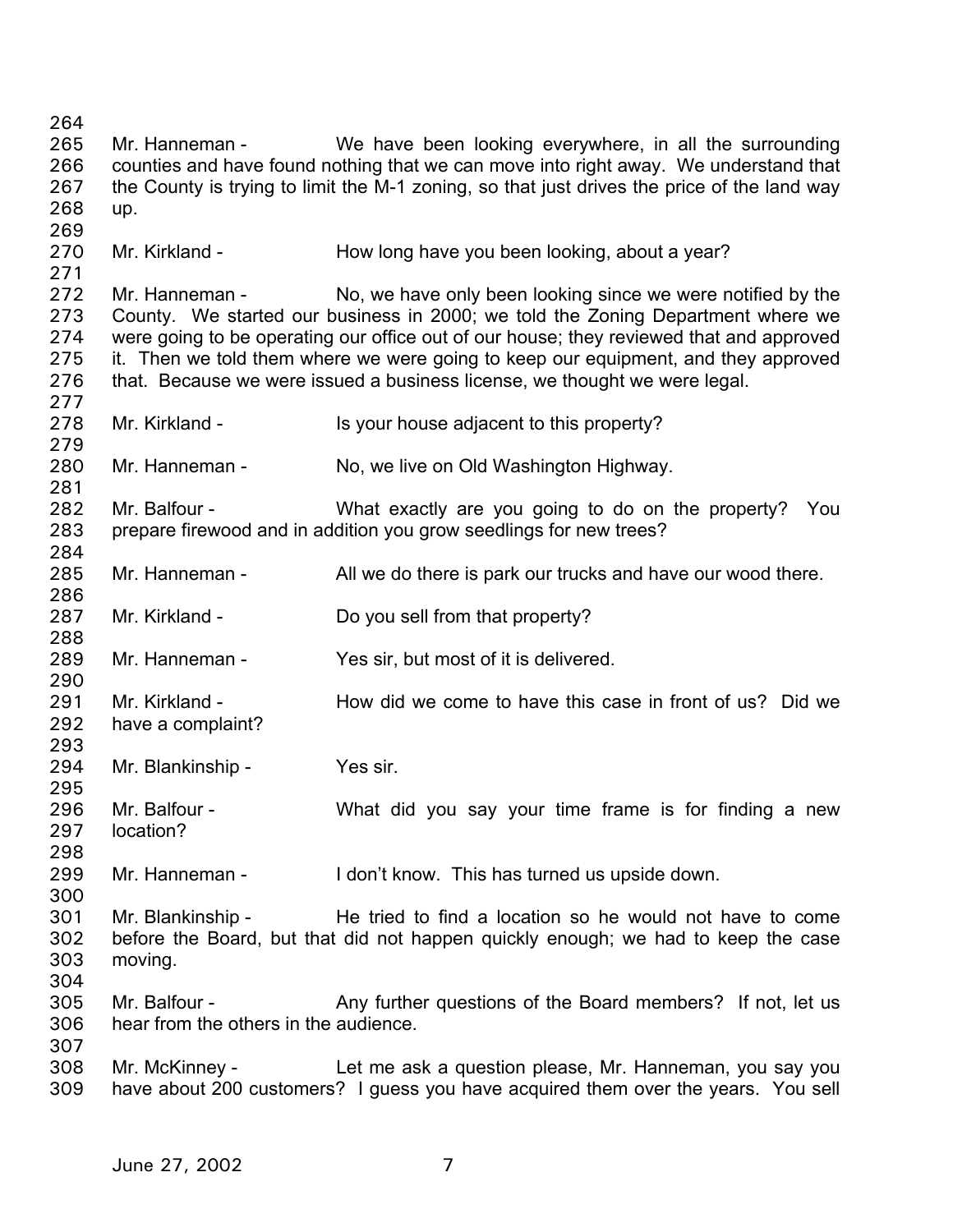264

265 Mr. Hanneman - We have been looking everywhere, in all the surrounding
266 counties and have found nothing that we can move into right away. We understand that
267 the County is trying to limit the M-1 zoning, so that just drives the price of the land way
268 up.

269

270 Mr. Kirkland - How long have you been looking, about a year?

271

272 Mr. Hanneman - No, we have only been looking since we were notified by the
273 County. We started our business in 2000; we told the Zoning Department where we
274 were going to be operating our office out of our house; they reviewed that and approved
275 it. Then we told them where we were going to keep our equipment, and they approved
276 that. Because we were issued a business license, we thought we were legal.

277

278 Mr. Kirkland - Is your house adjacent to this property?

279

280 Mr. Hanneman - No, we live on Old Washington Highway.

281

282 Mr. Balfour - What exactly are you going to do on the property? You
283 prepare firewood and in addition you grow seedlings for new trees?

284

285 Mr. Hanneman - All we do there is park our trucks and have our wood there.

286

287 Mr. Kirkland - Do you sell from that property?

288

289 Mr. Hanneman - Yes sir, but most of it is delivered.

290

291 Mr. Kirkland - How did we come to have this case in front of us? Did we
292 have a complaint?

293

294 Mr. Blankinship - Yes sir.

295

296 Mr. Balfour - What did you say your time frame is for finding a new
297 location?

298

299 Mr. Hanneman - I don't know. This has turned us upside down.

300

301 Mr. Blankinship - He tried to find a location so he would not have to come
302 before the Board, but that did not happen quickly enough; we had to keep the case
303 moving.

304

305 Mr. Balfour - Any further questions of the Board members? If not, let us
306 hear from the others in the audience.

307

308 Mr. McKinney - Let me ask a question please, Mr. Hanneman, you say you
309 have about 200 customers? I guess you have acquired them over the years. You sell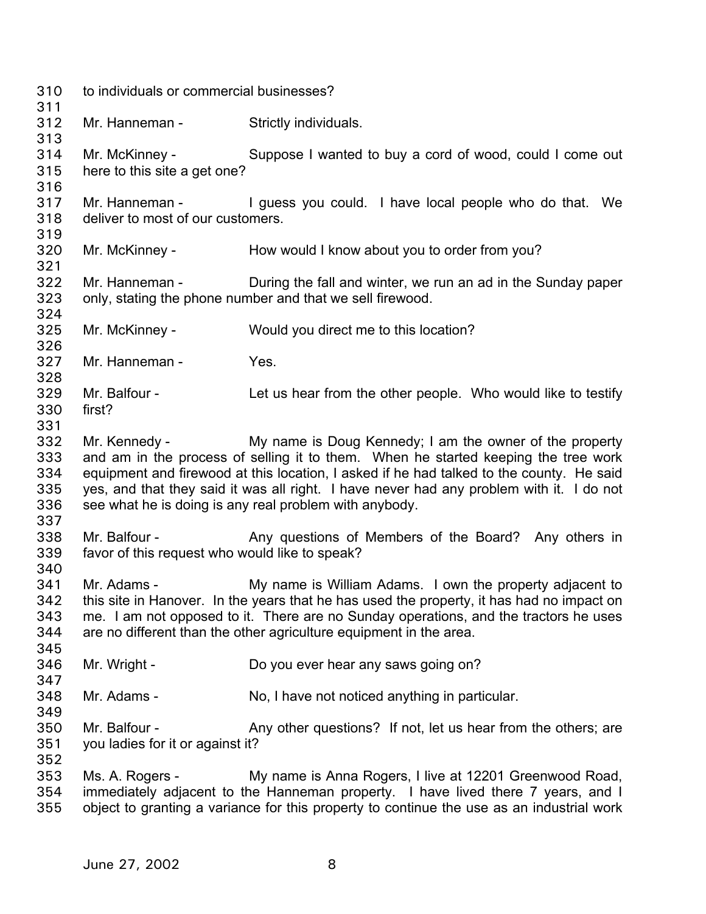to individuals or commercial businesses?

Mr. Hanneman - Strictly individuals.

Mr. McKinney - Suppose I wanted to buy a cord of wood, could I come out here to this site a get one?

Mr. Hanneman - I guess you could. I have local people who do that. We deliver to most of our customers.

Mr. McKinney - How would I know about you to order from you?

Mr. Hanneman - During the fall and winter, we run an ad in the Sunday paper only, stating the phone number and that we sell firewood.

Mr. McKinney - Would you direct me to this location?

Mr. Hanneman - Yes.

Mr. Balfour - Let us hear from the other people. Who would like to testify first?

Mr. Kennedy - My name is Doug Kennedy; I am the owner of the property and am in the process of selling it to them. When he started keeping the tree work equipment and firewood at this location, I asked if he had talked to the county. He said yes, and that they said it was all right. I have never had any problem with it. I do not see what he is doing is any real problem with anybody.

Mr. Balfour - Any questions of Members of the Board? Any others in favor of this request who would like to speak?

Mr. Adams - My name is William Adams. I own the property adjacent to this site in Hanover. In the years that he has used the property, it has had no impact on me. I am not opposed to it. There are no Sunday operations, and the tractors he uses are no different than the other agriculture equipment in the area.

Mr. Wright - Do you ever hear any saws going on?

Mr. Adams - No, I have not noticed anything in particular.

Mr. Balfour - Any other questions? If not, let us hear from the others; are you ladies for it or against it?

Ms. A. Rogers - My name is Anna Rogers, I live at 12201 Greenwood Road, immediately adjacent to the Hanneman property. I have lived there 7 years, and I object to granting a variance for this property to continue the use as an industrial work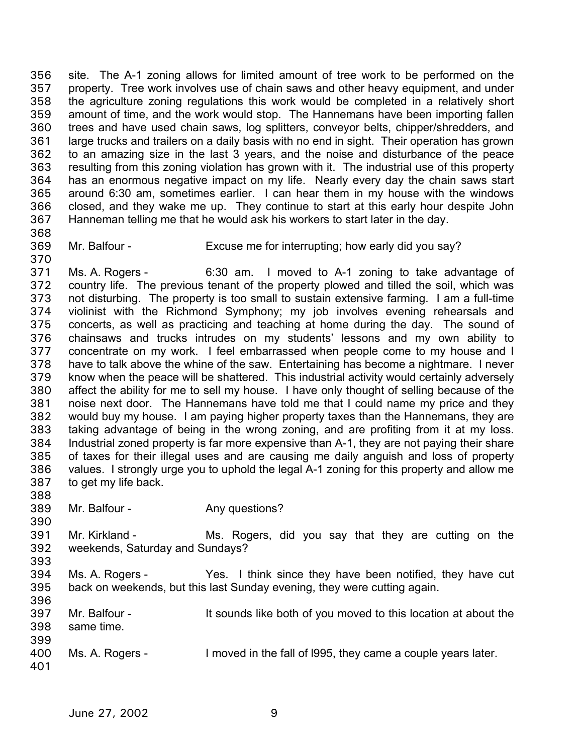site. The A-1 zoning allows for limited amount of tree work to be performed on the property. Tree work involves use of chain saws and other heavy equipment, and under the agriculture zoning regulations this work would be completed in a relatively short amount of time, and the work would stop. The Hannemans have been importing fallen trees and have used chain saws, log splitters, conveyor belts, chipper/shredders, and large trucks and trailers on a daily basis with no end in sight. Their operation has grown to an amazing size in the last 3 years, and the noise and disturbance of the peace resulting from this zoning violation has grown with it. The industrial use of this property has an enormous negative impact on my life. Nearly every day the chain saws start around 6:30 am, sometimes earlier. I can hear them in my house with the windows closed, and they wake me up. They continue to start at this early hour despite John Hanneman telling me that he would ask his workers to start later in the day.

Mr. Balfour - Excuse me for interrupting; how early did you say?

Ms. A. Rogers - 6:30 am. I moved to A-1 zoning to take advantage of country life. The previous tenant of the property plowed and tilled the soil, which was not disturbing. The property is too small to sustain extensive farming. I am a full-time violinist with the Richmond Symphony; my job involves evening rehearsals and concerts, as well as practicing and teaching at home during the day. The sound of chainsaws and trucks intrudes on my students' lessons and my own ability to concentrate on my work. I feel embarrassed when people come to my house and I have to talk above the whine of the saw. Entertaining has become a nightmare. I never know when the peace will be shattered. This industrial activity would certainly adversely affect the ability for me to sell my house. I have only thought of selling because of the noise next door. The Hannemans have told me that I could name my price and they would buy my house. I am paying higher property taxes than the Hannemans, they are taking advantage of being in the wrong zoning, and are profiting from it at my loss. Industrial zoned property is far more expensive than A-1, they are not paying their share of taxes for their illegal uses and are causing me daily anguish and loss of property values. I strongly urge you to uphold the legal A-1 zoning for this property and allow me to get my life back.

Mr. Balfour - Any questions?

Mr. Kirkland - Ms. Rogers, did you say that they are cutting on the weekends, Saturday and Sundays?

Ms. A. Rogers - Yes. I think since they have been notified, they have cut back on weekends, but this last Sunday evening, they were cutting again.

Mr. Balfour - It sounds like both of you moved to this location at about the same time.

Ms. A. Rogers - I moved in the fall of l995, they came a couple years later.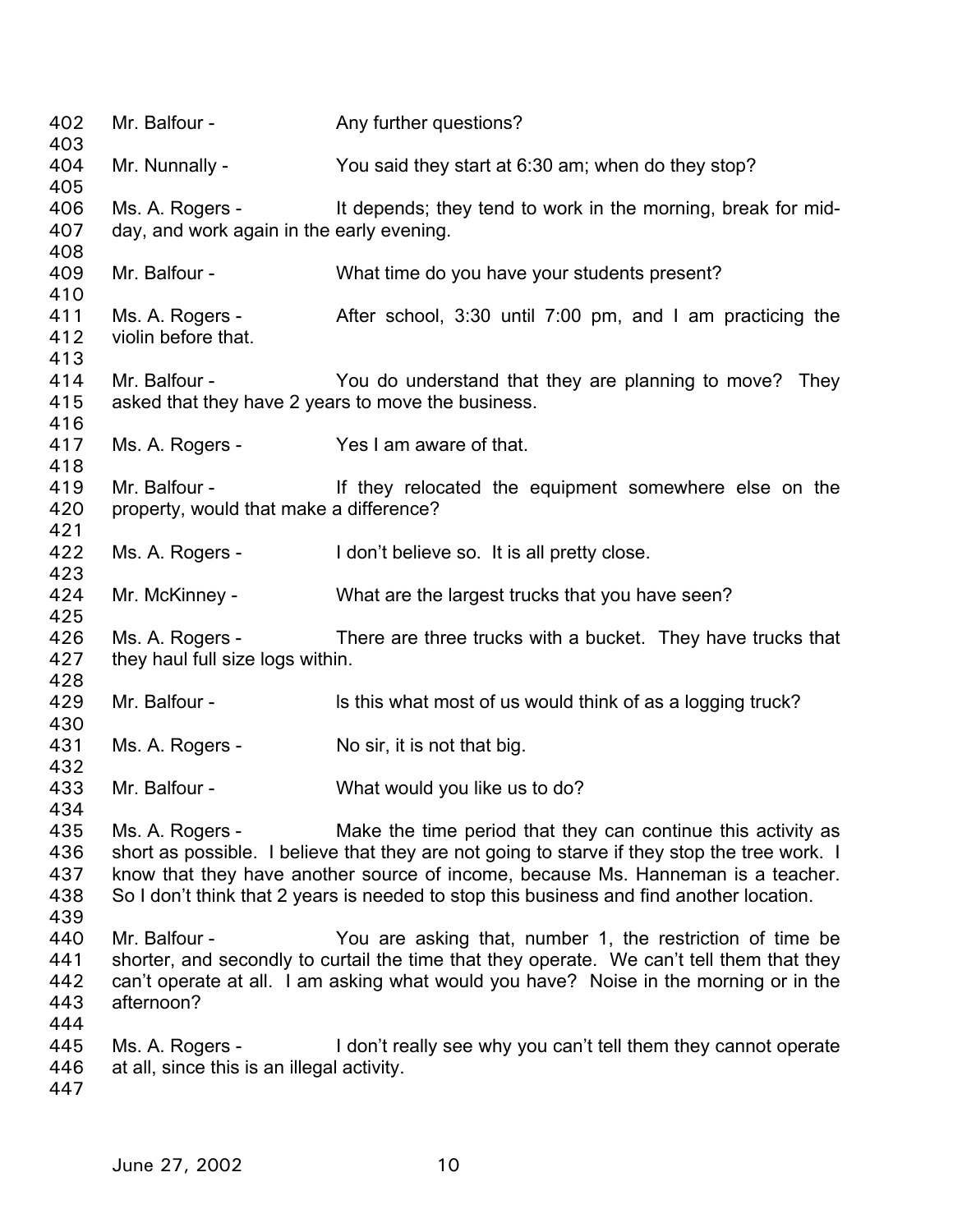402 Mr. Balfour - Any further questions?
403
404 Mr. Nunnally - You said they start at 6:30 am; when do they stop?
405
406 Ms. A. Rogers - It depends; they tend to work in the morning, break for mid-
407 day, and work again in the early evening.
408
409 Mr. Balfour - What time do you have your students present?
410
411 Ms. A. Rogers - After school, 3:30 until 7:00 pm, and I am practicing the
412 violin before that.
413
414 Mr. Balfour - You do understand that they are planning to move? They
415 asked that they have 2 years to move the business.
416
417 Ms. A. Rogers - Yes I am aware of that.
418
419 Mr. Balfour - If they relocated the equipment somewhere else on the
420 property, would that make a difference?
421
422 Ms. A. Rogers - I don't believe so. It is all pretty close.
423
424 Mr. McKinney - What are the largest trucks that you have seen?
425
426 Ms. A. Rogers - There are three trucks with a bucket. They have trucks that
427 they haul full size logs within.
428
429 Mr. Balfour - Is this what most of us would think of as a logging truck?
430
431 Ms. A. Rogers - No sir, it is not that big.
432
433 Mr. Balfour - What would you like us to do?
434
435 Ms. A. Rogers - Make the time period that they can continue this activity as
436 short as possible. I believe that they are not going to starve if they stop the tree work. I
437 know that they have another source of income, because Ms. Hanneman is a teacher.
438 So I don't think that 2 years is needed to stop this business and find another location.
439
440 Mr. Balfour - You are asking that, number 1, the restriction of time be
441 shorter, and secondly to curtail the time that they operate. We can't tell them that they
442 can't operate at all. I am asking what would you have? Noise in the morning or in the
443 afternoon?
444
445 Ms. A. Rogers - I don't really see why you can't tell them they cannot operate
446 at all, since this is an illegal activity.
447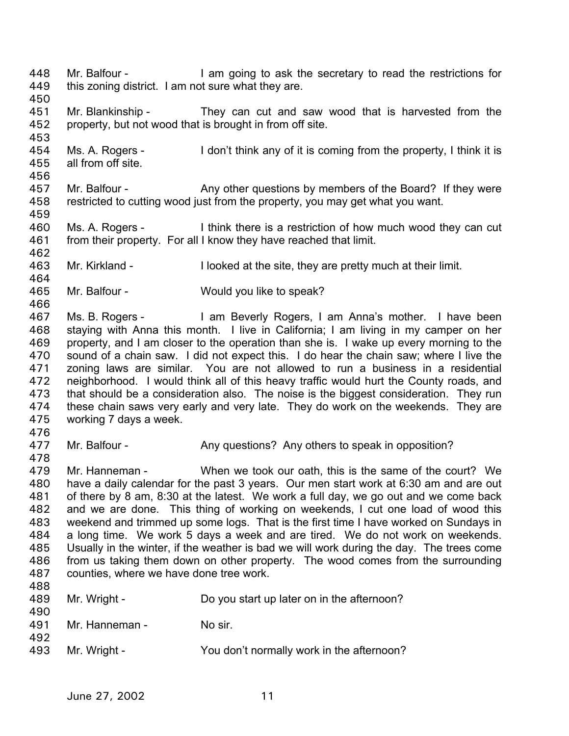448 Mr. Balfour - I am going to ask the secretary to read the restrictions for
449 this zoning district. I am not sure what they are.
450
451 Mr. Blankinship - They can cut and saw wood that is harvested from the
452 property, but not wood that is brought in from off site.
453
454 Ms. A. Rogers - I don't think any of it is coming from the property, I think it is
455 all from off site.
456
457 Mr. Balfour - Any other questions by members of the Board? If they were
458 restricted to cutting wood just from the property, you may get what you want.
459
460 Ms. A. Rogers - I think there is a restriction of how much wood they can cut
461 from their property. For all I know they have reached that limit.
462
463 Mr. Kirkland - I looked at the site, they are pretty much at their limit.
464
465 Mr. Balfour - Would you like to speak?
466
467 Ms. B. Rogers - I am Beverly Rogers, I am Anna's mother. I have been
468 staying with Anna this month. I live in California; I am living in my camper on her
469 property, and I am closer to the operation than she is. I wake up every morning to the
470 sound of a chain saw. I did not expect this. I do hear the chain saw; where I live the
471 zoning laws are similar. You are not allowed to run a business in a residential
472 neighborhood. I would think all of this heavy traffic would hurt the County roads, and
473 that should be a consideration also. The noise is the biggest consideration. They run
474 these chain saws very early and very late. They do work on the weekends. They are
475 working 7 days a week.
476
477 Mr. Balfour - Any questions? Any others to speak in opposition?
478
479 Mr. Hanneman - When we took our oath, this is the same of the court? We
480 have a daily calendar for the past 3 years. Our men start work at 6:30 am and are out
481 of there by 8 am, 8:30 at the latest. We work a full day, we go out and we come back
482 and we are done. This thing of working on weekends, I cut one load of wood this
483 weekend and trimmed up some logs. That is the first time I have worked on Sundays in
484 a long time. We work 5 days a week and are tired. We do not work on weekends.
485 Usually in the winter, if the weather is bad we will work during the day. The trees come
486 from us taking them down on other property. The wood comes from the surrounding
487 counties, where we have done tree work.
488
489 Mr. Wright - Do you start up later on in the afternoon?
490
491 Mr. Hanneman - No sir.
492
493 Mr. Wright - You don't normally work in the afternoon?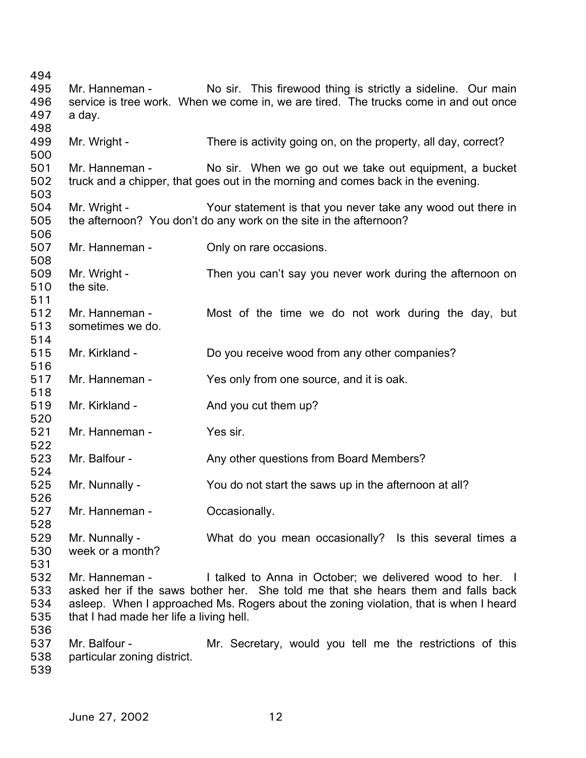Mr. Hanneman - No sir. This firewood thing is strictly a sideline. Our main service is tree work. When we come in, we are tired. The trucks come in and out once a day.

Mr. Wright - There is activity going on, on the property, all day, correct?

Mr. Hanneman - No sir. When we go out we take out equipment, a bucket truck and a chipper, that goes out in the morning and comes back in the evening.

Mr. Wright - Your statement is that you never take any wood out there in the afternoon? You don't do any work on the site in the afternoon?

Mr. Hanneman - Only on rare occasions.

Mr. Wright - Then you can't say you never work during the afternoon on the site.

Mr. Hanneman - Most of the time we do not work during the day, but sometimes we do.

Mr. Kirkland - Do you receive wood from any other companies?

Mr. Hanneman - Yes only from one source, and it is oak.

Mr. Kirkland - And you cut them up?

Mr. Hanneman - Yes sir.

Mr. Balfour - Any other questions from Board Members?

Mr. Nunnally - You do not start the saws up in the afternoon at all?

Mr. Hanneman - Occasionally.

Mr. Nunnally - What do you mean occasionally? Is this several times a week or a month?

Mr. Hanneman - I talked to Anna in October; we delivered wood to her. I asked her if the saws bother her. She told me that she hears them and falls back asleep. When I approached Ms. Rogers about the zoning violation, that is when I heard that I had made her life a living hell.

Mr. Balfour - Mr. Secretary, would you tell me the restrictions of this particular zoning district.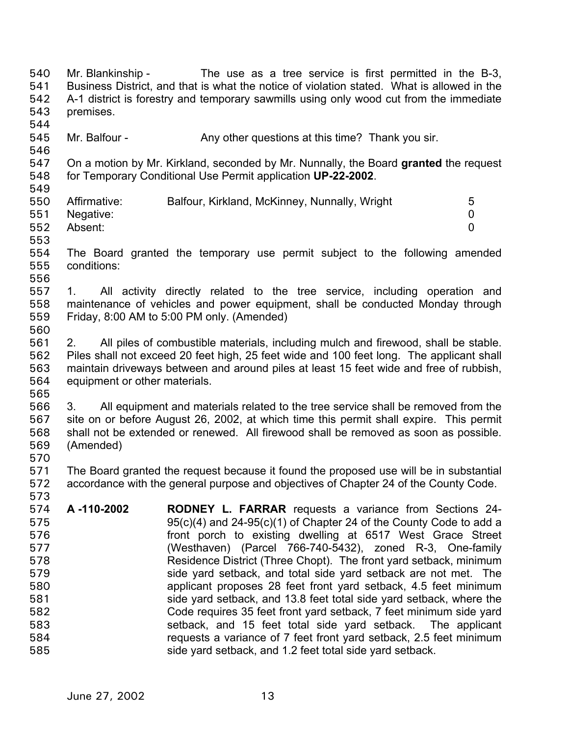Mr. Blankinship - The use as a tree service is first permitted in the B-3, Business District, and that is what the notice of violation stated. What is allowed in the A-1 district is forestry and temporary sawmills using only wood cut from the immediate premises.

Mr. Balfour - Any other questions at this time? Thank you sir.

On a motion by Mr. Kirkland, seconded by Mr. Nunnally, the Board **granted** the request for Temporary Conditional Use Permit application **UP-22-2002**.

| | | |
|---|---|---|
| Affirmative: | Balfour, Kirkland, McKinney, Nunnally, Wright | 5 |
| Negative: | | 0 |
| Absent: | | 0 |

The Board granted the temporary use permit subject to the following amended conditions:

1. All activity directly related to the tree service, including operation and maintenance of vehicles and power equipment, shall be conducted Monday through Friday, 8:00 AM to 5:00 PM only. (Amended)

2. All piles of combustible materials, including mulch and firewood, shall be stable. Piles shall not exceed 20 feet high, 25 feet wide and 100 feet long. The applicant shall maintain driveways between and around piles at least 15 feet wide and free of rubbish, equipment or other materials.

3. All equipment and materials related to the tree service shall be removed from the site on or before August 26, 2002, at which time this permit shall expire. This permit shall not be extended or renewed. All firewood shall be removed as soon as possible. (Amended)

The Board granted the request because it found the proposed use will be in substantial accordance with the general purpose and objectives of Chapter 24 of the County Code.

**A -110-2002** **RODNEY L. FARRAR** requests a variance from Sections 24-95(c)(4) and 24-95(c)(1) of Chapter 24 of the County Code to add a front porch to existing dwelling at 6517 West Grace Street (Westhaven) (Parcel 766-740-5432), zoned R-3, One-family Residence District (Three Chopt). The front yard setback, minimum side yard setback, and total side yard setback are not met. The applicant proposes 28 feet front yard setback, 4.5 feet minimum side yard setback, and 13.8 feet total side yard setback, where the Code requires 35 feet front yard setback, 7 feet minimum side yard setback, and 15 feet total side yard setback. The applicant requests a variance of 7 feet front yard setback, 2.5 feet minimum side yard setback, and 1.2 feet total side yard setback.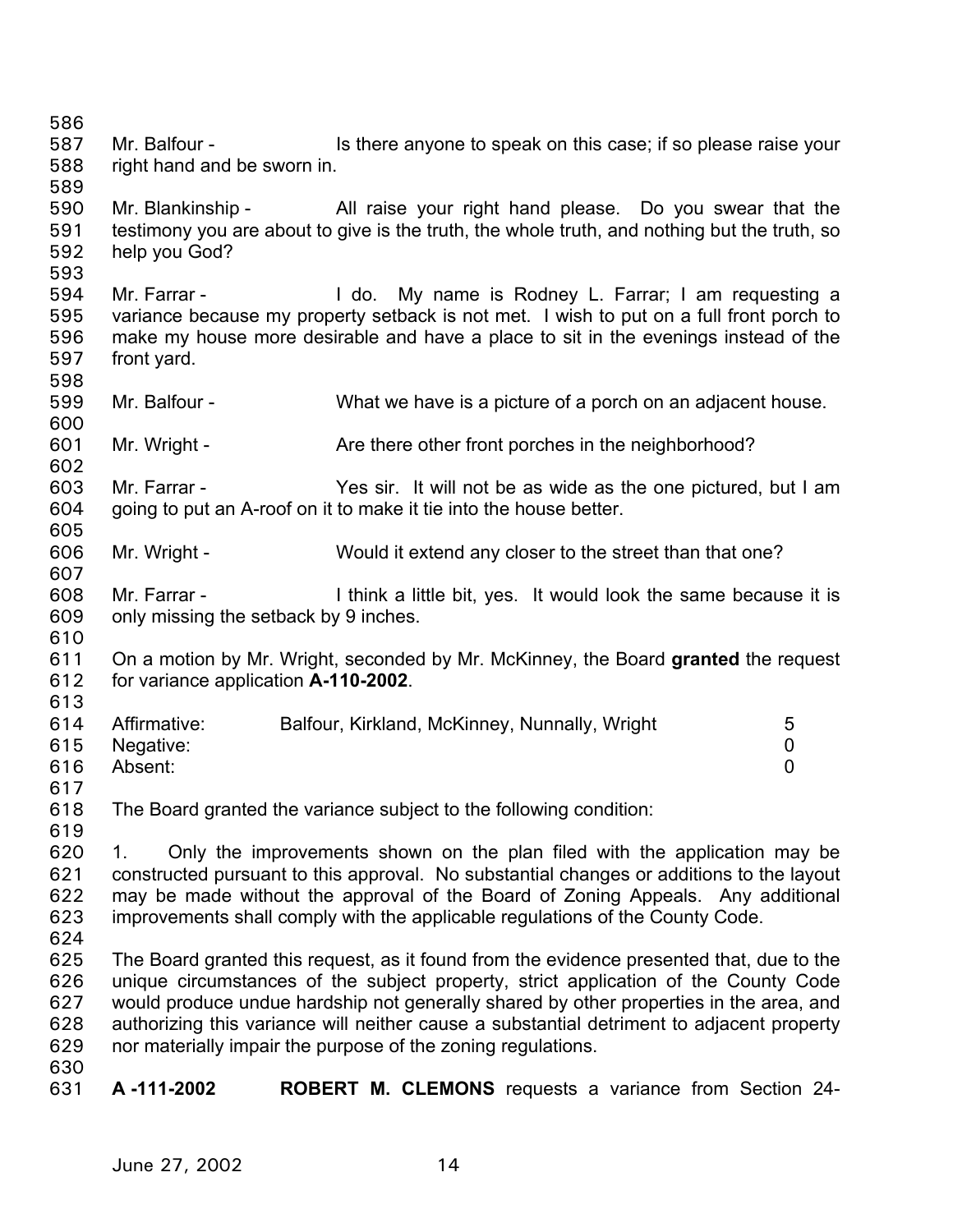Mr. Balfour - Is there anyone to speak on this case; if so please raise your right hand and be sworn in.

Mr. Blankinship - All raise your right hand please. Do you swear that the testimony you are about to give is the truth, the whole truth, and nothing but the truth, so help you God?

Mr. Farrar - I do. My name is Rodney L. Farrar; I am requesting a variance because my property setback is not met. I wish to put on a full front porch to make my house more desirable and have a place to sit in the evenings instead of the front yard.

Mr. Balfour - What we have is a picture of a porch on an adjacent house.

Mr. Wright - Are there other front porches in the neighborhood?

Mr. Farrar - Yes sir. It will not be as wide as the one pictured, but I am going to put an A-roof on it to make it tie into the house better.

Mr. Wright - Would it extend any closer to the street than that one?

Mr. Farrar - I think a little bit, yes. It would look the same because it is only missing the setback by 9 inches.

On a motion by Mr. Wright, seconded by Mr. McKinney, the Board **granted** the request for variance application **A-110-2002**.

| | | |
|---|---|---|
| Affirmative: | Balfour, Kirkland, McKinney, Nunnally, Wright | 5 |
| Negative: | | 0 |
| Absent: | | 0 |

The Board granted the variance subject to the following condition:

1. Only the improvements shown on the plan filed with the application may be constructed pursuant to this approval. No substantial changes or additions to the layout may be made without the approval of the Board of Zoning Appeals. Any additional improvements shall comply with the applicable regulations of the County Code.

The Board granted this request, as it found from the evidence presented that, due to the unique circumstances of the subject property, strict application of the County Code would produce undue hardship not generally shared by other properties in the area, and authorizing this variance will neither cause a substantial detriment to adjacent property nor materially impair the purpose of the zoning regulations.

**A -111-2002** **ROBERT M. CLEMONS** requests a variance from Section 24-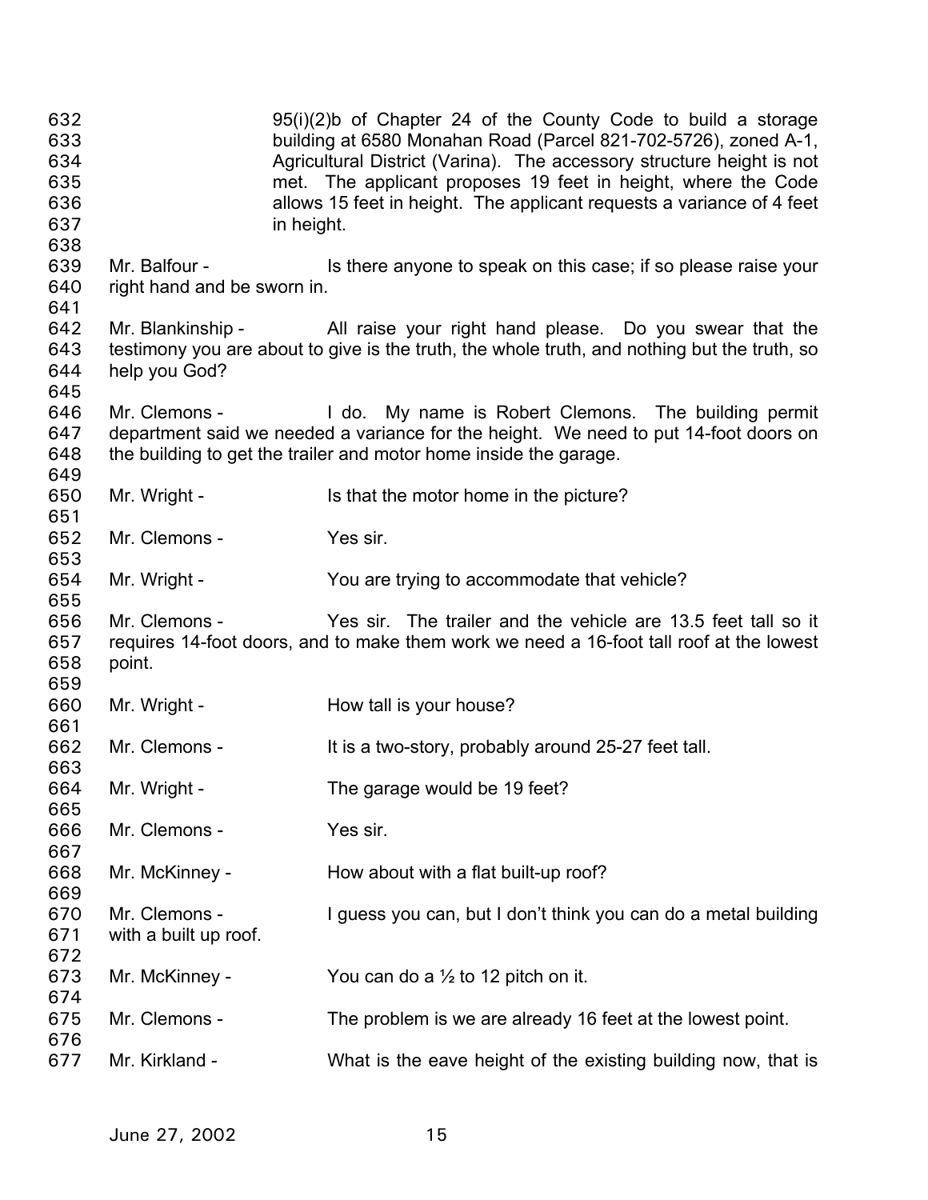95(i)(2)b of Chapter 24 of the County Code to build a storage building at 6580 Monahan Road (Parcel 821-702-5726), zoned A-1, Agricultural District (Varina). The accessory structure height is not met. The applicant proposes 19 feet in height, where the Code allows 15 feet in height. The applicant requests a variance of 4 feet in height.

Mr. Balfour - Is there anyone to speak on this case; if so please raise your right hand and be sworn in.

Mr. Blankinship - All raise your right hand please. Do you swear that the testimony you are about to give is the truth, the whole truth, and nothing but the truth, so help you God?

Mr. Clemons - I do. My name is Robert Clemons. The building permit department said we needed a variance for the height. We need to put 14-foot doors on the building to get the trailer and motor home inside the garage.

Mr. Wright - Is that the motor home in the picture?

Mr. Clemons - Yes sir.

Mr. Wright - You are trying to accommodate that vehicle?

Mr. Clemons - Yes sir. The trailer and the vehicle are 13.5 feet tall so it requires 14-foot doors, and to make them work we need a 16-foot tall roof at the lowest point.

Mr. Wright - How tall is your house?

Mr. Clemons - It is a two-story, probably around 25-27 feet tall.

Mr. Wright - The garage would be 19 feet?

Mr. Clemons - Yes sir.

Mr. McKinney - How about with a flat built-up roof?

Mr. Clemons - I guess you can, but I don't think you can do a metal building with a built up roof.

Mr. McKinney - You can do a ½ to 12 pitch on it.

Mr. Clemons - The problem is we are already 16 feet at the lowest point.

Mr. Kirkland - What is the eave height of the existing building now, that is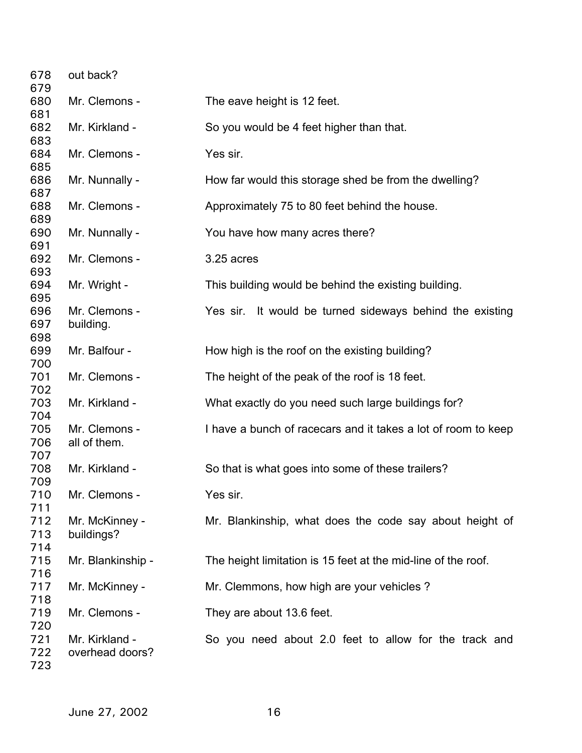out back?

Mr. Clemons - The eave height is 12 feet.

Mr. Kirkland - So you would be 4 feet higher than that.

Mr. Clemons - Yes sir.

Mr. Nunnally - How far would this storage shed be from the dwelling?

Mr. Clemons - Approximately 75 to 80 feet behind the house.

Mr. Nunnally - You have how many acres there?

Mr. Clemons - 3.25 acres

Mr. Wright - This building would be behind the existing building.

Mr. Clemons - Yes sir. It would be turned sideways behind the existing building.

Mr. Balfour - How high is the roof on the existing building?

Mr. Clemons - The height of the peak of the roof is 18 feet.

Mr. Kirkland - What exactly do you need such large buildings for?

Mr. Clemons - I have a bunch of racecars and it takes a lot of room to keep all of them.

Mr. Kirkland - So that is what goes into some of these trailers?

Mr. Clemons - Yes sir.

Mr. McKinney - Mr. Blankinship, what does the code say about height of buildings?

Mr. Blankinship - The height limitation is 15 feet at the mid-line of the roof.

Mr. McKinney - Mr. Clemmons, how high are your vehicles ?

Mr. Clemons - They are about 13.6 feet.

Mr. Kirkland - So you need about 2.0 feet to allow for the track and overhead doors?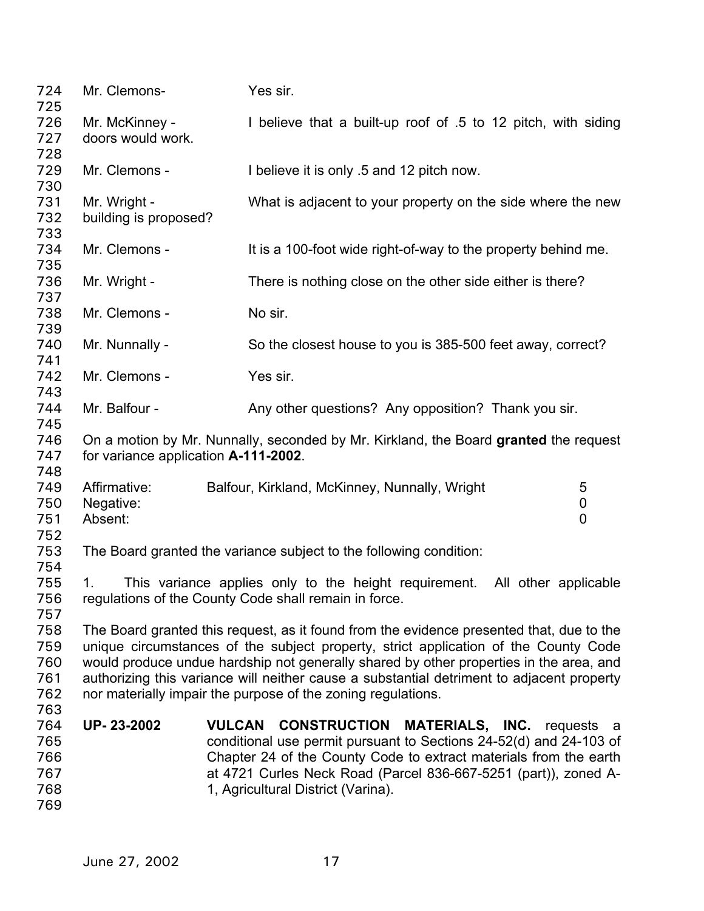Mr. Clemons- Yes sir.

Mr. McKinney - I believe that a built-up roof of .5 to 12 pitch, with siding doors would work.

Mr. Clemons - I believe it is only .5 and 12 pitch now.

Mr. Wright - What is adjacent to your property on the side where the new building is proposed?

Mr. Clemons - It is a 100-foot wide right-of-way to the property behind me.

Mr. Wright - There is nothing close on the other side either is there?

Mr. Clemons - No sir.

Mr. Nunnally - So the closest house to you is 385-500 feet away, correct?

Mr. Clemons - Yes sir.

Mr. Balfour - Any other questions? Any opposition? Thank you sir.

On a motion by Mr. Nunnally, seconded by Mr. Kirkland, the Board **granted** the request for variance application **A-111-2002**.

| | | |
|---|---|---|
| Affirmative: | Balfour, Kirkland, McKinney, Nunnally, Wright | 5 |
| Negative: | | 0 |
| Absent: | | 0 |

The Board granted the variance subject to the following condition:

1. This variance applies only to the height requirement. All other applicable regulations of the County Code shall remain in force.

The Board granted this request, as it found from the evidence presented that, due to the unique circumstances of the subject property, strict application of the County Code would produce undue hardship not generally shared by other properties in the area, and authorizing this variance will neither cause a substantial detriment to adjacent property nor materially impair the purpose of the zoning regulations.

**UP- 23-2002** **VULCAN CONSTRUCTION MATERIALS, INC.** requests a conditional use permit pursuant to Sections 24-52(d) and 24-103 of Chapter 24 of the County Code to extract materials from the earth at 4721 Curles Neck Road (Parcel 836-667-5251 (part)), zoned A-1, Agricultural District (Varina).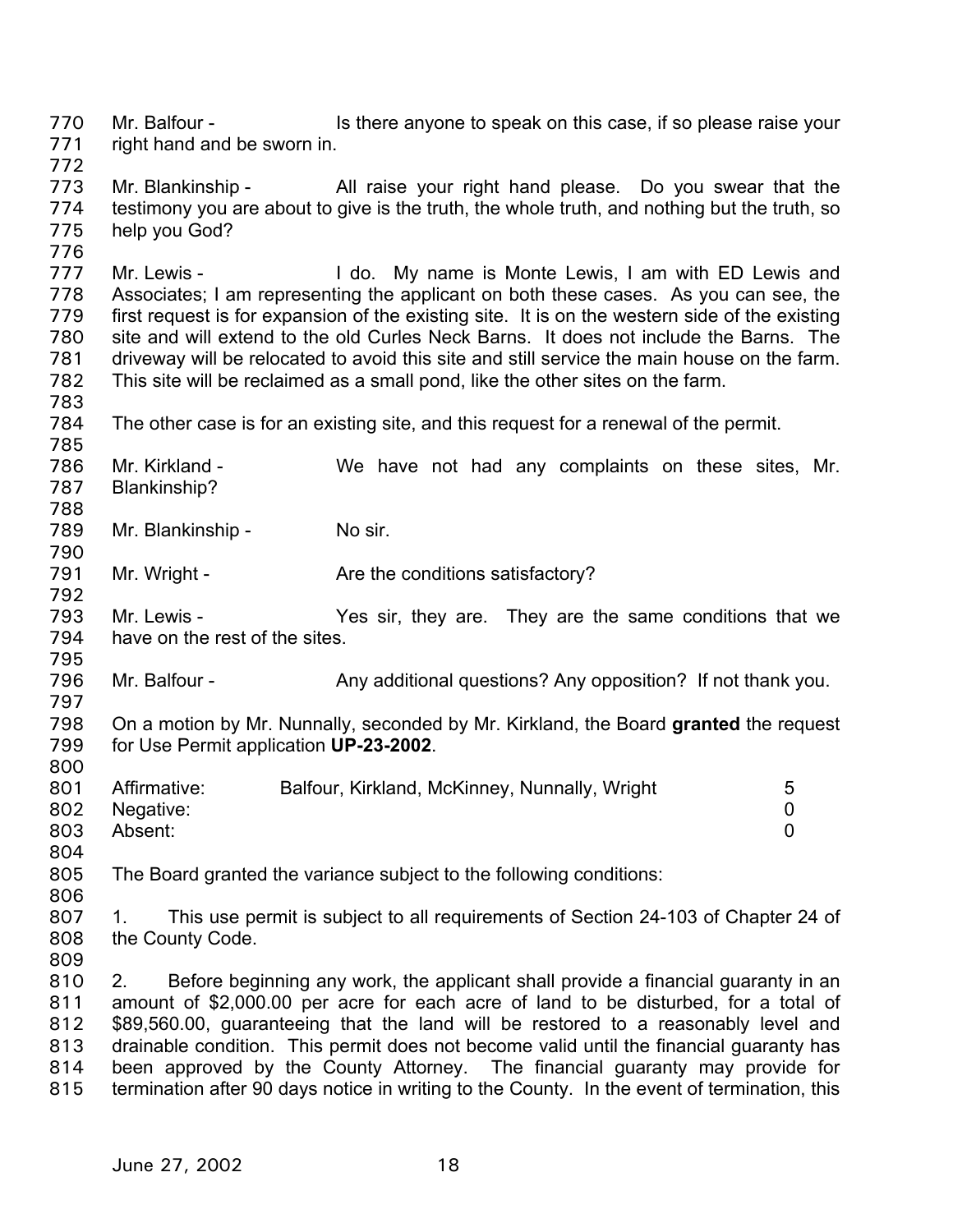Mr. Balfour - Is there anyone to speak on this case, if so please raise your right hand and be sworn in.

Mr. Blankinship - All raise your right hand please. Do you swear that the testimony you are about to give is the truth, the whole truth, and nothing but the truth, so help you God?

Mr. Lewis - I do. My name is Monte Lewis, I am with ED Lewis and Associates; I am representing the applicant on both these cases. As you can see, the first request is for expansion of the existing site. It is on the western side of the existing site and will extend to the old Curles Neck Barns. It does not include the Barns. The driveway will be relocated to avoid this site and still service the main house on the farm. This site will be reclaimed as a small pond, like the other sites on the farm.

The other case is for an existing site, and this request for a renewal of the permit.

Mr. Kirkland - We have not had any complaints on these sites, Mr. Blankinship?

Mr. Blankinship - No sir.

Mr. Wright - Are the conditions satisfactory?

Mr. Lewis - Yes sir, they are. They are the same conditions that we have on the rest of the sites.

Mr. Balfour - Any additional questions? Any opposition? If not thank you.

On a motion by Mr. Nunnally, seconded by Mr. Kirkland, the Board **granted** the request for Use Permit application **UP-23-2002**.

| | | |
|---|---|---|
| Affirmative: | Balfour, Kirkland, McKinney, Nunnally, Wright | 5 |
| Negative: | | 0 |
| Absent: | | 0 |

The Board granted the variance subject to the following conditions:

1. This use permit is subject to all requirements of Section 24-103 of Chapter 24 of the County Code.

2. Before beginning any work, the applicant shall provide a financial guaranty in an amount of $2,000.00 per acre for each acre of land to be disturbed, for a total of $89,560.00, guaranteeing that the land will be restored to a reasonably level and drainable condition. This permit does not become valid until the financial guaranty has been approved by the County Attorney. The financial guaranty may provide for termination after 90 days notice in writing to the County. In the event of termination, this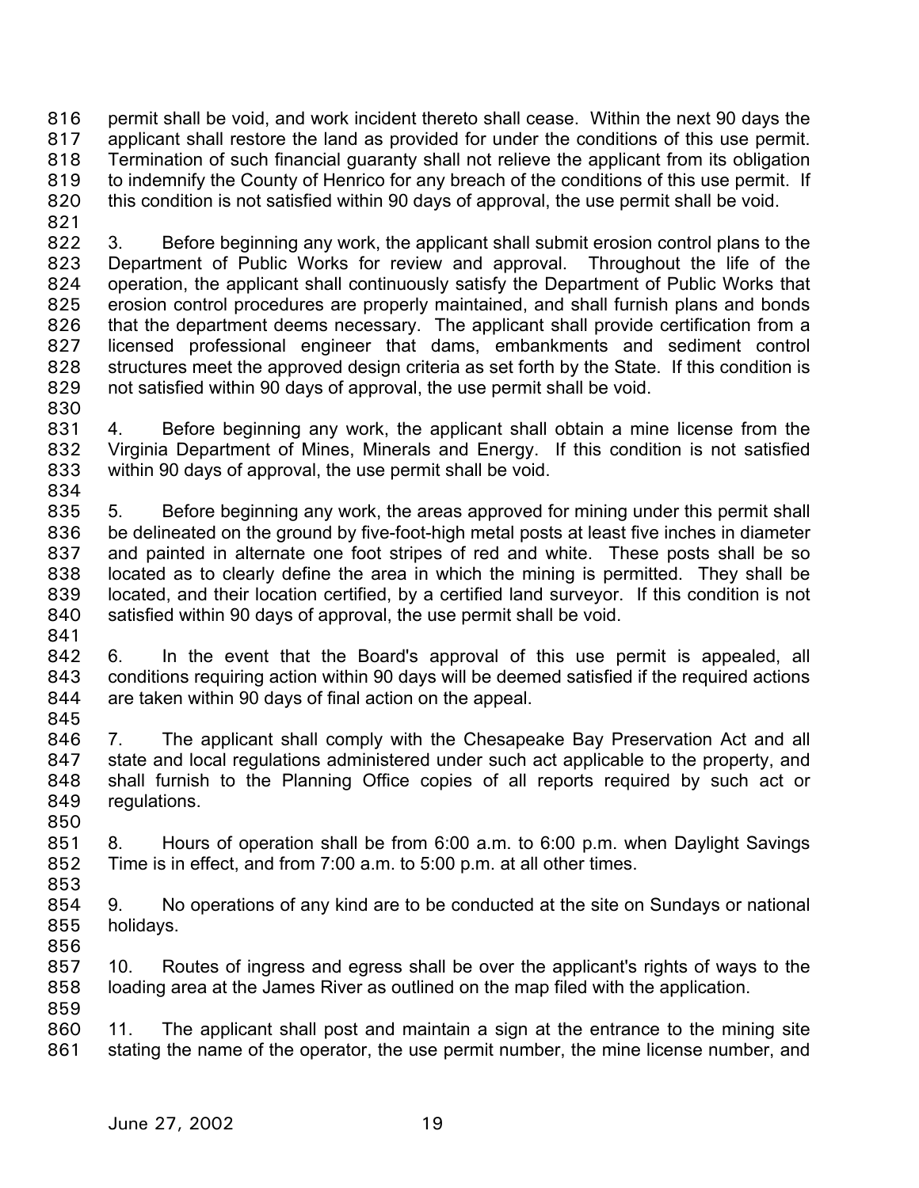permit shall be void, and work incident thereto shall cease. Within the next 90 days the applicant shall restore the land as provided for under the conditions of this use permit. Termination of such financial guaranty shall not relieve the applicant from its obligation to indemnify the County of Henrico for any breach of the conditions of this use permit. If this condition is not satisfied within 90 days of approval, the use permit shall be void.

3. Before beginning any work, the applicant shall submit erosion control plans to the Department of Public Works for review and approval. Throughout the life of the operation, the applicant shall continuously satisfy the Department of Public Works that erosion control procedures are properly maintained, and shall furnish plans and bonds that the department deems necessary. The applicant shall provide certification from a licensed professional engineer that dams, embankments and sediment control structures meet the approved design criteria as set forth by the State. If this condition is not satisfied within 90 days of approval, the use permit shall be void.

4. Before beginning any work, the applicant shall obtain a mine license from the Virginia Department of Mines, Minerals and Energy. If this condition is not satisfied within 90 days of approval, the use permit shall be void.

5. Before beginning any work, the areas approved for mining under this permit shall be delineated on the ground by five-foot-high metal posts at least five inches in diameter and painted in alternate one foot stripes of red and white. These posts shall be so located as to clearly define the area in which the mining is permitted. They shall be located, and their location certified, by a certified land surveyor. If this condition is not satisfied within 90 days of approval, the use permit shall be void.

6. In the event that the Board's approval of this use permit is appealed, all conditions requiring action within 90 days will be deemed satisfied if the required actions are taken within 90 days of final action on the appeal.

7. The applicant shall comply with the Chesapeake Bay Preservation Act and all state and local regulations administered under such act applicable to the property, and shall furnish to the Planning Office copies of all reports required by such act or regulations.

8. Hours of operation shall be from 6:00 a.m. to 6:00 p.m. when Daylight Savings Time is in effect, and from 7:00 a.m. to 5:00 p.m. at all other times.

9. No operations of any kind are to be conducted at the site on Sundays or national holidays.

10. Routes of ingress and egress shall be over the applicant's rights of ways to the loading area at the James River as outlined on the map filed with the application.

11. The applicant shall post and maintain a sign at the entrance to the mining site stating the name of the operator, the use permit number, the mine license number, and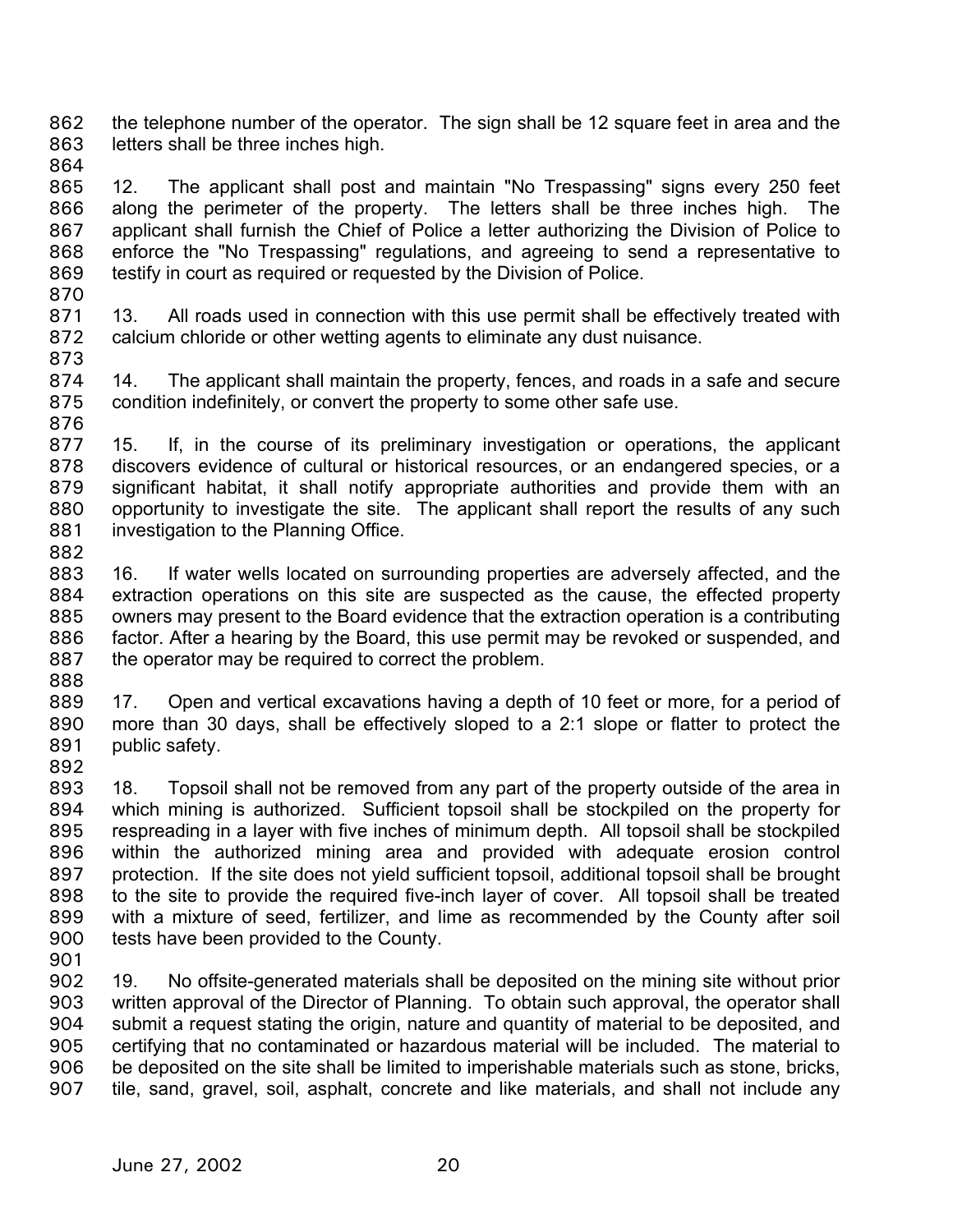the telephone number of the operator. The sign shall be 12 square feet in area and the letters shall be three inches high.

12. The applicant shall post and maintain "No Trespassing" signs every 250 feet along the perimeter of the property. The letters shall be three inches high. The applicant shall furnish the Chief of Police a letter authorizing the Division of Police to enforce the "No Trespassing" regulations, and agreeing to send a representative to testify in court as required or requested by the Division of Police.

13. All roads used in connection with this use permit shall be effectively treated with calcium chloride or other wetting agents to eliminate any dust nuisance.

14. The applicant shall maintain the property, fences, and roads in a safe and secure condition indefinitely, or convert the property to some other safe use.

15. If, in the course of its preliminary investigation or operations, the applicant discovers evidence of cultural or historical resources, or an endangered species, or a significant habitat, it shall notify appropriate authorities and provide them with an opportunity to investigate the site. The applicant shall report the results of any such investigation to the Planning Office.

16. If water wells located on surrounding properties are adversely affected, and the extraction operations on this site are suspected as the cause, the effected property owners may present to the Board evidence that the extraction operation is a contributing factor. After a hearing by the Board, this use permit may be revoked or suspended, and the operator may be required to correct the problem.

17. Open and vertical excavations having a depth of 10 feet or more, for a period of more than 30 days, shall be effectively sloped to a 2:1 slope or flatter to protect the public safety.

18. Topsoil shall not be removed from any part of the property outside of the area in which mining is authorized. Sufficient topsoil shall be stockpiled on the property for respreading in a layer with five inches of minimum depth. All topsoil shall be stockpiled within the authorized mining area and provided with adequate erosion control protection. If the site does not yield sufficient topsoil, additional topsoil shall be brought to the site to provide the required five-inch layer of cover. All topsoil shall be treated with a mixture of seed, fertilizer, and lime as recommended by the County after soil tests have been provided to the County.

19. No offsite-generated materials shall be deposited on the mining site without prior written approval of the Director of Planning. To obtain such approval, the operator shall submit a request stating the origin, nature and quantity of material to be deposited, and certifying that no contaminated or hazardous material will be included. The material to be deposited on the site shall be limited to imperishable materials such as stone, bricks, tile, sand, gravel, soil, asphalt, concrete and like materials, and shall not include any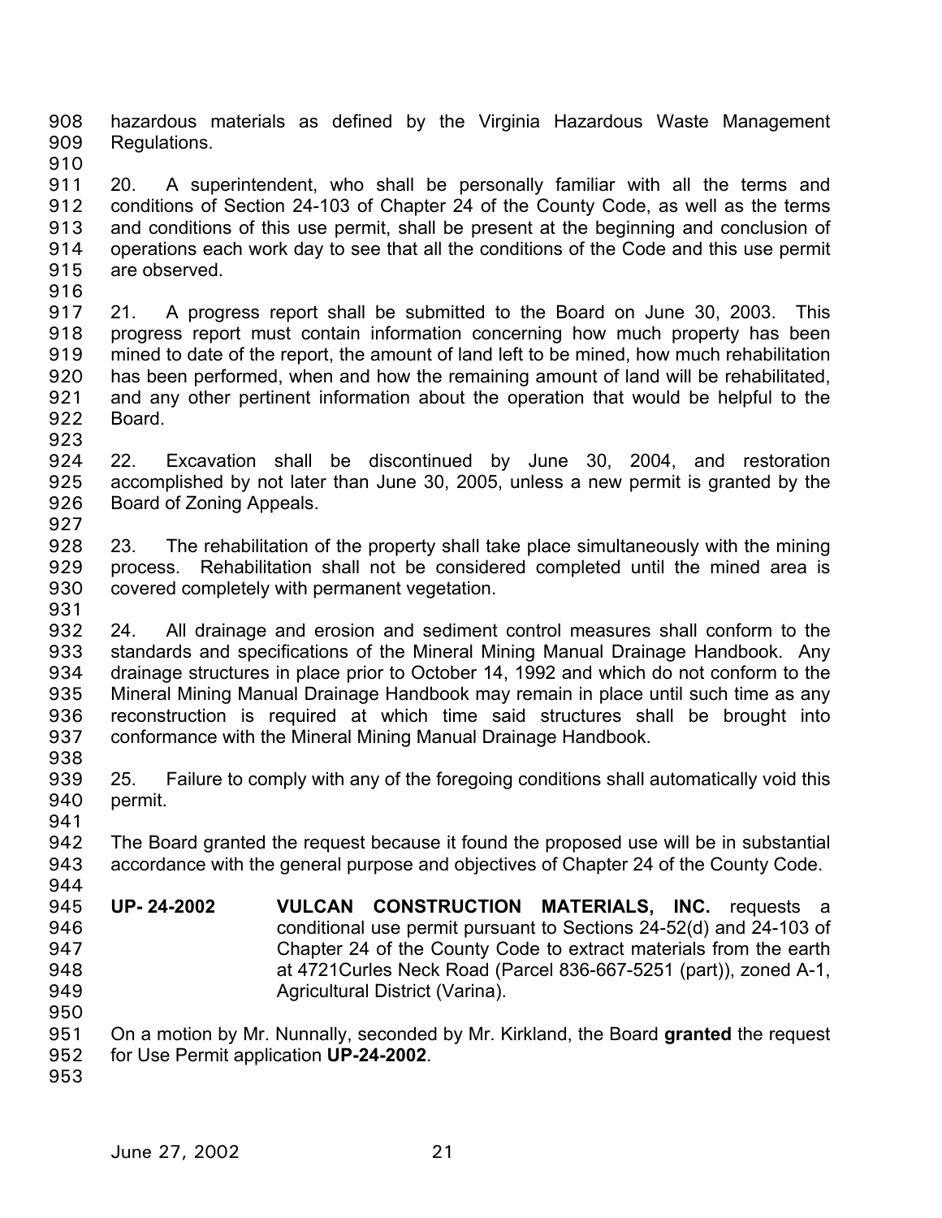hazardous materials as defined by the Virginia Hazardous Waste Management Regulations.

20. A superintendent, who shall be personally familiar with all the terms and conditions of Section 24-103 of Chapter 24 of the County Code, as well as the terms and conditions of this use permit, shall be present at the beginning and conclusion of operations each work day to see that all the conditions of the Code and this use permit are observed.

21. A progress report shall be submitted to the Board on June 30, 2003. This progress report must contain information concerning how much property has been mined to date of the report, the amount of land left to be mined, how much rehabilitation has been performed, when and how the remaining amount of land will be rehabilitated, and any other pertinent information about the operation that would be helpful to the Board.

22. Excavation shall be discontinued by June 30, 2004, and restoration accomplished by not later than June 30, 2005, unless a new permit is granted by the Board of Zoning Appeals.

23. The rehabilitation of the property shall take place simultaneously with the mining process. Rehabilitation shall not be considered completed until the mined area is covered completely with permanent vegetation.

24. All drainage and erosion and sediment control measures shall conform to the standards and specifications of the Mineral Mining Manual Drainage Handbook. Any drainage structures in place prior to October 14, 1992 and which do not conform to the Mineral Mining Manual Drainage Handbook may remain in place until such time as any reconstruction is required at which time said structures shall be brought into conformance with the Mineral Mining Manual Drainage Handbook.

25. Failure to comply with any of the foregoing conditions shall automatically void this permit.

The Board granted the request because it found the proposed use will be in substantial accordance with the general purpose and objectives of Chapter 24 of the County Code.

**UP- 24-2002** **VULCAN CONSTRUCTION MATERIALS, INC.** requests a conditional use permit pursuant to Sections 24-52(d) and 24-103 of Chapter 24 of the County Code to extract materials from the earth at 4721Curles Neck Road (Parcel 836-667-5251 (part)), zoned A-1, Agricultural District (Varina).

On a motion by Mr. Nunnally, seconded by Mr. Kirkland, the Board **granted** the request for Use Permit application **UP-24-2002**.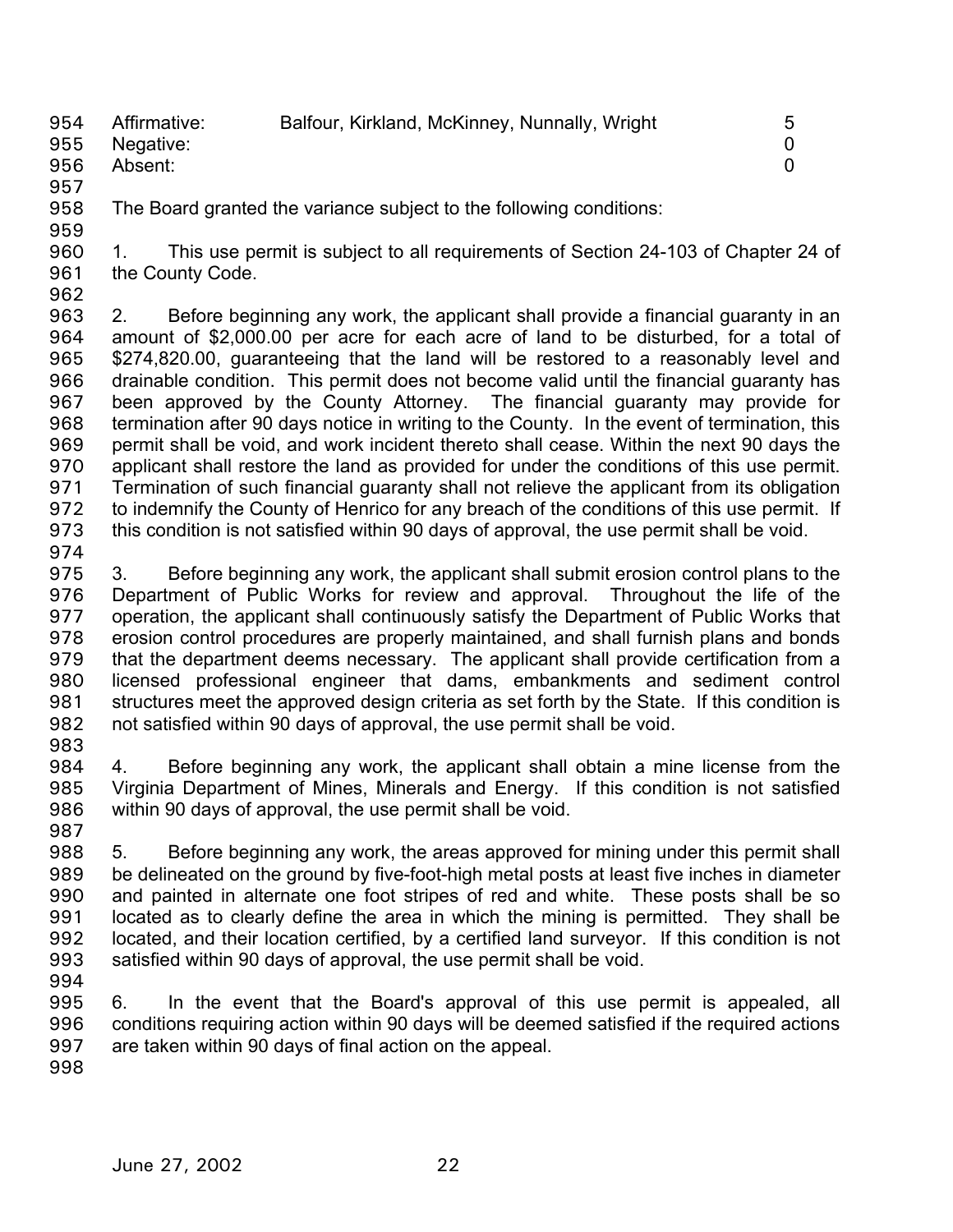| Affirmative: | Balfour, Kirkland, McKinney, Nunnally, Wright | 5 |
|---|---|---|
| Negative: | | 0 |
| Absent: | | 0 |

The Board granted the variance subject to the following conditions:

1. This use permit is subject to all requirements of Section 24-103 of Chapter 24 of the County Code.

2. Before beginning any work, the applicant shall provide a financial guaranty in an amount of $2,000.00 per acre for each acre of land to be disturbed, for a total of $274,820.00, guaranteeing that the land will be restored to a reasonably level and drainable condition. This permit does not become valid until the financial guaranty has been approved by the County Attorney. The financial guaranty may provide for termination after 90 days notice in writing to the County. In the event of termination, this permit shall be void, and work incident thereto shall cease. Within the next 90 days the applicant shall restore the land as provided for under the conditions of this use permit. Termination of such financial guaranty shall not relieve the applicant from its obligation to indemnify the County of Henrico for any breach of the conditions of this use permit. If this condition is not satisfied within 90 days of approval, the use permit shall be void.

3. Before beginning any work, the applicant shall submit erosion control plans to the Department of Public Works for review and approval. Throughout the life of the operation, the applicant shall continuously satisfy the Department of Public Works that erosion control procedures are properly maintained, and shall furnish plans and bonds that the department deems necessary. The applicant shall provide certification from a licensed professional engineer that dams, embankments and sediment control structures meet the approved design criteria as set forth by the State. If this condition is not satisfied within 90 days of approval, the use permit shall be void.

4. Before beginning any work, the applicant shall obtain a mine license from the Virginia Department of Mines, Minerals and Energy. If this condition is not satisfied within 90 days of approval, the use permit shall be void.

5. Before beginning any work, the areas approved for mining under this permit shall be delineated on the ground by five-foot-high metal posts at least five inches in diameter and painted in alternate one foot stripes of red and white. These posts shall be so located as to clearly define the area in which the mining is permitted. They shall be located, and their location certified, by a certified land surveyor. If this condition is not satisfied within 90 days of approval, the use permit shall be void.

6. In the event that the Board's approval of this use permit is appealed, all conditions requiring action within 90 days will be deemed satisfied if the required actions are taken within 90 days of final action on the appeal.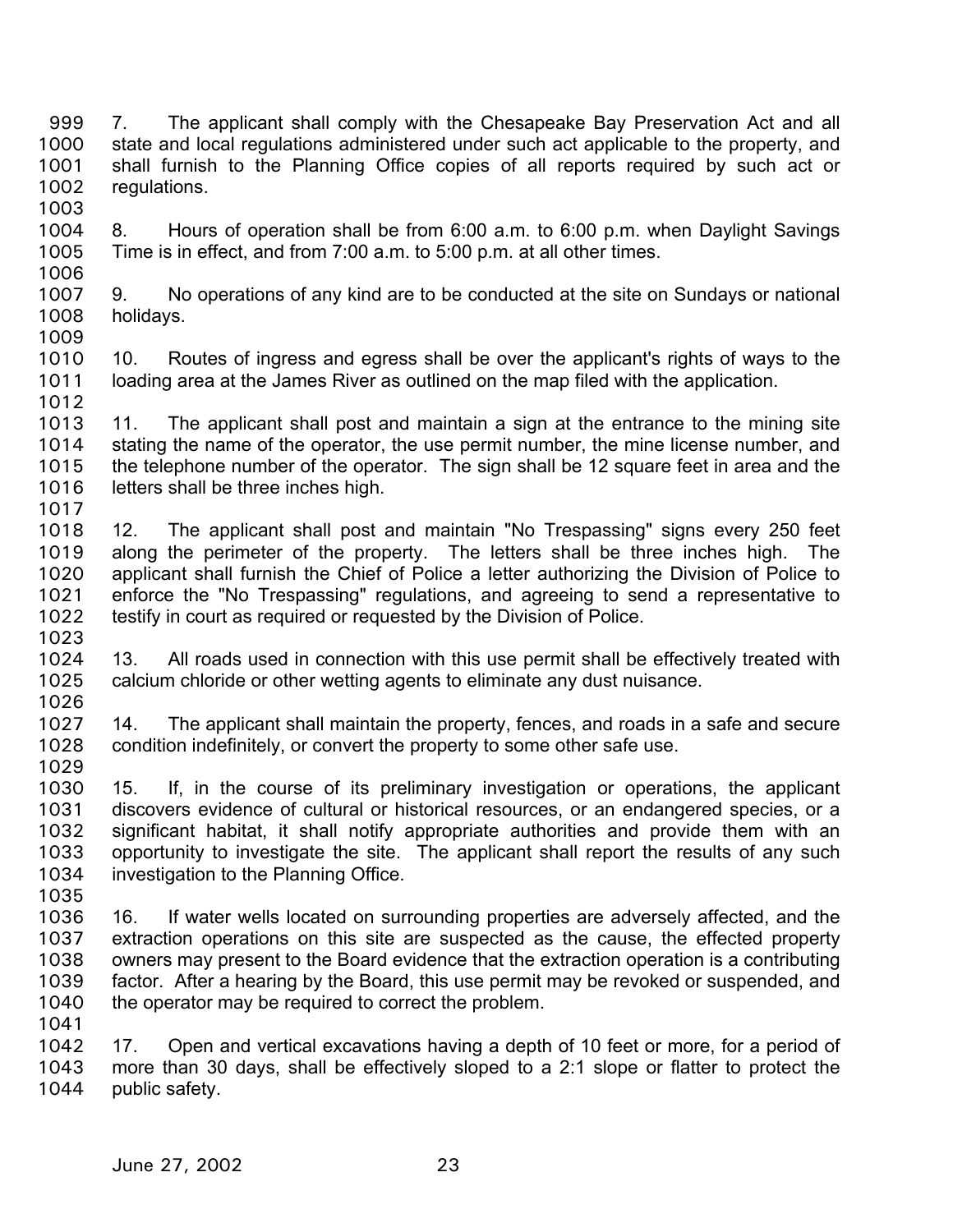7. The applicant shall comply with the Chesapeake Bay Preservation Act and all state and local regulations administered under such act applicable to the property, and shall furnish to the Planning Office copies of all reports required by such act or regulations.

8. Hours of operation shall be from 6:00 a.m. to 6:00 p.m. when Daylight Savings Time is in effect, and from 7:00 a.m. to 5:00 p.m. at all other times.

9. No operations of any kind are to be conducted at the site on Sundays or national holidays.

10. Routes of ingress and egress shall be over the applicant's rights of ways to the loading area at the James River as outlined on the map filed with the application.

11. The applicant shall post and maintain a sign at the entrance to the mining site stating the name of the operator, the use permit number, the mine license number, and the telephone number of the operator. The sign shall be 12 square feet in area and the letters shall be three inches high.

12. The applicant shall post and maintain "No Trespassing" signs every 250 feet along the perimeter of the property. The letters shall be three inches high. The applicant shall furnish the Chief of Police a letter authorizing the Division of Police to enforce the "No Trespassing" regulations, and agreeing to send a representative to testify in court as required or requested by the Division of Police.

13. All roads used in connection with this use permit shall be effectively treated with calcium chloride or other wetting agents to eliminate any dust nuisance.

14. The applicant shall maintain the property, fences, and roads in a safe and secure condition indefinitely, or convert the property to some other safe use.

15. If, in the course of its preliminary investigation or operations, the applicant discovers evidence of cultural or historical resources, or an endangered species, or a significant habitat, it shall notify appropriate authorities and provide them with an opportunity to investigate the site. The applicant shall report the results of any such investigation to the Planning Office.

16. If water wells located on surrounding properties are adversely affected, and the extraction operations on this site are suspected as the cause, the effected property owners may present to the Board evidence that the extraction operation is a contributing factor. After a hearing by the Board, this use permit may be revoked or suspended, and the operator may be required to correct the problem.

17. Open and vertical excavations having a depth of 10 feet or more, for a period of more than 30 days, shall be effectively sloped to a 2:1 slope or flatter to protect the public safety.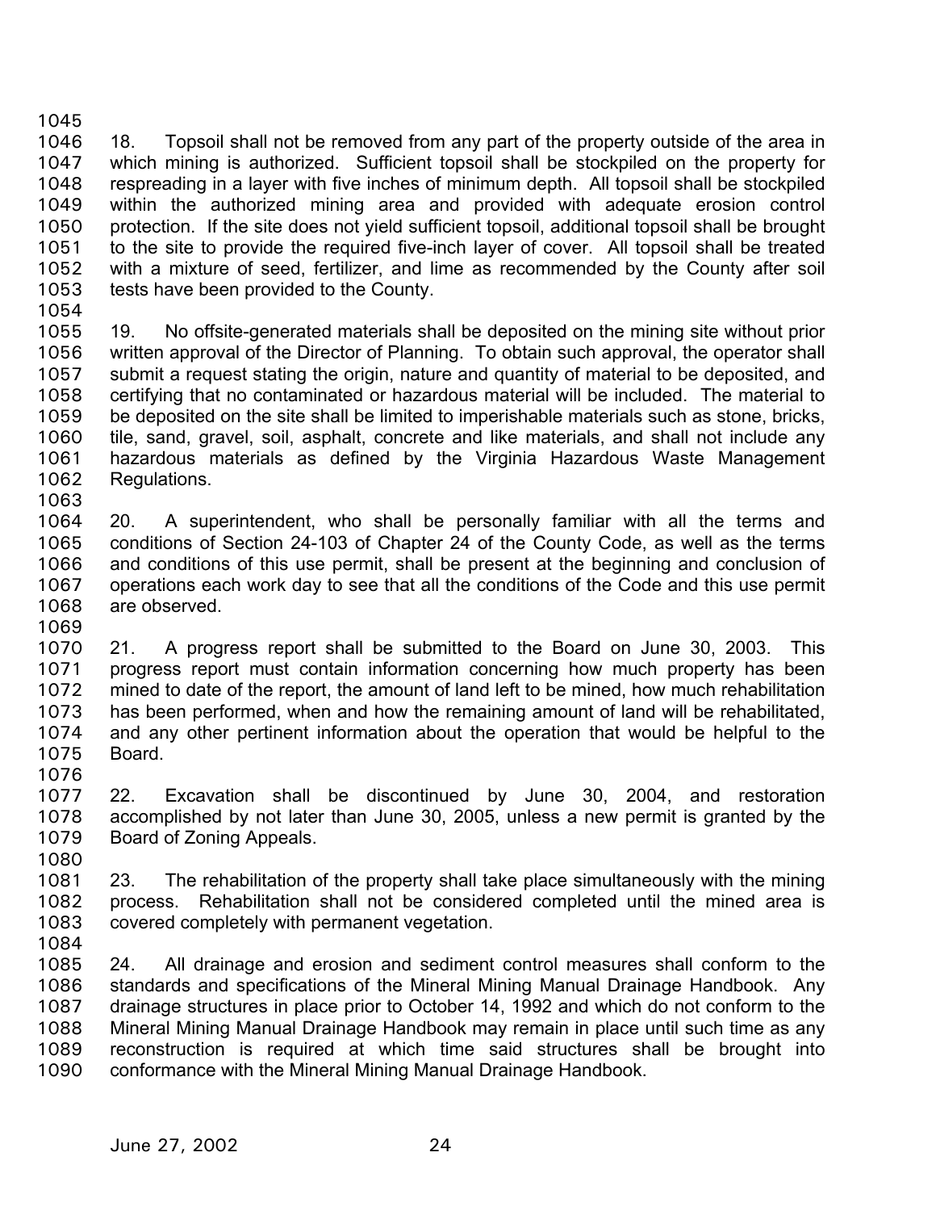18. Topsoil shall not be removed from any part of the property outside of the area in which mining is authorized. Sufficient topsoil shall be stockpiled on the property for respreading in a layer with five inches of minimum depth. All topsoil shall be stockpiled within the authorized mining area and provided with adequate erosion control protection. If the site does not yield sufficient topsoil, additional topsoil shall be brought to the site to provide the required five-inch layer of cover. All topsoil shall be treated with a mixture of seed, fertilizer, and lime as recommended by the County after soil tests have been provided to the County.

19. No offsite-generated materials shall be deposited on the mining site without prior written approval of the Director of Planning. To obtain such approval, the operator shall submit a request stating the origin, nature and quantity of material to be deposited, and certifying that no contaminated or hazardous material will be included. The material to be deposited on the site shall be limited to imperishable materials such as stone, bricks, tile, sand, gravel, soil, asphalt, concrete and like materials, and shall not include any hazardous materials as defined by the Virginia Hazardous Waste Management Regulations.

20. A superintendent, who shall be personally familiar with all the terms and conditions of Section 24-103 of Chapter 24 of the County Code, as well as the terms and conditions of this use permit, shall be present at the beginning and conclusion of operations each work day to see that all the conditions of the Code and this use permit are observed.

21. A progress report shall be submitted to the Board on June 30, 2003. This progress report must contain information concerning how much property has been mined to date of the report, the amount of land left to be mined, how much rehabilitation has been performed, when and how the remaining amount of land will be rehabilitated, and any other pertinent information about the operation that would be helpful to the Board.

22. Excavation shall be discontinued by June 30, 2004, and restoration accomplished by not later than June 30, 2005, unless a new permit is granted by the Board of Zoning Appeals.

23. The rehabilitation of the property shall take place simultaneously with the mining process. Rehabilitation shall not be considered completed until the mined area is covered completely with permanent vegetation.

24. All drainage and erosion and sediment control measures shall conform to the standards and specifications of the Mineral Mining Manual Drainage Handbook. Any drainage structures in place prior to October 14, 1992 and which do not conform to the Mineral Mining Manual Drainage Handbook may remain in place until such time as any reconstruction is required at which time said structures shall be brought into conformance with the Mineral Mining Manual Drainage Handbook.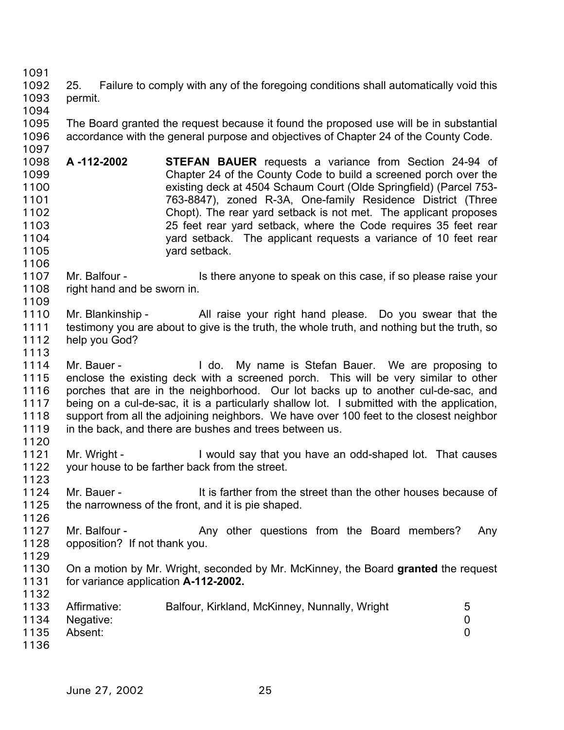25. Failure to comply with any of the foregoing conditions shall automatically void this permit.

The Board granted the request because it found the proposed use will be in substantial accordance with the general purpose and objectives of Chapter 24 of the County Code.

**A -112-2002** **STEFAN BAUER** requests a variance from Section 24-94 of Chapter 24 of the County Code to build a screened porch over the existing deck at 4504 Schaum Court (Olde Springfield) (Parcel 753-763-8847), zoned R-3A, One-family Residence District (Three Chopt). The rear yard setback is not met. The applicant proposes 25 feet rear yard setback, where the Code requires 35 feet rear yard setback. The applicant requests a variance of 10 feet rear yard setback.

Mr. Balfour - Is there anyone to speak on this case, if so please raise your right hand and be sworn in.

Mr. Blankinship - All raise your right hand please. Do you swear that the testimony you are about to give is the truth, the whole truth, and nothing but the truth, so help you God?

Mr. Bauer - I do. My name is Stefan Bauer. We are proposing to enclose the existing deck with a screened porch. This will be very similar to other porches that are in the neighborhood. Our lot backs up to another cul-de-sac, and being on a cul-de-sac, it is a particularly shallow lot. I submitted with the application, support from all the adjoining neighbors. We have over 100 feet to the closest neighbor in the back, and there are bushes and trees between us.

Mr. Wright - I would say that you have an odd-shaped lot. That causes your house to be farther back from the street.

Mr. Bauer - It is farther from the street than the other houses because of the narrowness of the front, and it is pie shaped.

Mr. Balfour - Any other questions from the Board members? Any opposition? If not thank you.

On a motion by Mr. Wright, seconded by Mr. McKinney, the Board **granted** the request for variance application **A-112-2002.**

| | | |
|---|---|---|
| Affirmative: | Balfour, Kirkland, McKinney, Nunnally, Wright | 5 |
| Negative: | | 0 |
| Absent: | | 0 |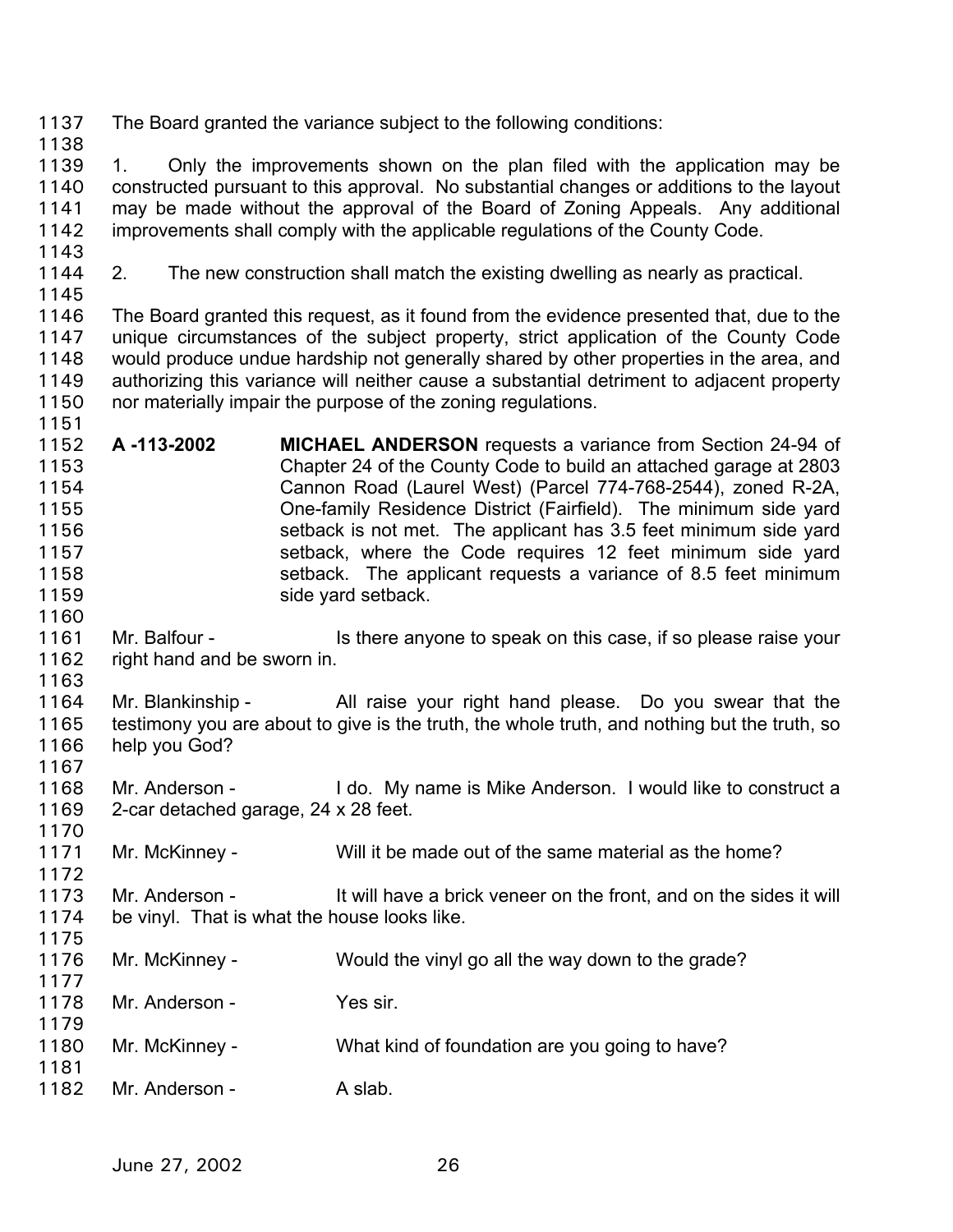The Board granted the variance subject to the following conditions:

1. Only the improvements shown on the plan filed with the application may be constructed pursuant to this approval. No substantial changes or additions to the layout may be made without the approval of the Board of Zoning Appeals. Any additional improvements shall comply with the applicable regulations of the County Code.

2. The new construction shall match the existing dwelling as nearly as practical.

The Board granted this request, as it found from the evidence presented that, due to the unique circumstances of the subject property, strict application of the County Code would produce undue hardship not generally shared by other properties in the area, and authorizing this variance will neither cause a substantial detriment to adjacent property nor materially impair the purpose of the zoning regulations.

**A -113-2002** **MICHAEL ANDERSON** requests a variance from Section 24-94 of Chapter 24 of the County Code to build an attached garage at 2803 Cannon Road (Laurel West) (Parcel 774-768-2544), zoned R-2A, One-family Residence District (Fairfield). The minimum side yard setback is not met. The applicant has 3.5 feet minimum side yard setback, where the Code requires 12 feet minimum side yard setback. The applicant requests a variance of 8.5 feet minimum side yard setback.

Mr. Balfour - Is there anyone to speak on this case, if so please raise your right hand and be sworn in.

Mr. Blankinship - All raise your right hand please. Do you swear that the testimony you are about to give is the truth, the whole truth, and nothing but the truth, so help you God?

Mr. Anderson - I do. My name is Mike Anderson. I would like to construct a 2-car detached garage, 24 x 28 feet.

Mr. McKinney - Will it be made out of the same material as the home?

Mr. Anderson - It will have a brick veneer on the front, and on the sides it will be vinyl. That is what the house looks like.

Mr. McKinney - Would the vinyl go all the way down to the grade?

Mr. Anderson - Yes sir.

Mr. McKinney - What kind of foundation are you going to have?

Mr. Anderson - A slab.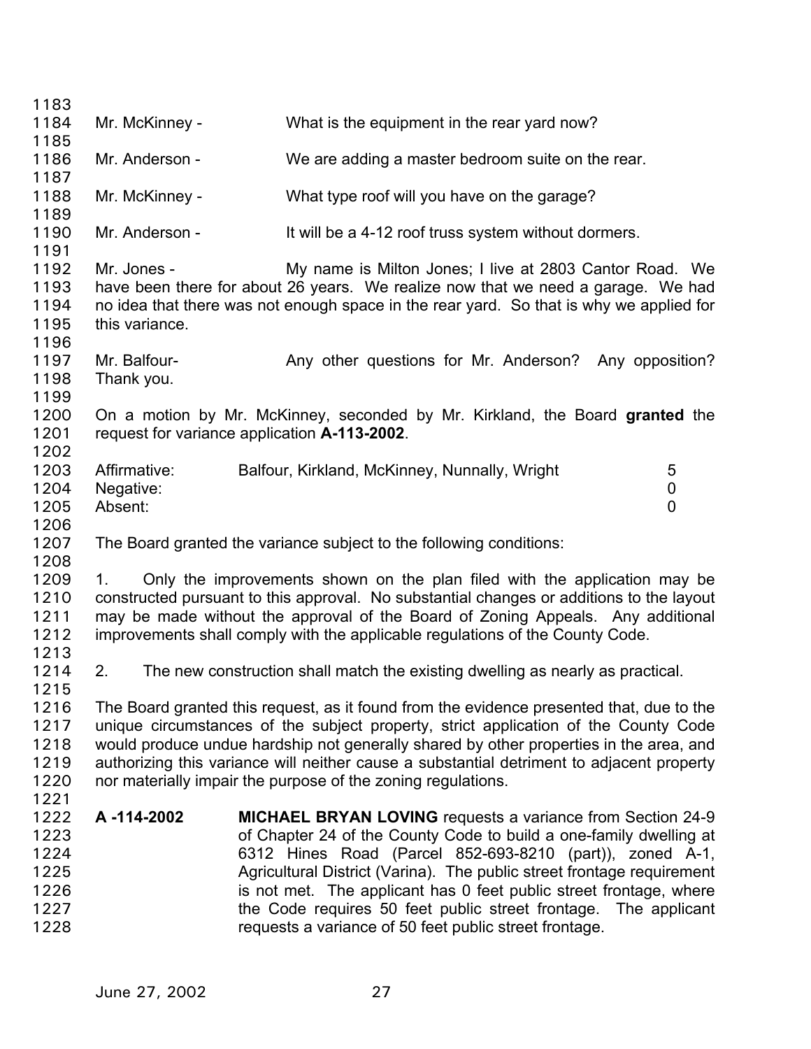Mr. McKinney - What is the equipment in the rear yard now?

Mr. Anderson - We are adding a master bedroom suite on the rear.

Mr. McKinney - What type roof will you have on the garage?

Mr. Anderson - It will be a 4-12 roof truss system without dormers.

Mr. Jones - My name is Milton Jones; I live at 2803 Cantor Road. We have been there for about 26 years. We realize now that we need a garage. We had no idea that there was not enough space in the rear yard. So that is why we applied for this variance.

Mr. Balfour- Any other questions for Mr. Anderson? Any opposition? Thank you.

On a motion by Mr. McKinney, seconded by Mr. Kirkland, the Board **granted** the request for variance application **A-113-2002**.

| | | |
|---|---|---|
| Affirmative: | Balfour, Kirkland, McKinney, Nunnally, Wright | 5 |
| Negative: | | 0 |
| Absent: | | 0 |

The Board granted the variance subject to the following conditions:

1. Only the improvements shown on the plan filed with the application may be constructed pursuant to this approval. No substantial changes or additions to the layout may be made without the approval of the Board of Zoning Appeals. Any additional improvements shall comply with the applicable regulations of the County Code.

2. The new construction shall match the existing dwelling as nearly as practical.

The Board granted this request, as it found from the evidence presented that, due to the unique circumstances of the subject property, strict application of the County Code would produce undue hardship not generally shared by other properties in the area, and authorizing this variance will neither cause a substantial detriment to adjacent property nor materially impair the purpose of the zoning regulations.

**A -114-2002** **MICHAEL BRYAN LOVING** requests a variance from Section 24-9 of Chapter 24 of the County Code to build a one-family dwelling at 6312 Hines Road (Parcel 852-693-8210 (part)), zoned A-1, Agricultural District (Varina). The public street frontage requirement is not met. The applicant has 0 feet public street frontage, where the Code requires 50 feet public street frontage. The applicant requests a variance of 50 feet public street frontage.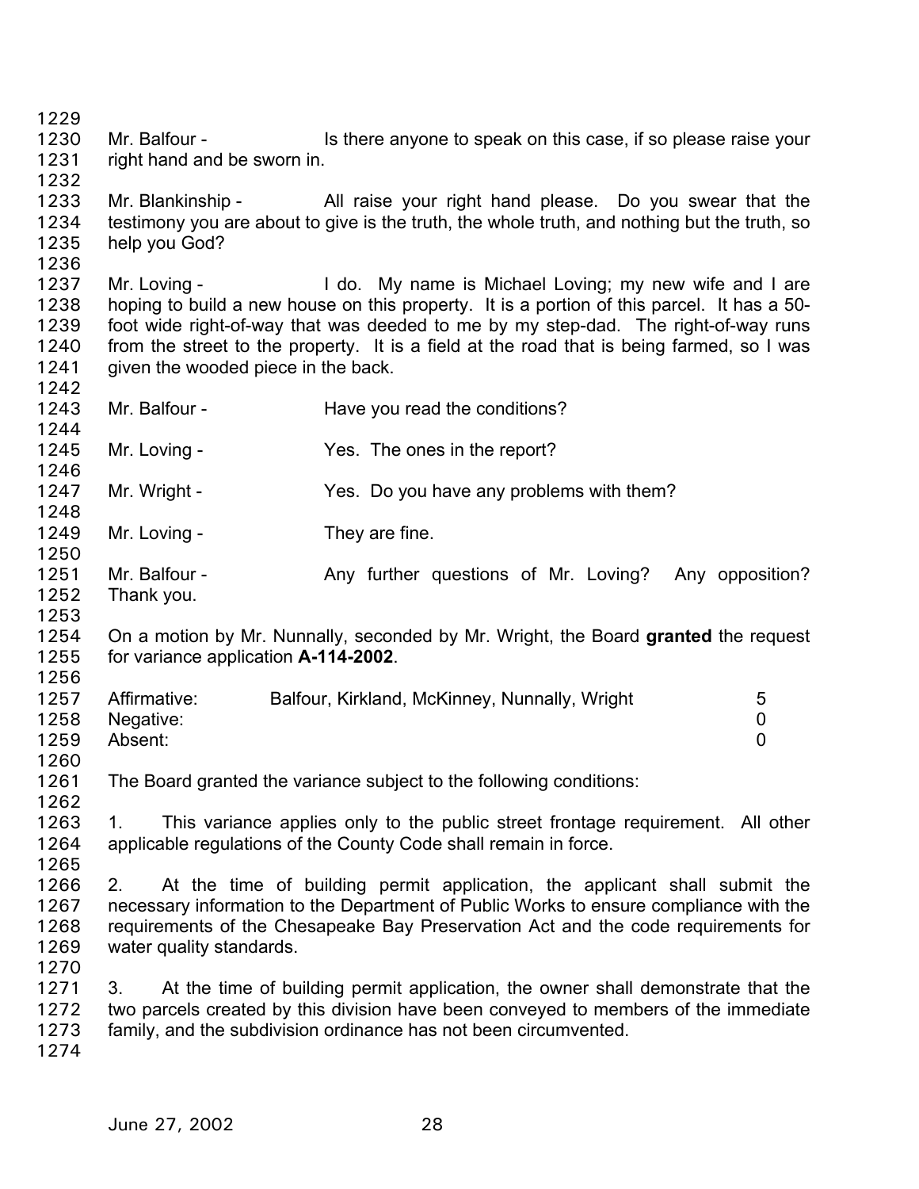Mr. Balfour - Is there anyone to speak on this case, if so please raise your right hand and be sworn in.

Mr. Blankinship - All raise your right hand please. Do you swear that the testimony you are about to give is the truth, the whole truth, and nothing but the truth, so help you God?

Mr. Loving - I do. My name is Michael Loving; my new wife and I are hoping to build a new house on this property. It is a portion of this parcel. It has a 50-foot wide right-of-way that was deeded to me by my step-dad. The right-of-way runs from the street to the property. It is a field at the road that is being farmed, so I was given the wooded piece in the back.

Mr. Balfour - Have you read the conditions?

Mr. Loving - Yes. The ones in the report?

Mr. Wright - Yes. Do you have any problems with them?

Mr. Loving - They are fine.

Mr. Balfour - Any further questions of Mr. Loving? Any opposition? Thank you.

On a motion by Mr. Nunnally, seconded by Mr. Wright, the Board **granted** the request for variance application **A-114-2002**.

| | | |
|---|---|---|
| Affirmative: | Balfour, Kirkland, McKinney, Nunnally, Wright | 5 |
| Negative: | | 0 |
| Absent: | | 0 |

The Board granted the variance subject to the following conditions:

1. This variance applies only to the public street frontage requirement. All other applicable regulations of the County Code shall remain in force.

2. At the time of building permit application, the applicant shall submit the necessary information to the Department of Public Works to ensure compliance with the requirements of the Chesapeake Bay Preservation Act and the code requirements for water quality standards.

3. At the time of building permit application, the owner shall demonstrate that the two parcels created by this division have been conveyed to members of the immediate family, and the subdivision ordinance has not been circumvented.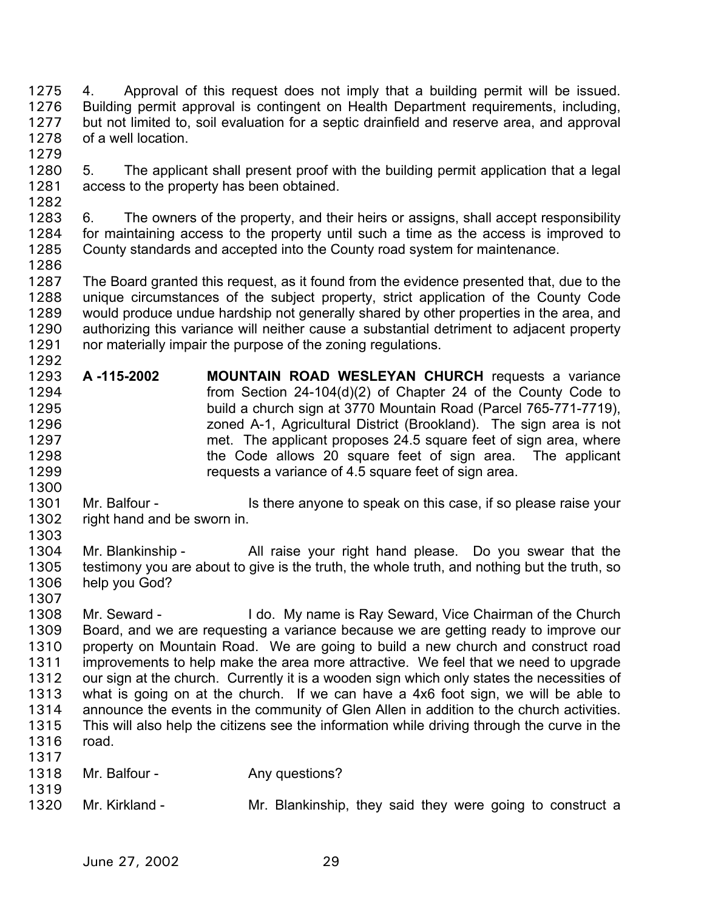4. Approval of this request does not imply that a building permit will be issued. Building permit approval is contingent on Health Department requirements, including, but not limited to, soil evaluation for a septic drainfield and reserve area, and approval of a well location.

5. The applicant shall present proof with the building permit application that a legal access to the property has been obtained.

6. The owners of the property, and their heirs or assigns, shall accept responsibility for maintaining access to the property until such a time as the access is improved to County standards and accepted into the County road system for maintenance.

The Board granted this request, as it found from the evidence presented that, due to the unique circumstances of the subject property, strict application of the County Code would produce undue hardship not generally shared by other properties in the area, and authorizing this variance will neither cause a substantial detriment to adjacent property nor materially impair the purpose of the zoning regulations.

**A -115-2002** **MOUNTAIN ROAD WESLEYAN CHURCH** requests a variance from Section 24-104(d)(2) of Chapter 24 of the County Code to build a church sign at 3770 Mountain Road (Parcel 765-771-7719), zoned A-1, Agricultural District (Brookland). The sign area is not met. The applicant proposes 24.5 square feet of sign area, where the Code allows 20 square feet of sign area. The applicant requests a variance of 4.5 square feet of sign area.

Mr. Balfour - Is there anyone to speak on this case, if so please raise your right hand and be sworn in.

Mr. Blankinship - All raise your right hand please. Do you swear that the testimony you are about to give is the truth, the whole truth, and nothing but the truth, so help you God?

Mr. Seward - I do. My name is Ray Seward, Vice Chairman of the Church Board, and we are requesting a variance because we are getting ready to improve our property on Mountain Road. We are going to build a new church and construct road improvements to help make the area more attractive. We feel that we need to upgrade our sign at the church. Currently it is a wooden sign which only states the necessities of what is going on at the church. If we can have a 4x6 foot sign, we will be able to announce the events in the community of Glen Allen in addition to the church activities. This will also help the citizens see the information while driving through the curve in the road.

Mr. Balfour - Any questions?

Mr. Kirkland - Mr. Blankinship, they said they were going to construct a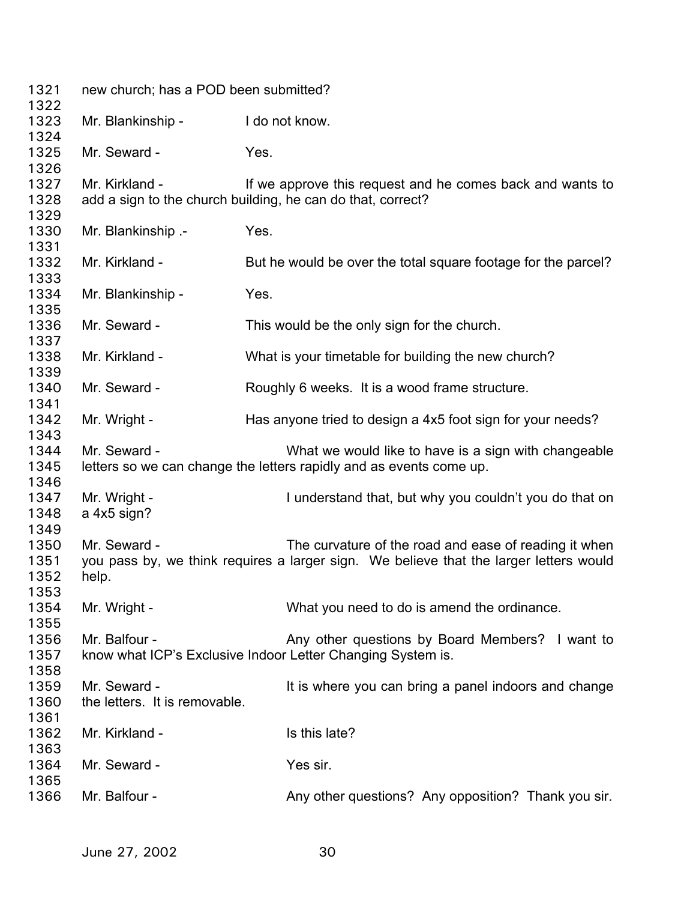1321 new church; has a POD been submitted?

1323 Mr. Blankinship - I do not know.

1325 Mr. Seward - Yes.

1327 Mr. Kirkland - If we approve this request and he comes back and wants to
1328 add a sign to the church building, he can do that, correct?

1330 Mr. Blankinship .- Yes.

1332 Mr. Kirkland - But he would be over the total square footage for the parcel?

1334 Mr. Blankinship - Yes.

1336 Mr. Seward - This would be the only sign for the church.

1338 Mr. Kirkland - What is your timetable for building the new church?

1340 Mr. Seward - Roughly 6 weeks. It is a wood frame structure.

1342 Mr. Wright - Has anyone tried to design a 4x5 foot sign for your needs?

1344 Mr. Seward - What we would like to have is a sign with changeable
1345 letters so we can change the letters rapidly and as events come up.

1347 Mr. Wright - I understand that, but why you couldn't you do that on
1348 a 4x5 sign?

1350 Mr. Seward - The curvature of the road and ease of reading it when
1351 you pass by, we think requires a larger sign. We believe that the larger letters would
1352 help.

1354 Mr. Wright - What you need to do is amend the ordinance.

1356 Mr. Balfour - Any other questions by Board Members? I want to
1357 know what ICP's Exclusive Indoor Letter Changing System is.

1359 Mr. Seward - It is where you can bring a panel indoors and change
1360 the letters. It is removable.

1362 Mr. Kirkland - Is this late?

1364 Mr. Seward - Yes sir.

1366 Mr. Balfour - Any other questions? Any opposition? Thank you sir.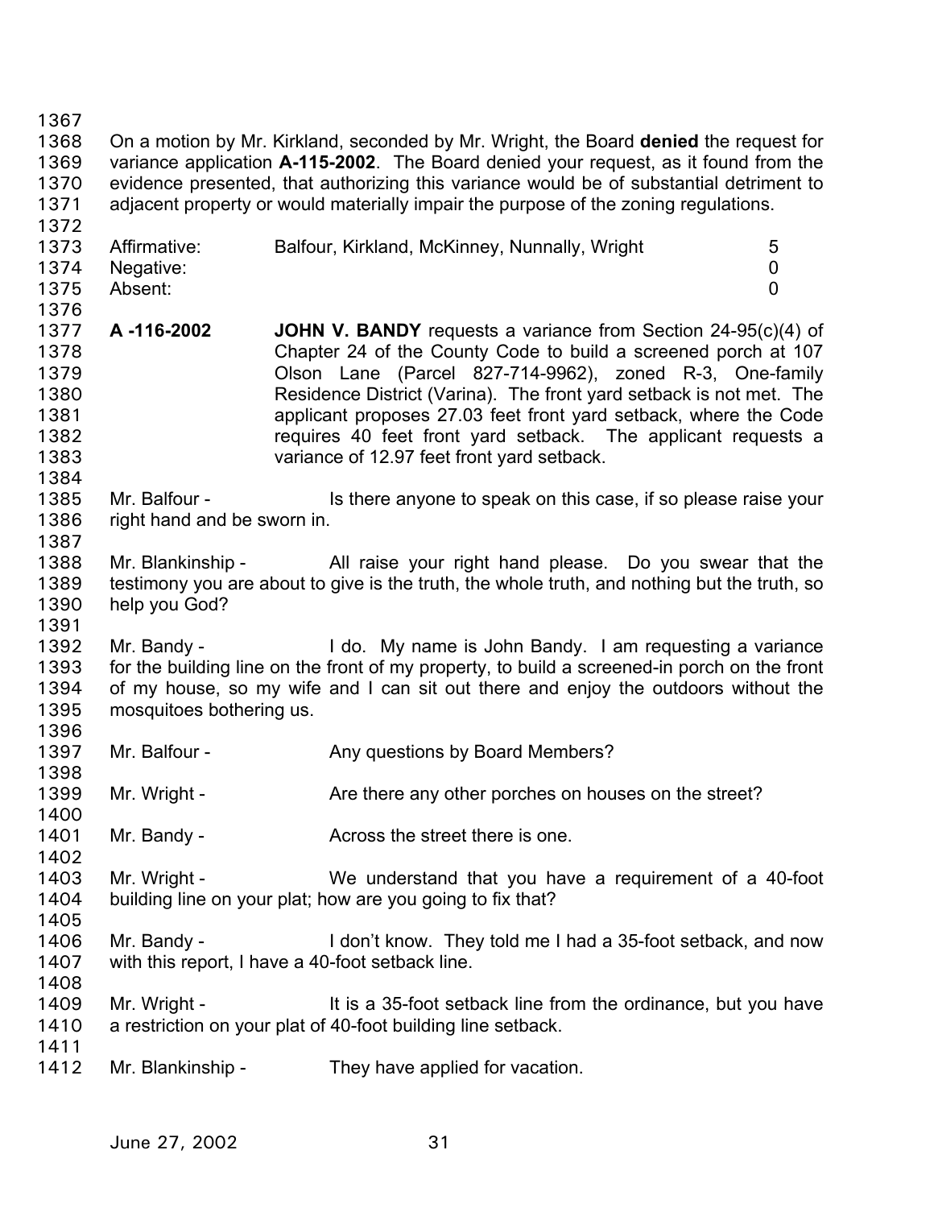On a motion by Mr. Kirkland, seconded by Mr. Wright, the Board **denied** the request for variance application **A-115-2002**. The Board denied your request, as it found from the evidence presented, that authorizing this variance would be of substantial detriment to adjacent property or would materially impair the purpose of the zoning regulations.

| | | |
|---|---|---|
| Affirmative: | Balfour, Kirkland, McKinney, Nunnally, Wright | 5 |
| Negative: | | 0 |
| Absent: | | 0 |

**A -116-2002** **JOHN V. BANDY** requests a variance from Section 24-95(c)(4) of Chapter 24 of the County Code to build a screened porch at 107 Olson Lane (Parcel 827-714-9962), zoned R-3, One-family Residence District (Varina). The front yard setback is not met. The applicant proposes 27.03 feet front yard setback, where the Code requires 40 feet front yard setback. The applicant requests a variance of 12.97 feet front yard setback.

Mr. Balfour - Is there anyone to speak on this case, if so please raise your right hand and be sworn in.

Mr. Blankinship - All raise your right hand please. Do you swear that the testimony you are about to give is the truth, the whole truth, and nothing but the truth, so help you God?

Mr. Bandy - I do. My name is John Bandy. I am requesting a variance for the building line on the front of my property, to build a screened-in porch on the front of my house, so my wife and I can sit out there and enjoy the outdoors without the mosquitoes bothering us.

Mr. Balfour - Any questions by Board Members?

Mr. Wright - Are there any other porches on houses on the street?

Mr. Bandy - Across the street there is one.

Mr. Wright - We understand that you have a requirement of a 40-foot building line on your plat; how are you going to fix that?

Mr. Bandy - I don't know. They told me I had a 35-foot setback, and now with this report, I have a 40-foot setback line.

Mr. Wright - It is a 35-foot setback line from the ordinance, but you have a restriction on your plat of 40-foot building line setback.

Mr. Blankinship - They have applied for vacation.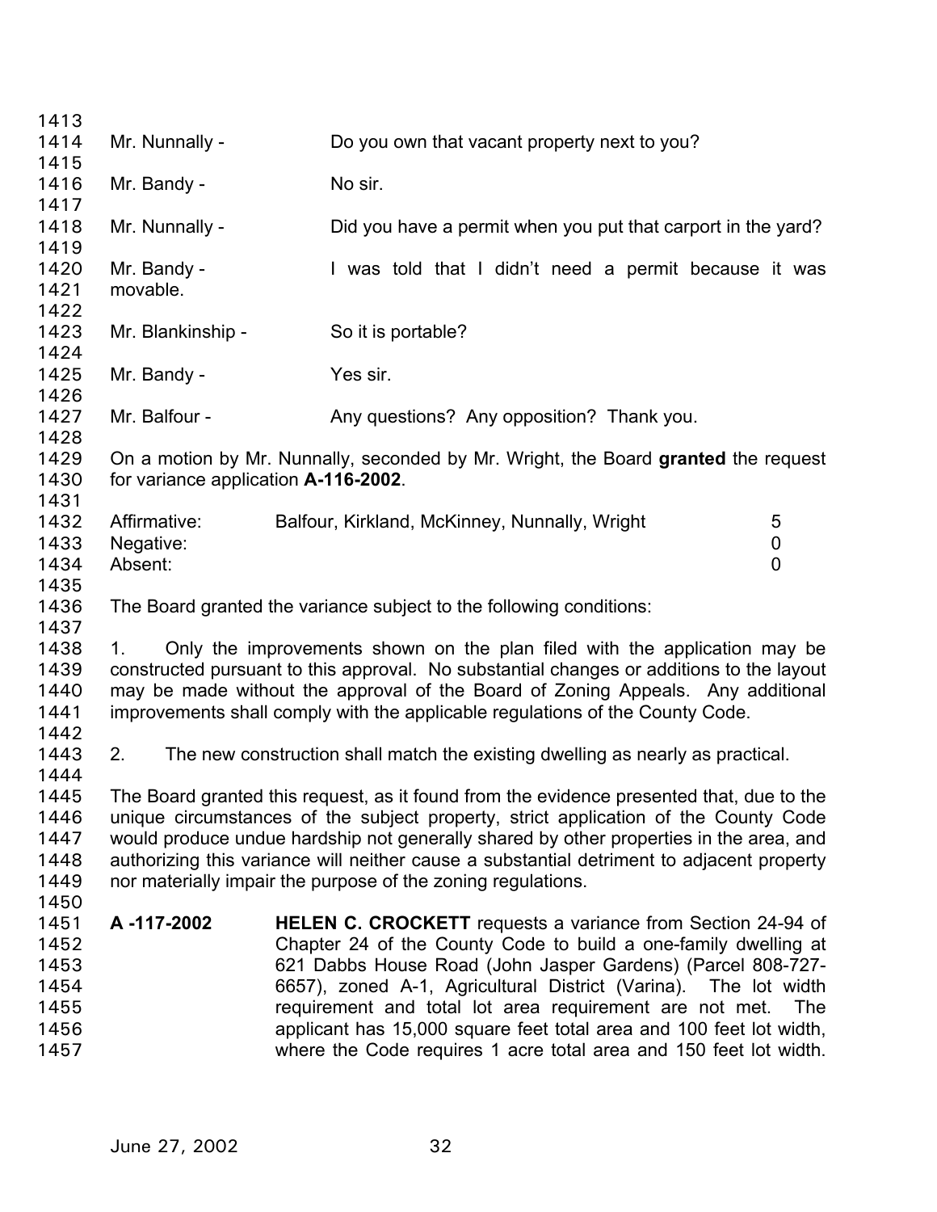Mr. Nunnally - Do you own that vacant property next to you?

Mr. Bandy - No sir.

Mr. Nunnally - Did you have a permit when you put that carport in the yard?

Mr. Bandy - I was told that I didn't need a permit because it was movable.

Mr. Blankinship - So it is portable?

Mr. Bandy - Yes sir.

Mr. Balfour - Any questions? Any opposition? Thank you.

On a motion by Mr. Nunnally, seconded by Mr. Wright, the Board **granted** the request for variance application **A-116-2002**.

| | | |
|---|---|---|
| Affirmative: | Balfour, Kirkland, McKinney, Nunnally, Wright | 5 |
| Negative: | | 0 |
| Absent: | | 0 |

The Board granted the variance subject to the following conditions:

1. Only the improvements shown on the plan filed with the application may be constructed pursuant to this approval. No substantial changes or additions to the layout may be made without the approval of the Board of Zoning Appeals. Any additional improvements shall comply with the applicable regulations of the County Code.

2. The new construction shall match the existing dwelling as nearly as practical.

The Board granted this request, as it found from the evidence presented that, due to the unique circumstances of the subject property, strict application of the County Code would produce undue hardship not generally shared by other properties in the area, and authorizing this variance will neither cause a substantial detriment to adjacent property nor materially impair the purpose of the zoning regulations.

**A -117-2002** **HELEN C. CROCKETT** requests a variance from Section 24-94 of Chapter 24 of the County Code to build a one-family dwelling at 621 Dabbs House Road (John Jasper Gardens) (Parcel 808-727-6657), zoned A-1, Agricultural District (Varina). The lot width requirement and total lot area requirement are not met. The applicant has 15,000 square feet total area and 100 feet lot width, where the Code requires 1 acre total area and 150 feet lot width.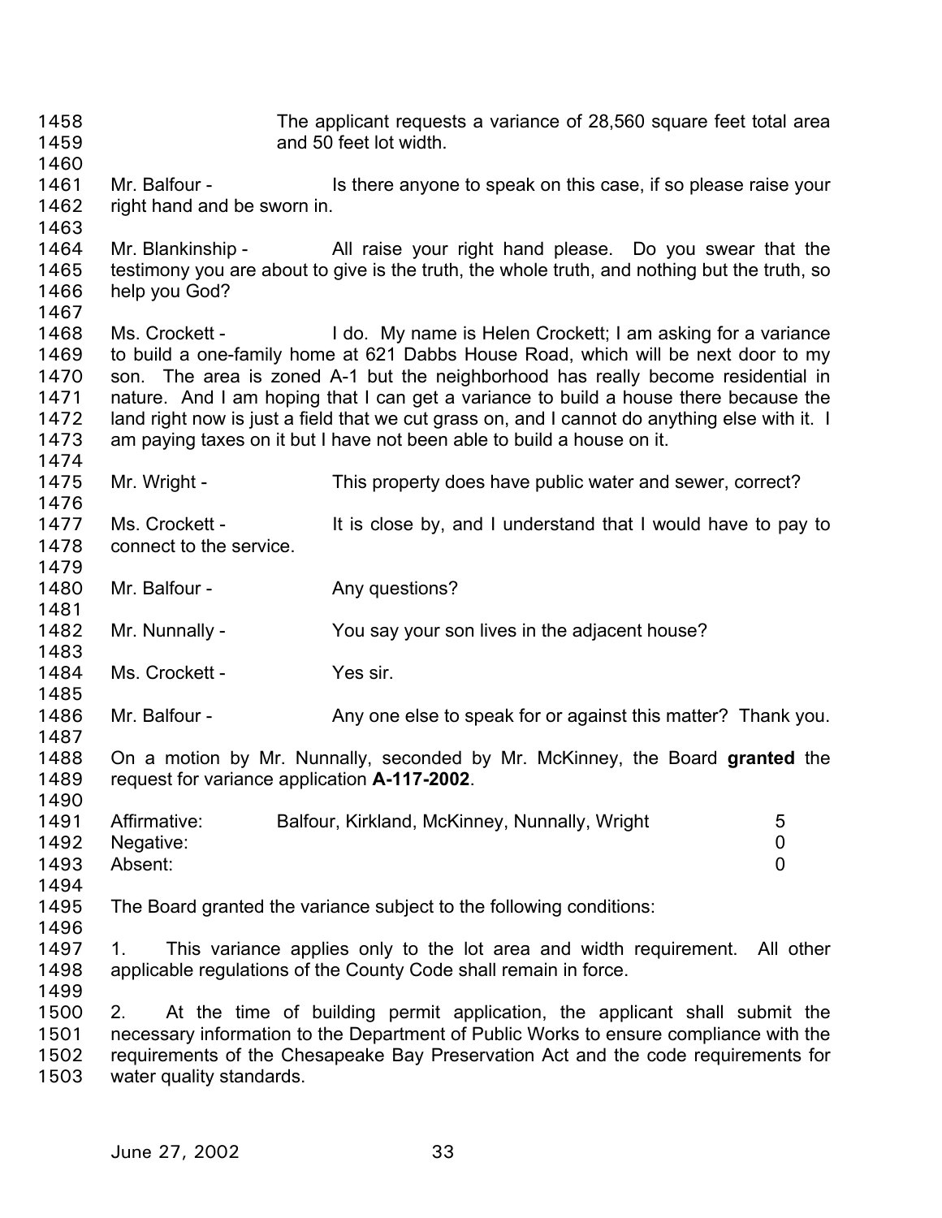The applicant requests a variance of 28,560 square feet total area and 50 feet lot width.

Mr. Balfour - Is there anyone to speak on this case, if so please raise your right hand and be sworn in.

Mr. Blankinship - All raise your right hand please. Do you swear that the testimony you are about to give is the truth, the whole truth, and nothing but the truth, so help you God?

Ms. Crockett - I do. My name is Helen Crockett; I am asking for a variance to build a one-family home at 621 Dabbs House Road, which will be next door to my son. The area is zoned A-1 but the neighborhood has really become residential in nature. And I am hoping that I can get a variance to build a house there because the land right now is just a field that we cut grass on, and I cannot do anything else with it. I am paying taxes on it but I have not been able to build a house on it.

Mr. Wright - This property does have public water and sewer, correct?

Ms. Crockett - It is close by, and I understand that I would have to pay to connect to the service.

Mr. Balfour - Any questions?

Mr. Nunnally - You say your son lives in the adjacent house?

Ms. Crockett - Yes sir.

Mr. Balfour - Any one else to speak for or against this matter? Thank you.

On a motion by Mr. Nunnally, seconded by Mr. McKinney, the Board **granted** the request for variance application **A-117-2002**.

| | | |
|---|---|---|
| Affirmative: | Balfour, Kirkland, McKinney, Nunnally, Wright | 5 |
| Negative: | | 0 |
| Absent: | | 0 |

The Board granted the variance subject to the following conditions:

1. This variance applies only to the lot area and width requirement. All other applicable regulations of the County Code shall remain in force.

2. At the time of building permit application, the applicant shall submit the necessary information to the Department of Public Works to ensure compliance with the requirements of the Chesapeake Bay Preservation Act and the code requirements for water quality standards.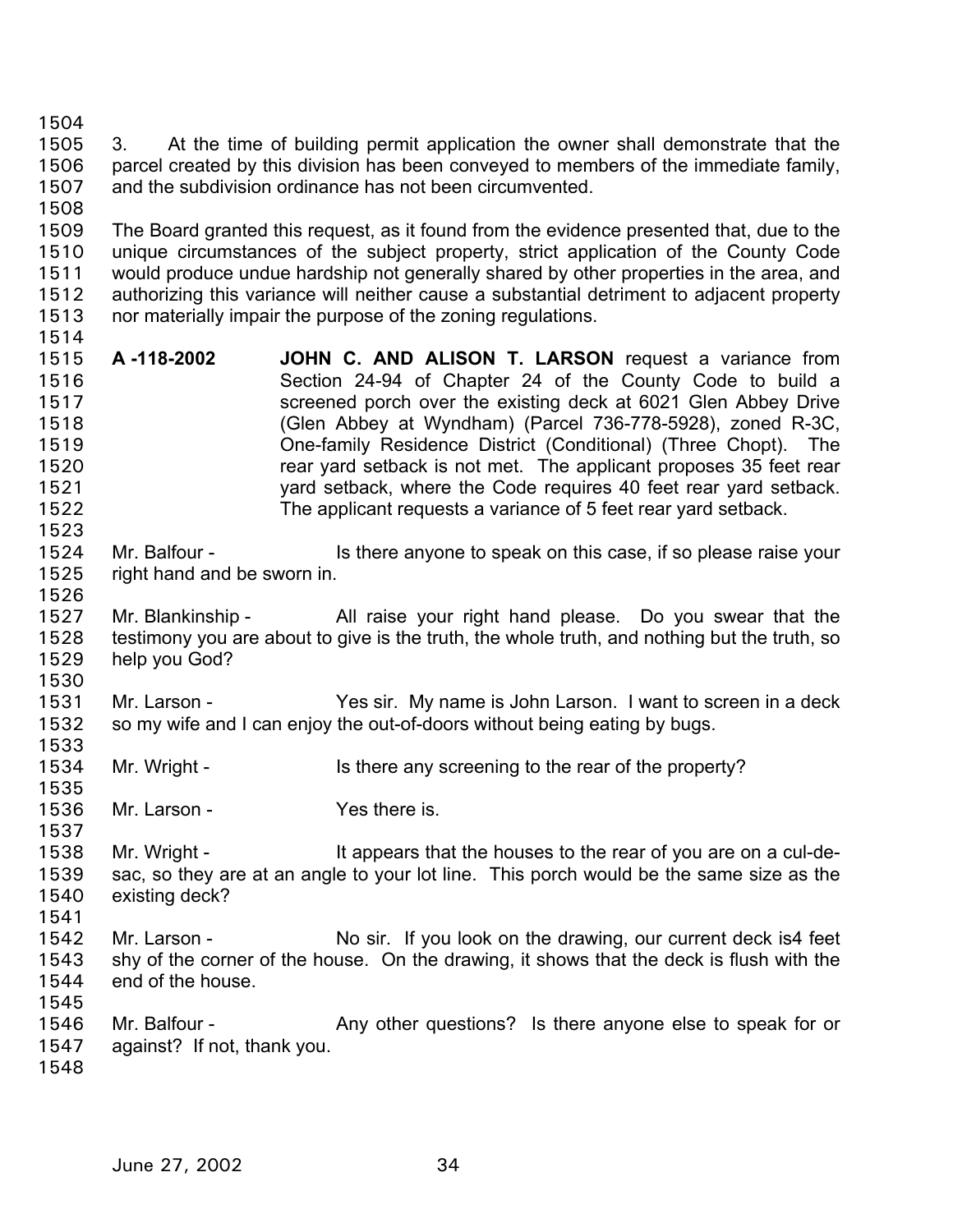3. At the time of building permit application the owner shall demonstrate that the parcel created by this division has been conveyed to members of the immediate family, and the subdivision ordinance has not been circumvented.

The Board granted this request, as it found from the evidence presented that, due to the unique circumstances of the subject property, strict application of the County Code would produce undue hardship not generally shared by other properties in the area, and authorizing this variance will neither cause a substantial detriment to adjacent property nor materially impair the purpose of the zoning regulations.

**A -118-2002** **JOHN C. AND ALISON T. LARSON** request a variance from Section 24-94 of Chapter 24 of the County Code to build a screened porch over the existing deck at 6021 Glen Abbey Drive (Glen Abbey at Wyndham) (Parcel 736-778-5928), zoned R-3C, One-family Residence District (Conditional) (Three Chopt). The rear yard setback is not met. The applicant proposes 35 feet rear yard setback, where the Code requires 40 feet rear yard setback. The applicant requests a variance of 5 feet rear yard setback.

Mr. Balfour - Is there anyone to speak on this case, if so please raise your right hand and be sworn in.

Mr. Blankinship - All raise your right hand please. Do you swear that the testimony you are about to give is the truth, the whole truth, and nothing but the truth, so help you God?

Mr. Larson - Yes sir. My name is John Larson. I want to screen in a deck so my wife and I can enjoy the out-of-doors without being eating by bugs.

Mr. Wright - Is there any screening to the rear of the property?

Mr. Larson - Yes there is.

Mr. Wright - It appears that the houses to the rear of you are on a cul-de-sac, so they are at an angle to your lot line. This porch would be the same size as the existing deck?

Mr. Larson - No sir. If you look on the drawing, our current deck is4 feet shy of the corner of the house. On the drawing, it shows that the deck is flush with the end of the house.

Mr. Balfour - Any other questions? Is there anyone else to speak for or against? If not, thank you.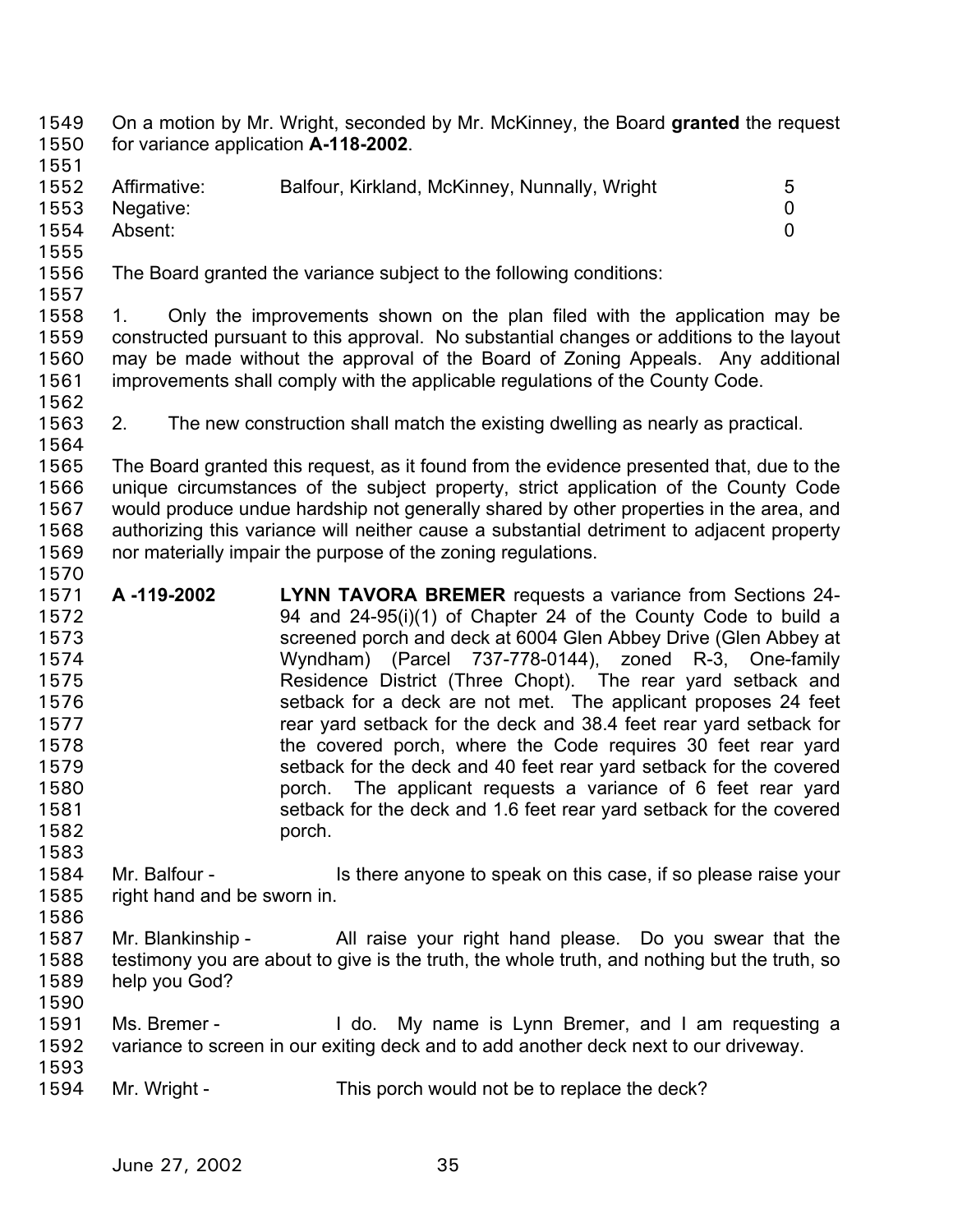On a motion by Mr. Wright, seconded by Mr. McKinney, the Board **granted** the request for variance application **A-118-2002**.

| | | |
|---|---|---|
| Affirmative: | Balfour, Kirkland, McKinney, Nunnally, Wright | 5 |
| Negative: | | 0 |
| Absent: | | 0 |

The Board granted the variance subject to the following conditions:

1. Only the improvements shown on the plan filed with the application may be constructed pursuant to this approval. No substantial changes or additions to the layout may be made without the approval of the Board of Zoning Appeals. Any additional improvements shall comply with the applicable regulations of the County Code.

2. The new construction shall match the existing dwelling as nearly as practical.

The Board granted this request, as it found from the evidence presented that, due to the unique circumstances of the subject property, strict application of the County Code would produce undue hardship not generally shared by other properties in the area, and authorizing this variance will neither cause a substantial detriment to adjacent property nor materially impair the purpose of the zoning regulations.

**A -119-2002** **LYNN TAVORA BREMER** requests a variance from Sections 24-94 and 24-95(i)(1) of Chapter 24 of the County Code to build a screened porch and deck at 6004 Glen Abbey Drive (Glen Abbey at Wyndham) (Parcel 737-778-0144), zoned R-3, One-family Residence District (Three Chopt). The rear yard setback and setback for a deck are not met. The applicant proposes 24 feet rear yard setback for the deck and 38.4 feet rear yard setback for the covered porch, where the Code requires 30 feet rear yard setback for the deck and 40 feet rear yard setback for the covered porch. The applicant requests a variance of 6 feet rear yard setback for the deck and 1.6 feet rear yard setback for the covered porch.

Mr. Balfour - Is there anyone to speak on this case, if so please raise your right hand and be sworn in.

Mr. Blankinship - All raise your right hand please. Do you swear that the testimony you are about to give is the truth, the whole truth, and nothing but the truth, so help you God?

Ms. Bremer - I do. My name is Lynn Bremer, and I am requesting a variance to screen in our exiting deck and to add another deck next to our driveway.

Mr. Wright - This porch would not be to replace the deck?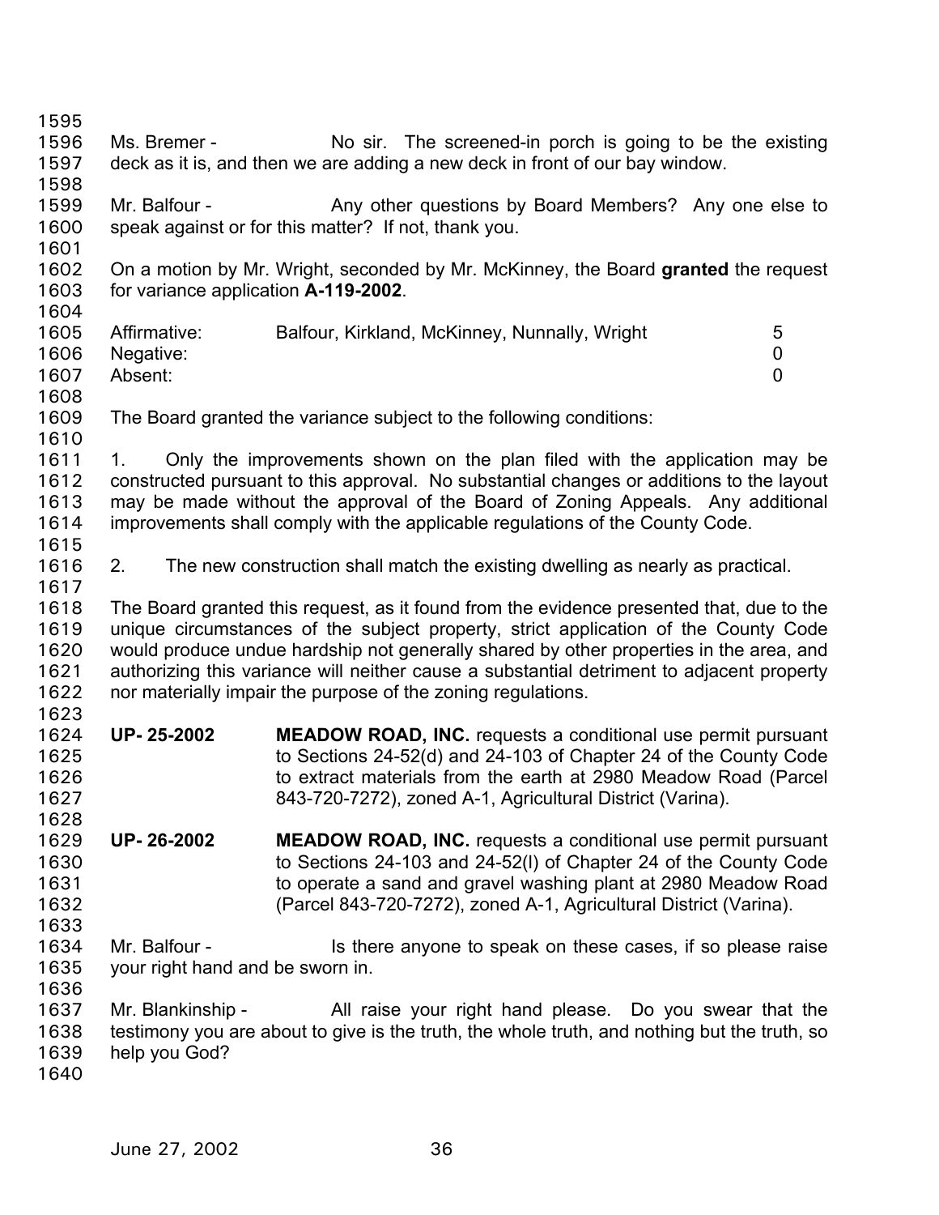Ms. Bremer - No sir. The screened-in porch is going to be the existing deck as it is, and then we are adding a new deck in front of our bay window.

Mr. Balfour - Any other questions by Board Members? Any one else to speak against or for this matter? If not, thank you.

On a motion by Mr. Wright, seconded by Mr. McKinney, the Board **granted** the request for variance application **A-119-2002**.

| | | |
|---|---|---|
| Affirmative: | Balfour, Kirkland, McKinney, Nunnally, Wright | 5 |
| Negative: | | 0 |
| Absent: | | 0 |

The Board granted the variance subject to the following conditions:

1. Only the improvements shown on the plan filed with the application may be constructed pursuant to this approval. No substantial changes or additions to the layout may be made without the approval of the Board of Zoning Appeals. Any additional improvements shall comply with the applicable regulations of the County Code.

2. The new construction shall match the existing dwelling as nearly as practical.

The Board granted this request, as it found from the evidence presented that, due to the unique circumstances of the subject property, strict application of the County Code would produce undue hardship not generally shared by other properties in the area, and authorizing this variance will neither cause a substantial detriment to adjacent property nor materially impair the purpose of the zoning regulations.

**UP- 25-2002** **MEADOW ROAD, INC.** requests a conditional use permit pursuant to Sections 24-52(d) and 24-103 of Chapter 24 of the County Code to extract materials from the earth at 2980 Meadow Road (Parcel 843-720-7272), zoned A-1, Agricultural District (Varina).

**UP- 26-2002** **MEADOW ROAD, INC.** requests a conditional use permit pursuant to Sections 24-103 and 24-52(l) of Chapter 24 of the County Code to operate a sand and gravel washing plant at 2980 Meadow Road (Parcel 843-720-7272), zoned A-1, Agricultural District (Varina).

Mr. Balfour - Is there anyone to speak on these cases, if so please raise your right hand and be sworn in.

Mr. Blankinship - All raise your right hand please. Do you swear that the testimony you are about to give is the truth, the whole truth, and nothing but the truth, so help you God?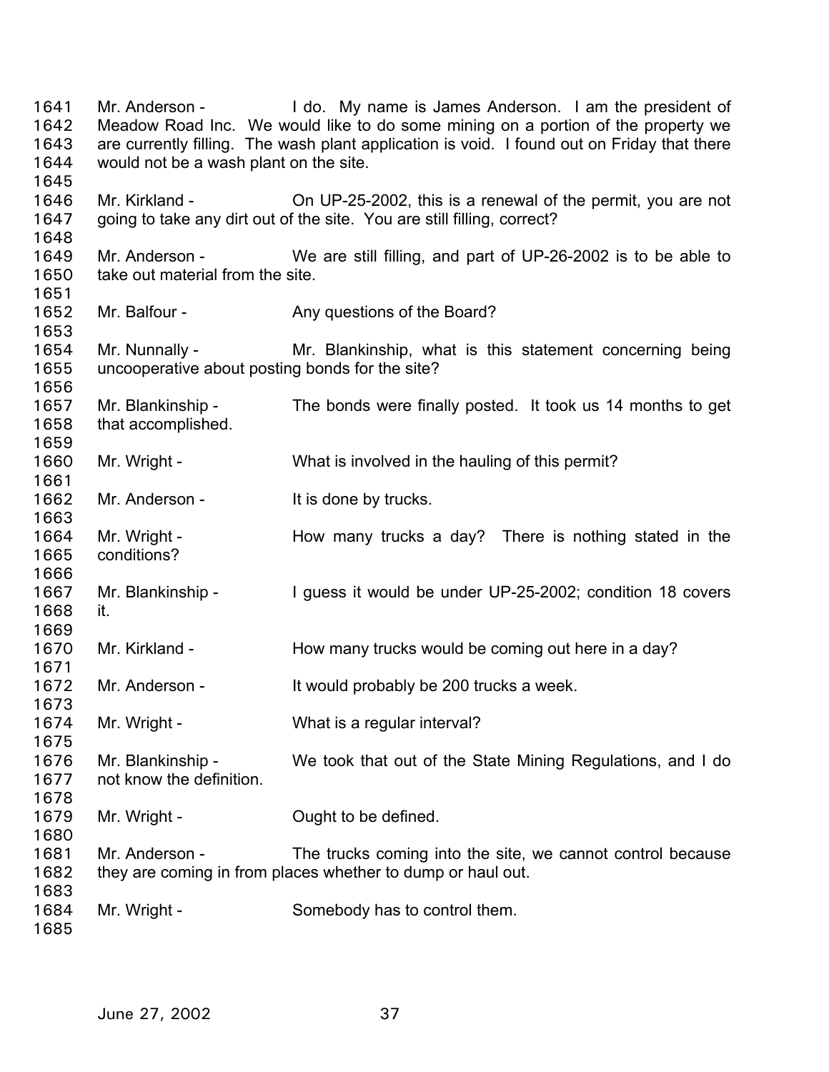Mr. Anderson - I do. My name is James Anderson. I am the president of Meadow Road Inc. We would like to do some mining on a portion of the property we are currently filling. The wash plant application is void. I found out on Friday that there would not be a wash plant on the site.

Mr. Kirkland - On UP-25-2002, this is a renewal of the permit, you are not going to take any dirt out of the site. You are still filling, correct?

Mr. Anderson - We are still filling, and part of UP-26-2002 is to be able to take out material from the site.

Mr. Balfour - Any questions of the Board?

Mr. Nunnally - Mr. Blankinship, what is this statement concerning being uncooperative about posting bonds for the site?

Mr. Blankinship - The bonds were finally posted. It took us 14 months to get that accomplished.

Mr. Wright - What is involved in the hauling of this permit?

Mr. Anderson - It is done by trucks.

Mr. Wright - How many trucks a day? There is nothing stated in the conditions?

Mr. Blankinship - I guess it would be under UP-25-2002; condition 18 covers it.

Mr. Kirkland - How many trucks would be coming out here in a day?

Mr. Anderson - It would probably be 200 trucks a week.

Mr. Wright - What is a regular interval?

Mr. Blankinship - We took that out of the State Mining Regulations, and I do not know the definition.

Mr. Wright - Ought to be defined.

Mr. Anderson - The trucks coming into the site, we cannot control because they are coming in from places whether to dump or haul out.

Mr. Wright - Somebody has to control them.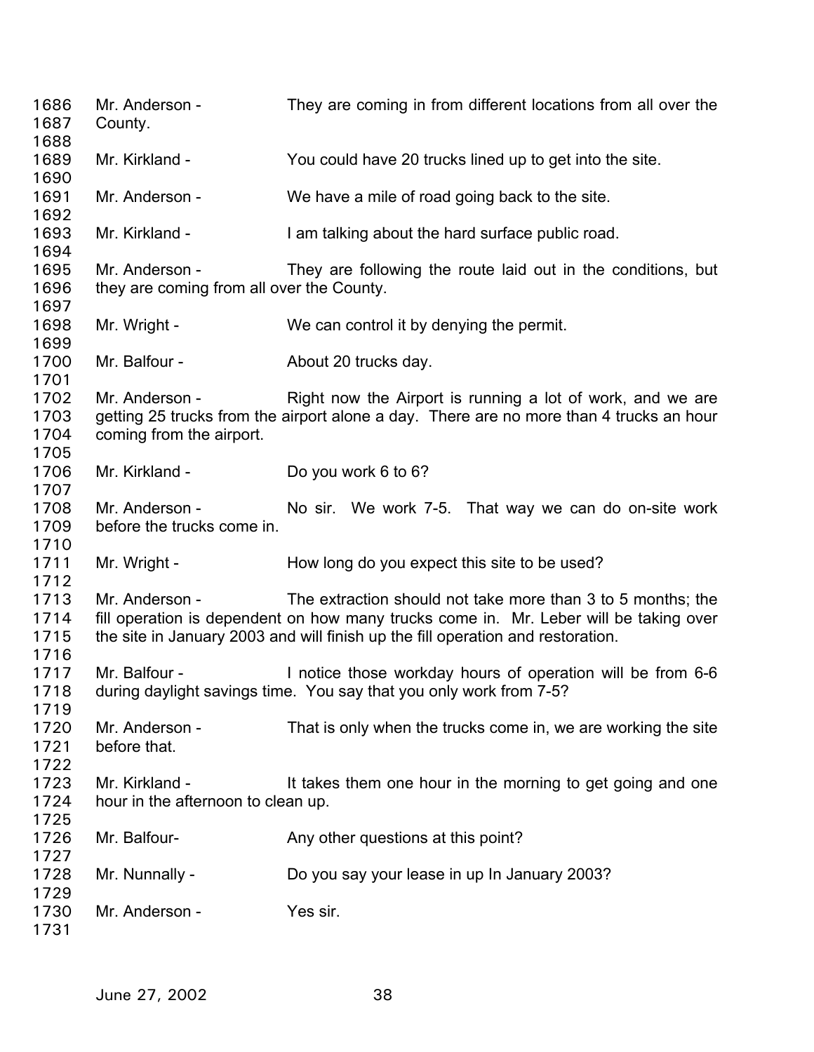1686 Mr. Anderson - They are coming in from different locations from all over the
1687 County.
1688
1689 Mr. Kirkland - You could have 20 trucks lined up to get into the site.
1690
1691 Mr. Anderson - We have a mile of road going back to the site.
1692
1693 Mr. Kirkland - I am talking about the hard surface public road.
1694
1695 Mr. Anderson - They are following the route laid out in the conditions, but
1696 they are coming from all over the County.
1697
1698 Mr. Wright - We can control it by denying the permit.
1699
1700 Mr. Balfour - About 20 trucks day.
1701
1702 Mr. Anderson - Right now the Airport is running a lot of work, and we are
1703 getting 25 trucks from the airport alone a day. There are no more than 4 trucks an hour
1704 coming from the airport.
1705
1706 Mr. Kirkland - Do you work 6 to 6?
1707
1708 Mr. Anderson - No sir. We work 7-5. That way we can do on-site work
1709 before the trucks come in.
1710
1711 Mr. Wright - How long do you expect this site to be used?
1712
1713 Mr. Anderson - The extraction should not take more than 3 to 5 months; the
1714 fill operation is dependent on how many trucks come in. Mr. Leber will be taking over
1715 the site in January 2003 and will finish up the fill operation and restoration.
1716
1717 Mr. Balfour - I notice those workday hours of operation will be from 6-6
1718 during daylight savings time. You say that you only work from 7-5?
1719
1720 Mr. Anderson - That is only when the trucks come in, we are working the site
1721 before that.
1722
1723 Mr. Kirkland - It takes them one hour in the morning to get going and one
1724 hour in the afternoon to clean up.
1725
1726 Mr. Balfour- Any other questions at this point?
1727
1728 Mr. Nunnally - Do you say your lease in up In January 2003?
1729
1730 Mr. Anderson - Yes sir.
1731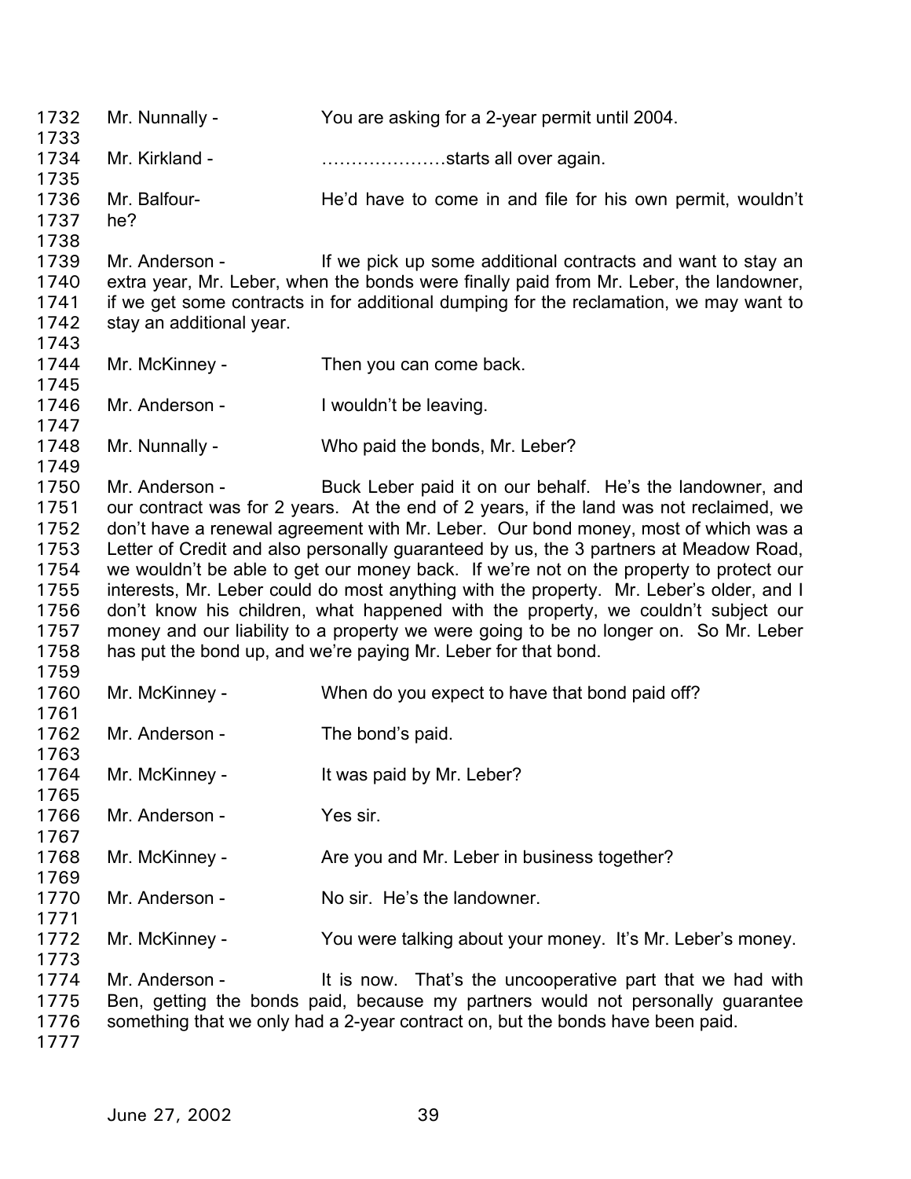1732 Mr. Nunnally - You are asking for a 2-year permit until 2004.

1734 Mr. Kirkland - …………………starts all over again.

1736 Mr. Balfour- He'd have to come in and file for his own permit, wouldn't
1737 he?

1739 Mr. Anderson - If we pick up some additional contracts and want to stay an
1740 extra year, Mr. Leber, when the bonds were finally paid from Mr. Leber, the landowner,
1741 if we get some contracts in for additional dumping for the reclamation, we may want to
1742 stay an additional year.

1744 Mr. McKinney - Then you can come back.

1746 Mr. Anderson - I wouldn't be leaving.

1748 Mr. Nunnally - Who paid the bonds, Mr. Leber?

1750 Mr. Anderson - Buck Leber paid it on our behalf. He's the landowner, and
1751 our contract was for 2 years. At the end of 2 years, if the land was not reclaimed, we
1752 don't have a renewal agreement with Mr. Leber. Our bond money, most of which was a
1753 Letter of Credit and also personally guaranteed by us, the 3 partners at Meadow Road,
1754 we wouldn't be able to get our money back. If we're not on the property to protect our
1755 interests, Mr. Leber could do most anything with the property. Mr. Leber's older, and I
1756 don't know his children, what happened with the property, we couldn't subject our
1757 money and our liability to a property we were going to be no longer on. So Mr. Leber
1758 has put the bond up, and we're paying Mr. Leber for that bond.

1760 Mr. McKinney - When do you expect to have that bond paid off?

1762 Mr. Anderson - The bond's paid.

1764 Mr. McKinney - It was paid by Mr. Leber?

1766 Mr. Anderson - Yes sir.

1768 Mr. McKinney - Are you and Mr. Leber in business together?

1770 Mr. Anderson - No sir. He's the landowner.

1772 Mr. McKinney - You were talking about your money. It's Mr. Leber's money.

1774 Mr. Anderson - It is now. That's the uncooperative part that we had with
1775 Ben, getting the bonds paid, because my partners would not personally guarantee
1776 something that we only had a 2-year contract on, but the bonds have been paid.

1777

June 27, 2002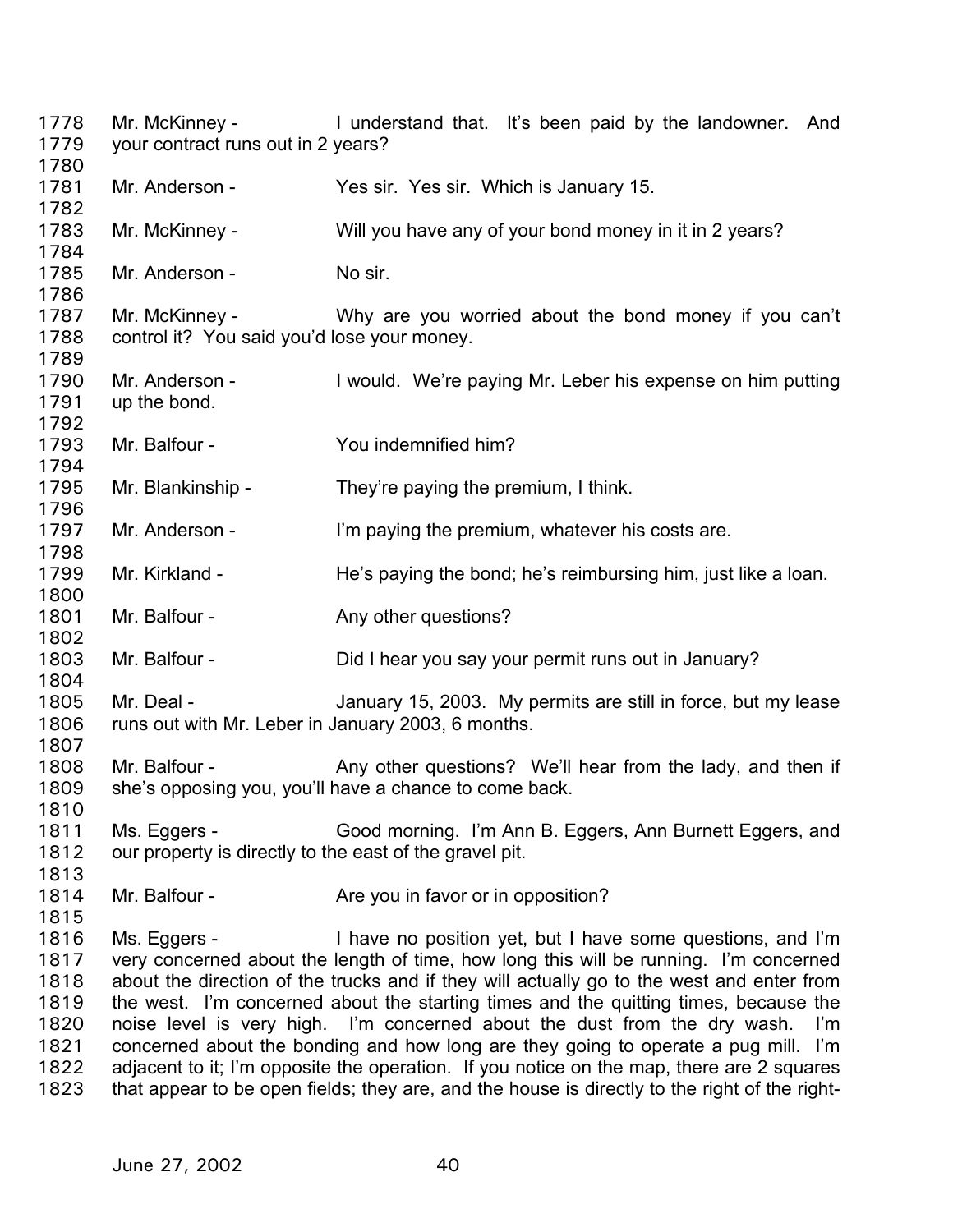1778 Mr. McKinney - I understand that. It's been paid by the landowner. And
1779 your contract runs out in 2 years?
1780
1781 Mr. Anderson - Yes sir. Yes sir. Which is January 15.
1782
1783 Mr. McKinney - Will you have any of your bond money in it in 2 years?
1784
1785 Mr. Anderson - No sir.
1786
1787 Mr. McKinney - Why are you worried about the bond money if you can't
1788 control it? You said you'd lose your money.
1789
1790 Mr. Anderson - I would. We're paying Mr. Leber his expense on him putting
1791 up the bond.
1792
1793 Mr. Balfour - You indemnified him?
1794
1795 Mr. Blankinship - They're paying the premium, I think.
1796
1797 Mr. Anderson - I'm paying the premium, whatever his costs are.
1798
1799 Mr. Kirkland - He's paying the bond; he's reimbursing him, just like a loan.
1800
1801 Mr. Balfour - Any other questions?
1802
1803 Mr. Balfour - Did I hear you say your permit runs out in January?
1804
1805 Mr. Deal - January 15, 2003. My permits are still in force, but my lease
1806 runs out with Mr. Leber in January 2003, 6 months.
1807
1808 Mr. Balfour - Any other questions? We'll hear from the lady, and then if
1809 she's opposing you, you'll have a chance to come back.
1810
1811 Ms. Eggers - Good morning. I'm Ann B. Eggers, Ann Burnett Eggers, and
1812 our property is directly to the east of the gravel pit.
1813
1814 Mr. Balfour - Are you in favor or in opposition?
1815
1816 Ms. Eggers - I have no position yet, but I have some questions, and I'm
1817 very concerned about the length of time, how long this will be running. I'm concerned
1818 about the direction of the trucks and if they will actually go to the west and enter from
1819 the west. I'm concerned about the starting times and the quitting times, because the
1820 noise level is very high. I'm concerned about the dust from the dry wash. I'm
1821 concerned about the bonding and how long are they going to operate a pug mill. I'm
1822 adjacent to it; I'm opposite the operation. If you notice on the map, there are 2 squares
1823 that appear to be open fields; they are, and the house is directly to the right of the right-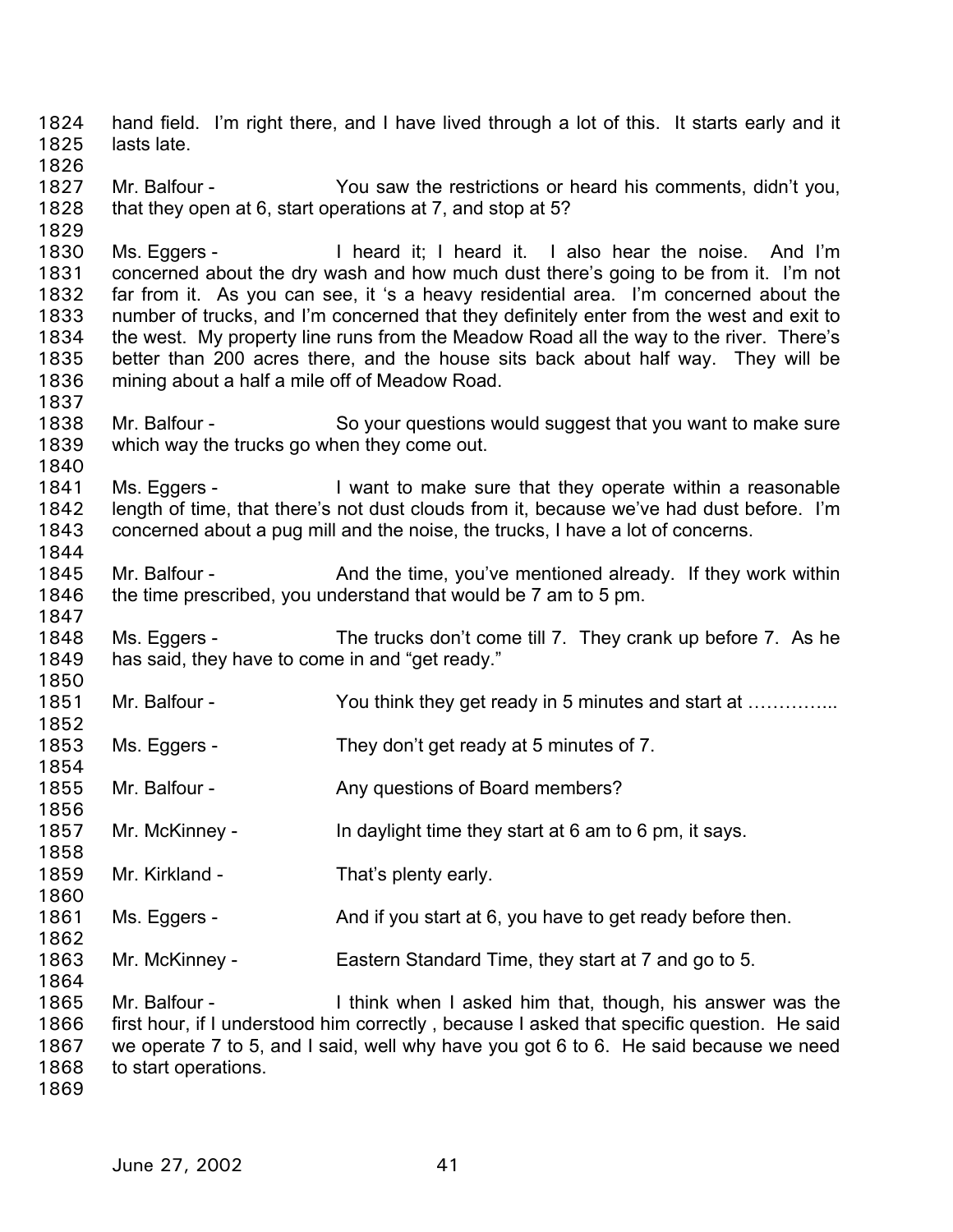1824 hand field. I'm right there, and I have lived through a lot of this. It starts early and it
1825 lasts late.
1826
1827 Mr. Balfour - You saw the restrictions or heard his comments, didn't you,
1828 that they open at 6, start operations at 7, and stop at 5?
1829
1830 Ms. Eggers - I heard it; I heard it. I also hear the noise. And I'm
1831 concerned about the dry wash and how much dust there's going to be from it. I'm not
1832 far from it. As you can see, it 's a heavy residential area. I'm concerned about the
1833 number of trucks, and I'm concerned that they definitely enter from the west and exit to
1834 the west. My property line runs from the Meadow Road all the way to the river. There's
1835 better than 200 acres there, and the house sits back about half way. They will be
1836 mining about a half a mile off of Meadow Road.
1837
1838 Mr. Balfour - So your questions would suggest that you want to make sure
1839 which way the trucks go when they come out.
1840
1841 Ms. Eggers - I want to make sure that they operate within a reasonable
1842 length of time, that there's not dust clouds from it, because we've had dust before. I'm
1843 concerned about a pug mill and the noise, the trucks, I have a lot of concerns.
1844
1845 Mr. Balfour - And the time, you've mentioned already. If they work within
1846 the time prescribed, you understand that would be 7 am to 5 pm.
1847
1848 Ms. Eggers - The trucks don't come till 7. They crank up before 7. As he
1849 has said, they have to come in and "get ready."
1850
1851 Mr. Balfour - You think they get ready in 5 minutes and start at …………...
1852
1853 Ms. Eggers - They don't get ready at 5 minutes of 7.
1854
1855 Mr. Balfour - Any questions of Board members?
1856
1857 Mr. McKinney - In daylight time they start at 6 am to 6 pm, it says.
1858
1859 Mr. Kirkland - That's plenty early.
1860
1861 Ms. Eggers - And if you start at 6, you have to get ready before then.
1862
1863 Mr. McKinney - Eastern Standard Time, they start at 7 and go to 5.
1864
1865 Mr. Balfour - I think when I asked him that, though, his answer was the
1866 first hour, if I understood him correctly , because I asked that specific question. He said
1867 we operate 7 to 5, and I said, well why have you got 6 to 6. He said because we need
1868 to start operations.
1869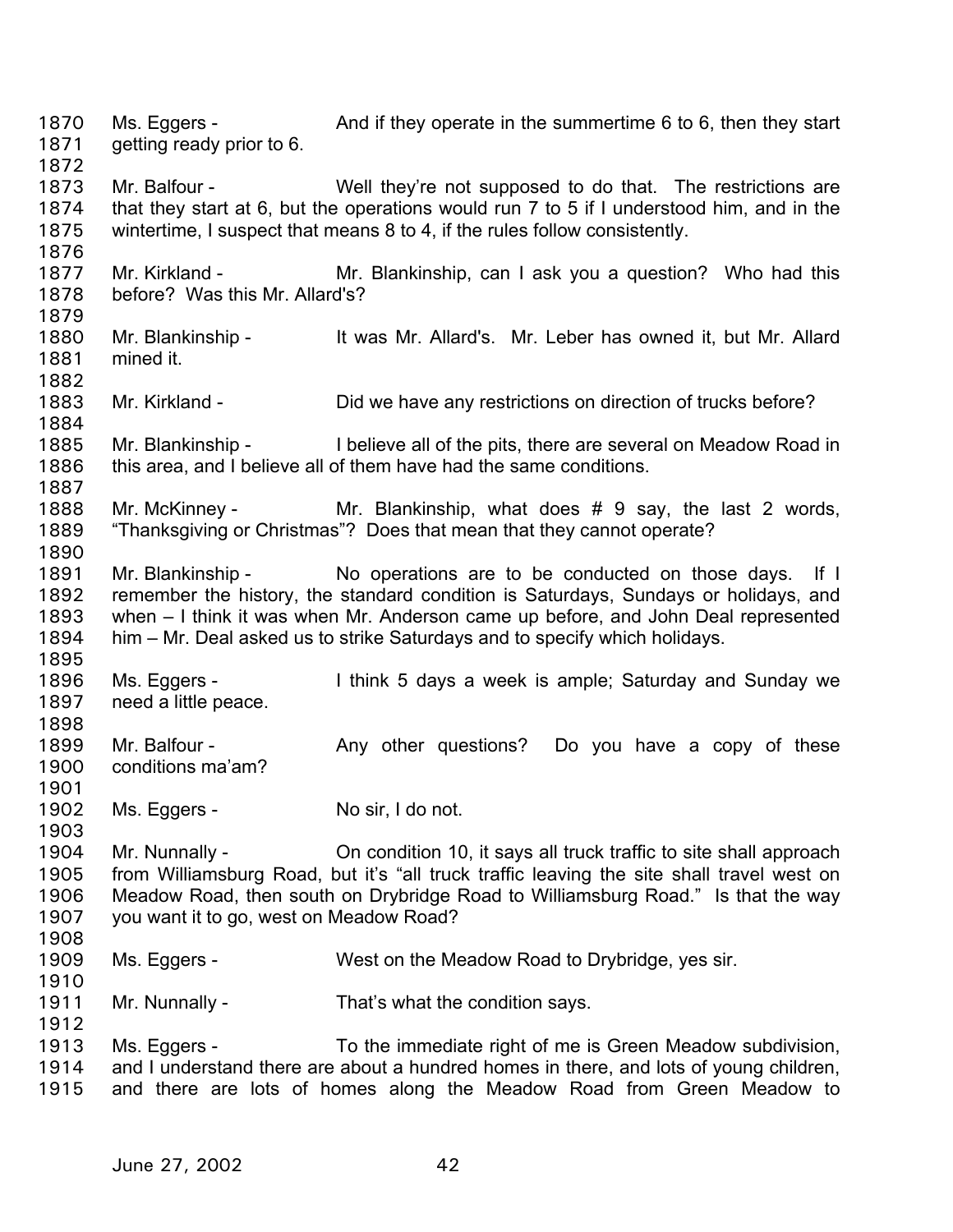1870 Ms. Eggers - And if they operate in the summertime 6 to 6, then they start
1871 getting ready prior to 6.
1872
1873 Mr. Balfour - Well they're not supposed to do that. The restrictions are
1874 that they start at 6, but the operations would run 7 to 5 if I understood him, and in the
1875 wintertime, I suspect that means 8 to 4, if the rules follow consistently.
1876
1877 Mr. Kirkland - Mr. Blankinship, can I ask you a question? Who had this
1878 before? Was this Mr. Allard's?
1879
1880 Mr. Blankinship - It was Mr. Allard's. Mr. Leber has owned it, but Mr. Allard
1881 mined it.
1882
1883 Mr. Kirkland - Did we have any restrictions on direction of trucks before?
1884
1885 Mr. Blankinship - I believe all of the pits, there are several on Meadow Road in
1886 this area, and I believe all of them have had the same conditions.
1887
1888 Mr. McKinney - Mr. Blankinship, what does # 9 say, the last 2 words,
1889 "Thanksgiving or Christmas"? Does that mean that they cannot operate?
1890
1891 Mr. Blankinship - No operations are to be conducted on those days. If I
1892 remember the history, the standard condition is Saturdays, Sundays or holidays, and
1893 when – I think it was when Mr. Anderson came up before, and John Deal represented
1894 him – Mr. Deal asked us to strike Saturdays and to specify which holidays.
1895
1896 Ms. Eggers - I think 5 days a week is ample; Saturday and Sunday we
1897 need a little peace.
1898
1899 Mr. Balfour - Any other questions? Do you have a copy of these
1900 conditions ma'am?
1901
1902 Ms. Eggers - No sir, I do not.
1903
1904 Mr. Nunnally - On condition 10, it says all truck traffic to site shall approach
1905 from Williamsburg Road, but it's "all truck traffic leaving the site shall travel west on
1906 Meadow Road, then south on Drybridge Road to Williamsburg Road." Is that the way
1907 you want it to go, west on Meadow Road?
1908
1909 Ms. Eggers - West on the Meadow Road to Drybridge, yes sir.
1910
1911 Mr. Nunnally - That's what the condition says.
1912
1913 Ms. Eggers - To the immediate right of me is Green Meadow subdivision,
1914 and I understand there are about a hundred homes in there, and lots of young children,
1915 and there are lots of homes along the Meadow Road from Green Meadow to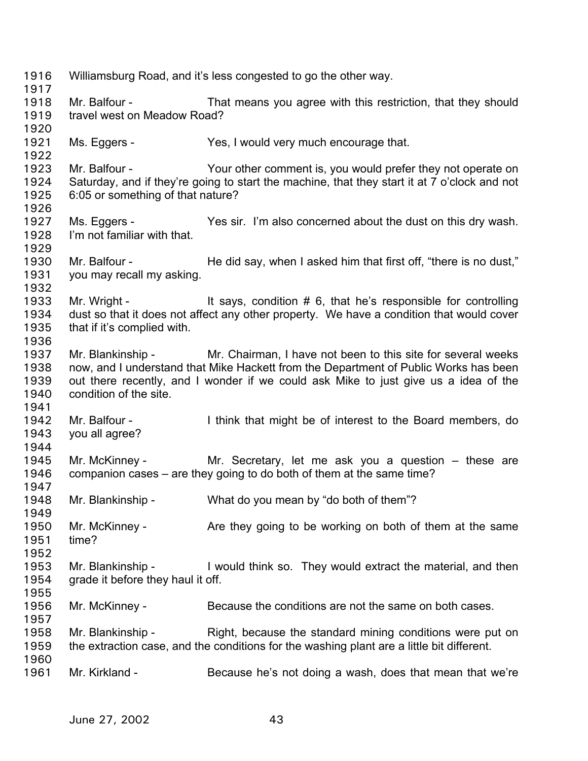Williamsburg Road, and it's less congested to go the other way.

Mr. Balfour - That means you agree with this restriction, that they should travel west on Meadow Road?

Ms. Eggers - Yes, I would very much encourage that.

Mr. Balfour - Your other comment is, you would prefer they not operate on Saturday, and if they're going to start the machine, that they start it at 7 o'clock and not 6:05 or something of that nature?

Ms. Eggers - Yes sir. I'm also concerned about the dust on this dry wash. I'm not familiar with that.

Mr. Balfour - He did say, when I asked him that first off, "there is no dust," you may recall my asking.

Mr. Wright - It says, condition # 6, that he's responsible for controlling dust so that it does not affect any other property. We have a condition that would cover that if it's complied with.

Mr. Blankinship - Mr. Chairman, I have not been to this site for several weeks now, and I understand that Mike Hackett from the Department of Public Works has been out there recently, and I wonder if we could ask Mike to just give us a idea of the condition of the site.

Mr. Balfour - I think that might be of interest to the Board members, do you all agree?

Mr. McKinney - Mr. Secretary, let me ask you a question – these are companion cases – are they going to do both of them at the same time?

Mr. Blankinship - What do you mean by "do both of them"?

Mr. McKinney - Are they going to be working on both of them at the same time?

Mr. Blankinship - I would think so. They would extract the material, and then grade it before they haul it off.

Mr. McKinney - Because the conditions are not the same on both cases.

Mr. Blankinship - Right, because the standard mining conditions were put on the extraction case, and the conditions for the washing plant are a little bit different.

Mr. Kirkland - Because he's not doing a wash, does that mean that we're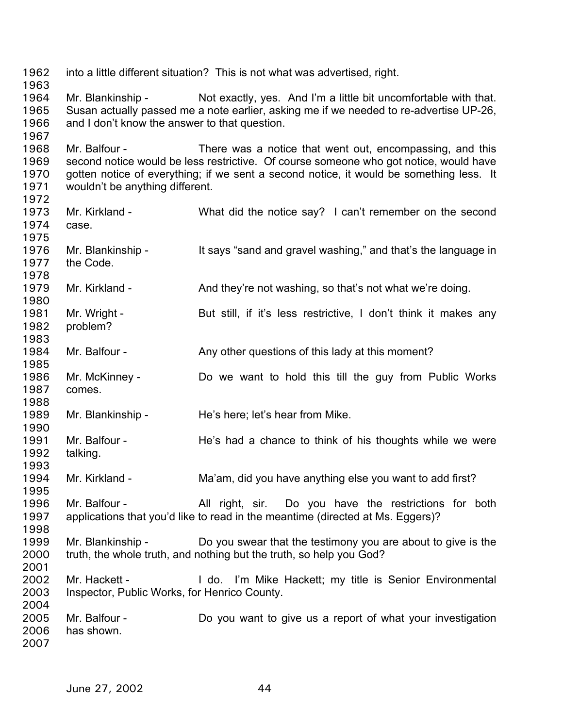into a little different situation? This is not what was advertised, right.

Mr. Blankinship - Not exactly, yes. And I'm a little bit uncomfortable with that. Susan actually passed me a note earlier, asking me if we needed to re-advertise UP-26, and I don't know the answer to that question.

Mr. Balfour - There was a notice that went out, encompassing, and this second notice would be less restrictive. Of course someone who got notice, would have gotten notice of everything; if we sent a second notice, it would be something less. It wouldn't be anything different.

Mr. Kirkland - What did the notice say? I can't remember on the second case.

Mr. Blankinship - It says "sand and gravel washing," and that's the language in the Code.

Mr. Kirkland - And they're not washing, so that's not what we're doing.

Mr. Wright - But still, if it's less restrictive, I don't think it makes any problem?

Mr. Balfour - Any other questions of this lady at this moment?

Mr. McKinney - Do we want to hold this till the guy from Public Works comes.

Mr. Blankinship - He's here; let's hear from Mike.

Mr. Balfour - He's had a chance to think of his thoughts while we were talking.

Mr. Kirkland - Ma'am, did you have anything else you want to add first?

Mr. Balfour - All right, sir. Do you have the restrictions for both applications that you'd like to read in the meantime (directed at Ms. Eggers)?

Mr. Blankinship - Do you swear that the testimony you are about to give is the truth, the whole truth, and nothing but the truth, so help you God?

Mr. Hackett - I do. I'm Mike Hackett; my title is Senior Environmental Inspector, Public Works, for Henrico County.

Mr. Balfour - Do you want to give us a report of what your investigation has shown.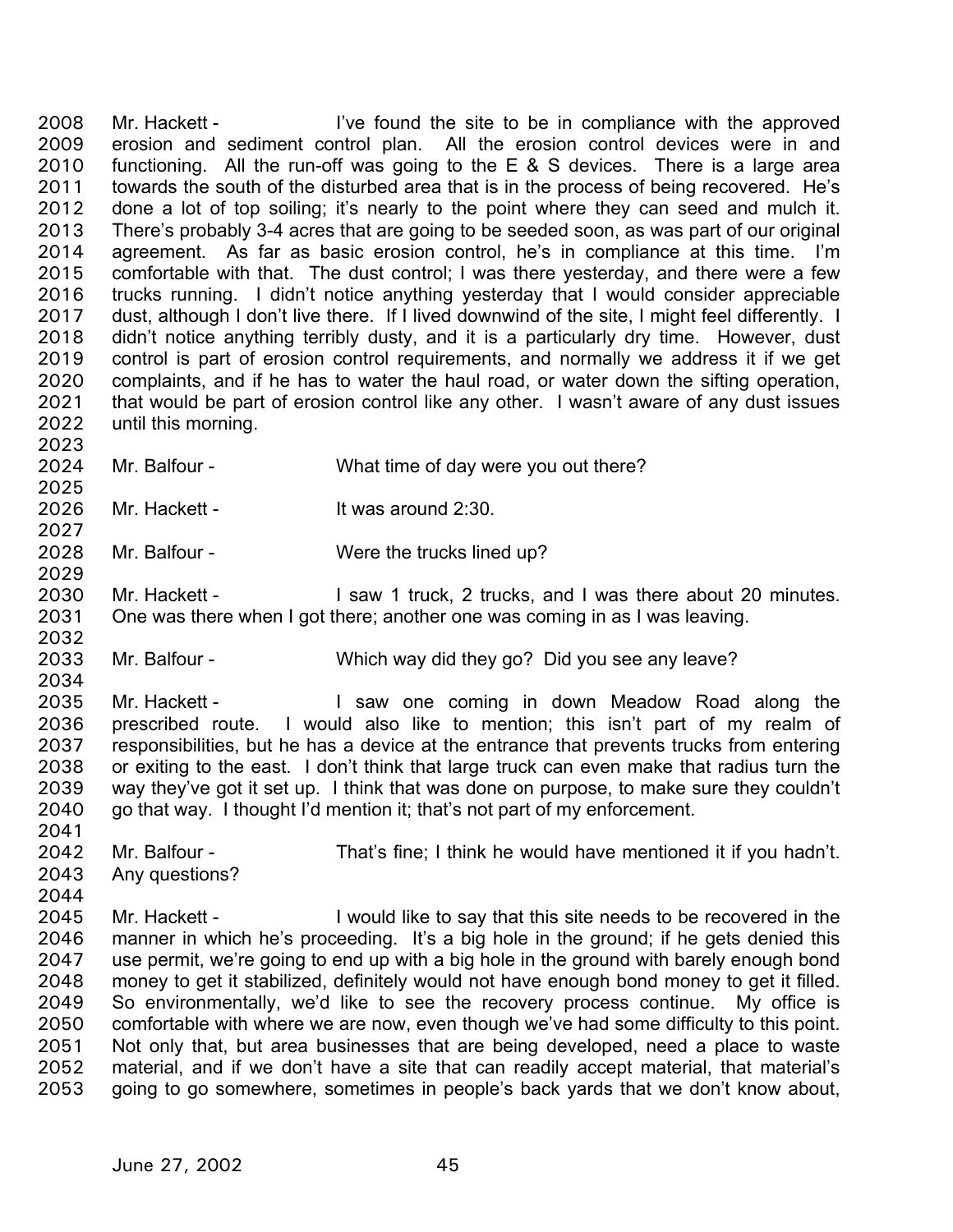Mr. Hackett - I've found the site to be in compliance with the approved erosion and sediment control plan. All the erosion control devices were in and functioning. All the run-off was going to the E & S devices. There is a large area towards the south of the disturbed area that is in the process of being recovered. He's done a lot of top soiling; it's nearly to the point where they can seed and mulch it. There's probably 3-4 acres that are going to be seeded soon, as was part of our original agreement. As far as basic erosion control, he's in compliance at this time. I'm comfortable with that. The dust control; I was there yesterday, and there were a few trucks running. I didn't notice anything yesterday that I would consider appreciable dust, although I don't live there. If I lived downwind of the site, I might feel differently. I didn't notice anything terribly dusty, and it is a particularly dry time. However, dust control is part of erosion control requirements, and normally we address it if we get complaints, and if he has to water the haul road, or water down the sifting operation, that would be part of erosion control like any other. I wasn't aware of any dust issues until this morning.

Mr. Balfour - What time of day were you out there?

Mr. Hackett - It was around 2:30.

Mr. Balfour - Were the trucks lined up?

Mr. Hackett - I saw 1 truck, 2 trucks, and I was there about 20 minutes. One was there when I got there; another one was coming in as I was leaving.

Mr. Balfour - Which way did they go? Did you see any leave?

Mr. Hackett - I saw one coming in down Meadow Road along the prescribed route. I would also like to mention; this isn't part of my realm of responsibilities, but he has a device at the entrance that prevents trucks from entering or exiting to the east. I don't think that large truck can even make that radius turn the way they've got it set up. I think that was done on purpose, to make sure they couldn't go that way. I thought I'd mention it; that's not part of my enforcement.

Mr. Balfour - That's fine; I think he would have mentioned it if you hadn't. Any questions?

Mr. Hackett - I would like to say that this site needs to be recovered in the manner in which he's proceeding. It's a big hole in the ground; if he gets denied this use permit, we're going to end up with a big hole in the ground with barely enough bond money to get it stabilized, definitely would not have enough bond money to get it filled. So environmentally, we'd like to see the recovery process continue. My office is comfortable with where we are now, even though we've had some difficulty to this point. Not only that, but area businesses that are being developed, need a place to waste material, and if we don't have a site that can readily accept material, that material's going to go somewhere, sometimes in people's back yards that we don't know about,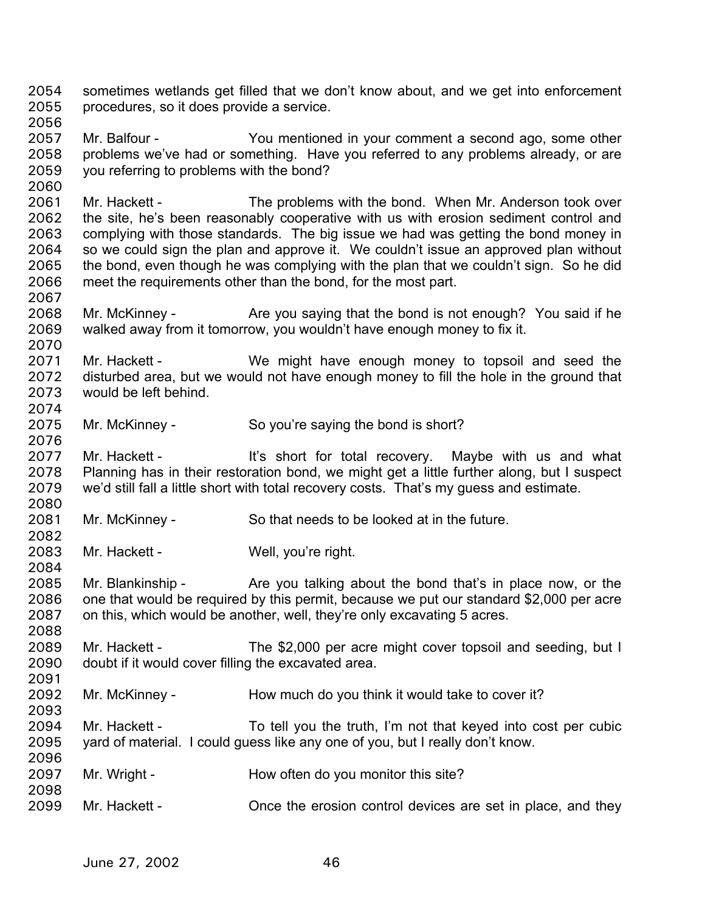sometimes wetlands get filled that we don't know about, and we get into enforcement procedures, so it does provide a service.

Mr. Balfour - You mentioned in your comment a second ago, some other problems we've had or something. Have you referred to any problems already, or are you referring to problems with the bond?

Mr. Hackett - The problems with the bond. When Mr. Anderson took over the site, he's been reasonably cooperative with us with erosion sediment control and complying with those standards. The big issue we had was getting the bond money in so we could sign the plan and approve it. We couldn't issue an approved plan without the bond, even though he was complying with the plan that we couldn't sign. So he did meet the requirements other than the bond, for the most part.

Mr. McKinney - Are you saying that the bond is not enough? You said if he walked away from it tomorrow, you wouldn't have enough money to fix it.

Mr. Hackett - We might have enough money to topsoil and seed the disturbed area, but we would not have enough money to fill the hole in the ground that would be left behind.

Mr. McKinney - So you're saying the bond is short?

Mr. Hackett - It's short for total recovery. Maybe with us and what Planning has in their restoration bond, we might get a little further along, but I suspect we'd still fall a little short with total recovery costs. That's my guess and estimate.

Mr. McKinney - So that needs to be looked at in the future.

Mr. Hackett - Well, you're right.

Mr. Blankinship - Are you talking about the bond that's in place now, or the one that would be required by this permit, because we put our standard $2,000 per acre on this, which would be another, well, they're only excavating 5 acres.

Mr. Hackett - The $2,000 per acre might cover topsoil and seeding, but I doubt if it would cover filling the excavated area.

Mr. McKinney - How much do you think it would take to cover it?

Mr. Hackett - To tell you the truth, I'm not that keyed into cost per cubic yard of material. I could guess like any one of you, but I really don't know.

Mr. Wright - How often do you monitor this site?

Mr. Hackett - Once the erosion control devices are set in place, and they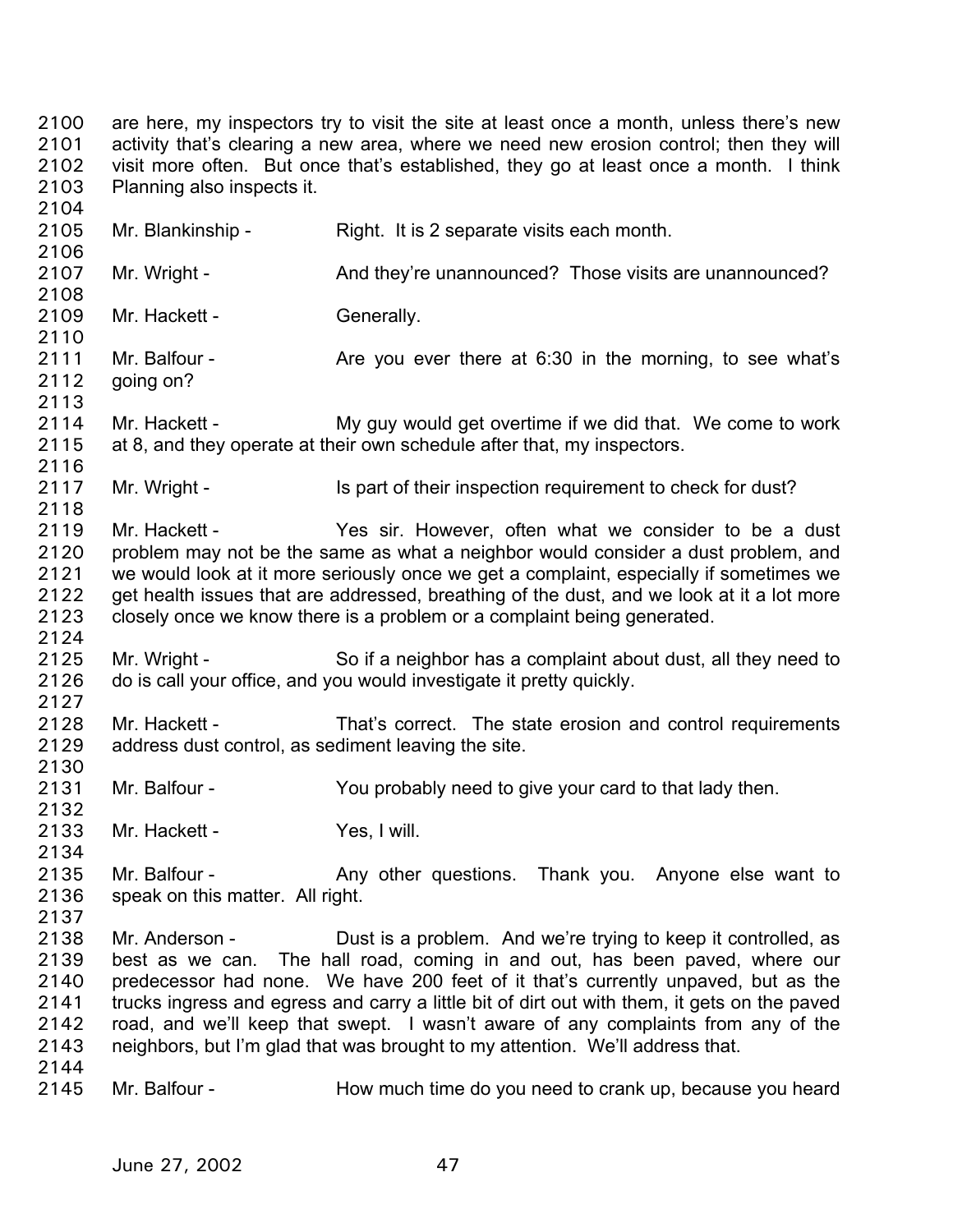are here, my inspectors try to visit the site at least once a month, unless there's new activity that's clearing a new area, where we need new erosion control; then they will visit more often. But once that's established, they go at least once a month. I think Planning also inspects it.

Mr. Blankinship - Right. It is 2 separate visits each month.

Mr. Wright - And they're unannounced? Those visits are unannounced?

Mr. Hackett - Generally.

Mr. Balfour - Are you ever there at 6:30 in the morning, to see what's going on?

Mr. Hackett - My guy would get overtime if we did that. We come to work at 8, and they operate at their own schedule after that, my inspectors.

Mr. Wright - Is part of their inspection requirement to check for dust?

Mr. Hackett - Yes sir. However, often what we consider to be a dust problem may not be the same as what a neighbor would consider a dust problem, and we would look at it more seriously once we get a complaint, especially if sometimes we get health issues that are addressed, breathing of the dust, and we look at it a lot more closely once we know there is a problem or a complaint being generated.

Mr. Wright - So if a neighbor has a complaint about dust, all they need to do is call your office, and you would investigate it pretty quickly.

Mr. Hackett - That's correct. The state erosion and control requirements address dust control, as sediment leaving the site.

Mr. Balfour - You probably need to give your card to that lady then.

Mr. Hackett - Yes, I will.

Mr. Balfour - Any other questions. Thank you. Anyone else want to speak on this matter. All right.

Mr. Anderson - Dust is a problem. And we're trying to keep it controlled, as best as we can. The hall road, coming in and out, has been paved, where our predecessor had none. We have 200 feet of it that's currently unpaved, but as the trucks ingress and egress and carry a little bit of dirt out with them, it gets on the paved road, and we'll keep that swept. I wasn't aware of any complaints from any of the neighbors, but I'm glad that was brought to my attention. We'll address that.

Mr. Balfour - How much time do you need to crank up, because you heard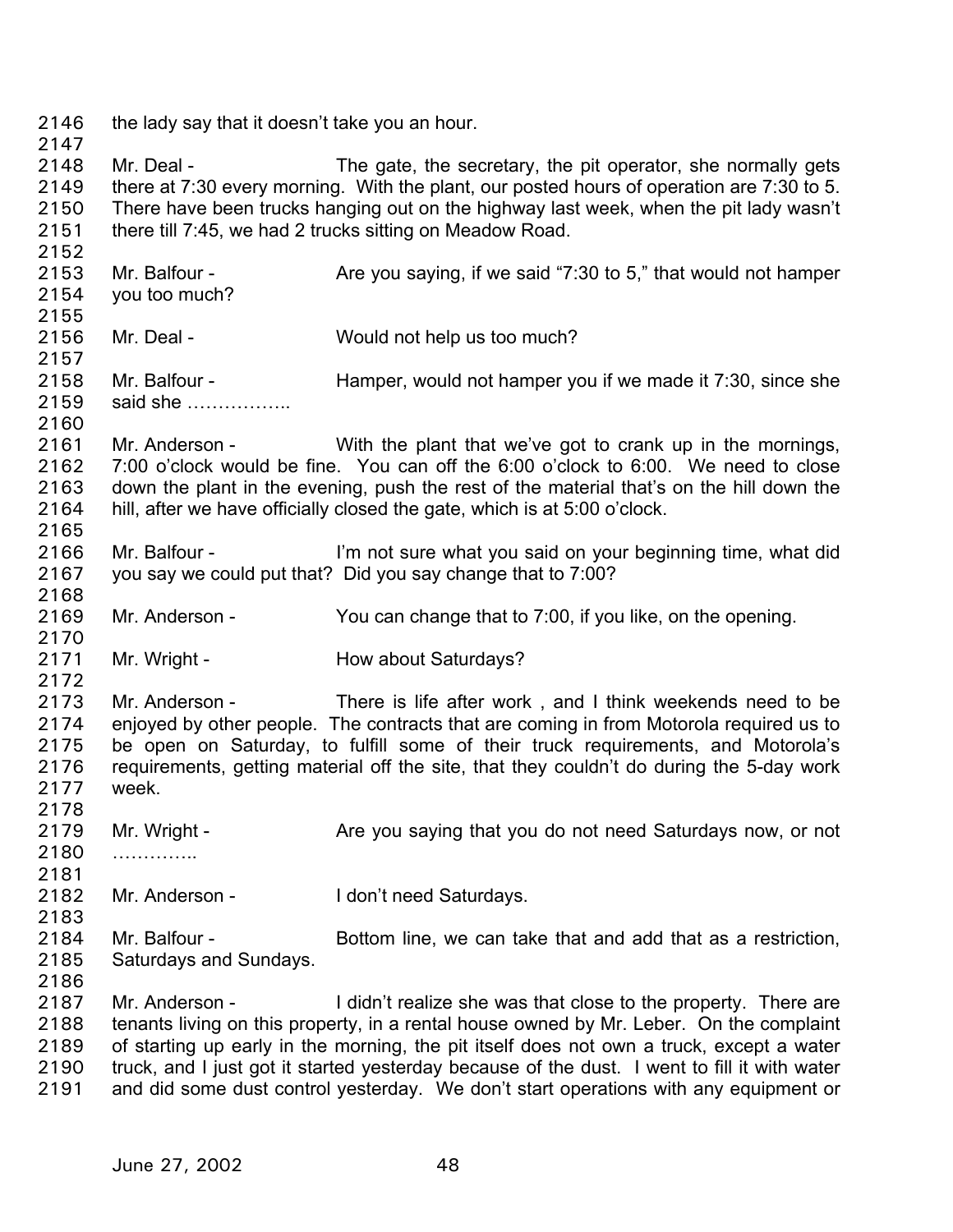2146 the lady say that it doesn't take you an hour.

2147

2148 Mr. Deal - The gate, the secretary, the pit operator, she normally gets
2149 there at 7:30 every morning. With the plant, our posted hours of operation are 7:30 to 5.
2150 There have been trucks hanging out on the highway last week, when the pit lady wasn't
2151 there till 7:45, we had 2 trucks sitting on Meadow Road.

2152

2153 Mr. Balfour - Are you saying, if we said "7:30 to 5," that would not hamper
2154 you too much?

2155

2156 Mr. Deal - Would not help us too much?

2157

2158 Mr. Balfour - Hamper, would not hamper you if we made it 7:30, since she
2159 said she ……………..

2160

2161 Mr. Anderson - With the plant that we've got to crank up in the mornings,
2162 7:00 o'clock would be fine. You can off the 6:00 o'clock to 6:00. We need to close
2163 down the plant in the evening, push the rest of the material that's on the hill down the
2164 hill, after we have officially closed the gate, which is at 5:00 o'clock.

2165

2166 Mr. Balfour - I'm not sure what you said on your beginning time, what did
2167 you say we could put that? Did you say change that to 7:00?

2168

2169 Mr. Anderson - You can change that to 7:00, if you like, on the opening.

2170

2171 Mr. Wright - How about Saturdays?

2172

2173 Mr. Anderson - There is life after work , and I think weekends need to be
2174 enjoyed by other people. The contracts that are coming in from Motorola required us to
2175 be open on Saturday, to fulfill some of their truck requirements, and Motorola's
2176 requirements, getting material off the site, that they couldn't do during the 5-day work
2177 week.

2178

2179 Mr. Wright - Are you saying that you do not need Saturdays now, or not
2180 …………..

2181

2182 Mr. Anderson - I don't need Saturdays.

2183

2184 Mr. Balfour - Bottom line, we can take that and add that as a restriction,
2185 Saturdays and Sundays.

2186

2187 Mr. Anderson - I didn't realize she was that close to the property. There are
2188 tenants living on this property, in a rental house owned by Mr. Leber. On the complaint
2189 of starting up early in the morning, the pit itself does not own a truck, except a water
2190 truck, and I just got it started yesterday because of the dust. I went to fill it with water
2191 and did some dust control yesterday. We don't start operations with any equipment or

June 27, 2002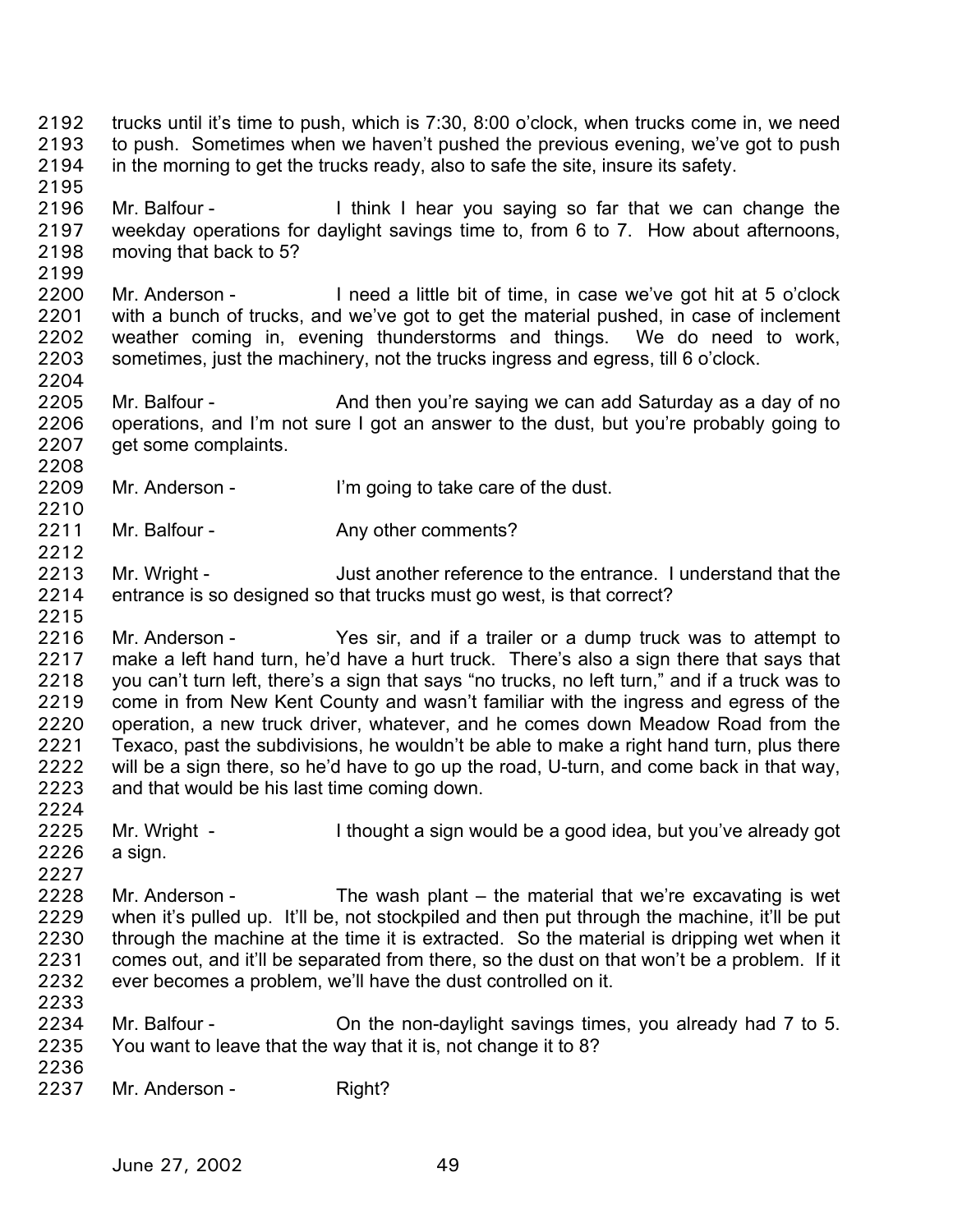trucks until it's time to push, which is 7:30, 8:00 o'clock, when trucks come in, we need to push. Sometimes when we haven't pushed the previous evening, we've got to push in the morning to get the trucks ready, also to safe the site, insure its safety.

Mr. Balfour - I think I hear you saying so far that we can change the weekday operations for daylight savings time to, from 6 to 7. How about afternoons, moving that back to 5?

Mr. Anderson - I need a little bit of time, in case we've got hit at 5 o'clock with a bunch of trucks, and we've got to get the material pushed, in case of inclement weather coming in, evening thunderstorms and things. We do need to work, sometimes, just the machinery, not the trucks ingress and egress, till 6 o'clock.

Mr. Balfour - And then you're saying we can add Saturday as a day of no operations, and I'm not sure I got an answer to the dust, but you're probably going to get some complaints.

Mr. Anderson - I'm going to take care of the dust.

Mr. Balfour - Any other comments?

Mr. Wright - Just another reference to the entrance. I understand that the entrance is so designed so that trucks must go west, is that correct?

Mr. Anderson - Yes sir, and if a trailer or a dump truck was to attempt to make a left hand turn, he'd have a hurt truck. There's also a sign there that says that you can't turn left, there's a sign that says "no trucks, no left turn," and if a truck was to come in from New Kent County and wasn't familiar with the ingress and egress of the operation, a new truck driver, whatever, and he comes down Meadow Road from the Texaco, past the subdivisions, he wouldn't be able to make a right hand turn, plus there will be a sign there, so he'd have to go up the road, U-turn, and come back in that way, and that would be his last time coming down.

Mr. Wright - I thought a sign would be a good idea, but you've already got a sign.

Mr. Anderson - The wash plant – the material that we're excavating is wet when it's pulled up. It'll be, not stockpiled and then put through the machine, it'll be put through the machine at the time it is extracted. So the material is dripping wet when it comes out, and it'll be separated from there, so the dust on that won't be a problem. If it ever becomes a problem, we'll have the dust controlled on it.

Mr. Balfour - On the non-daylight savings times, you already had 7 to 5. You want to leave that the way that it is, not change it to 8?

Mr. Anderson - Right?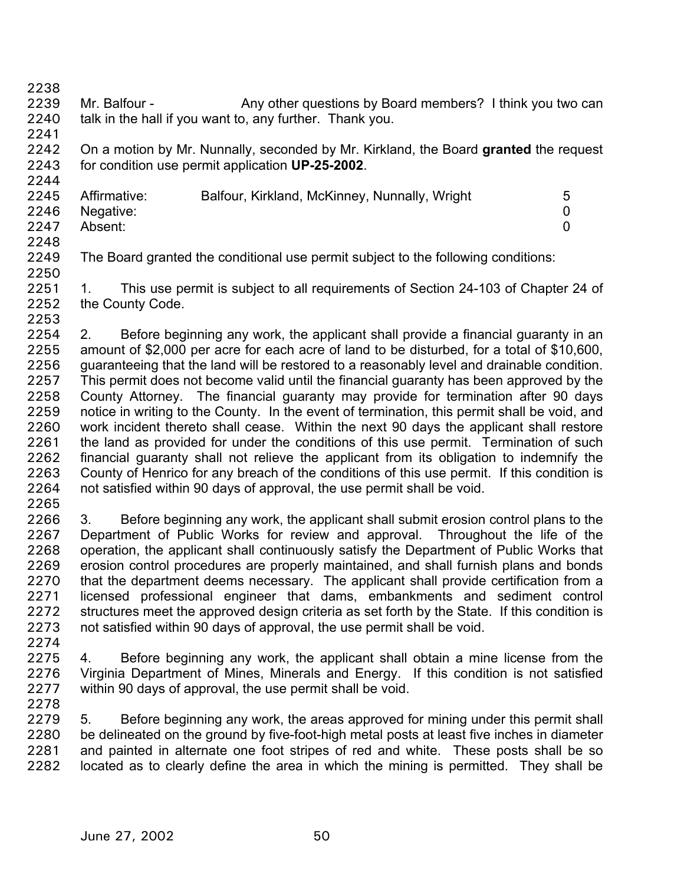Mr. Balfour - Any other questions by Board members? I think you two can talk in the hall if you want to, any further. Thank you.

On a motion by Mr. Nunnally, seconded by Mr. Kirkland, the Board **granted** the request for condition use permit application **UP-25-2002**.

| | | |
|---|---|---|
| Affirmative: | Balfour, Kirkland, McKinney, Nunnally, Wright | 5 |
| Negative: | | 0 |
| Absent: | | 0 |

The Board granted the conditional use permit subject to the following conditions:

1. This use permit is subject to all requirements of Section 24-103 of Chapter 24 of the County Code.

2. Before beginning any work, the applicant shall provide a financial guaranty in an amount of $2,000 per acre for each acre of land to be disturbed, for a total of $10,600, guaranteeing that the land will be restored to a reasonably level and drainable condition. This permit does not become valid until the financial guaranty has been approved by the County Attorney. The financial guaranty may provide for termination after 90 days notice in writing to the County. In the event of termination, this permit shall be void, and work incident thereto shall cease. Within the next 90 days the applicant shall restore the land as provided for under the conditions of this use permit. Termination of such financial guaranty shall not relieve the applicant from its obligation to indemnify the County of Henrico for any breach of the conditions of this use permit. If this condition is not satisfied within 90 days of approval, the use permit shall be void.

3. Before beginning any work, the applicant shall submit erosion control plans to the Department of Public Works for review and approval. Throughout the life of the operation, the applicant shall continuously satisfy the Department of Public Works that erosion control procedures are properly maintained, and shall furnish plans and bonds that the department deems necessary. The applicant shall provide certification from a licensed professional engineer that dams, embankments and sediment control structures meet the approved design criteria as set forth by the State. If this condition is not satisfied within 90 days of approval, the use permit shall be void.

4. Before beginning any work, the applicant shall obtain a mine license from the Virginia Department of Mines, Minerals and Energy. If this condition is not satisfied within 90 days of approval, the use permit shall be void.

5. Before beginning any work, the areas approved for mining under this permit shall be delineated on the ground by five-foot-high metal posts at least five inches in diameter and painted in alternate one foot stripes of red and white. These posts shall be so located as to clearly define the area in which the mining is permitted. They shall be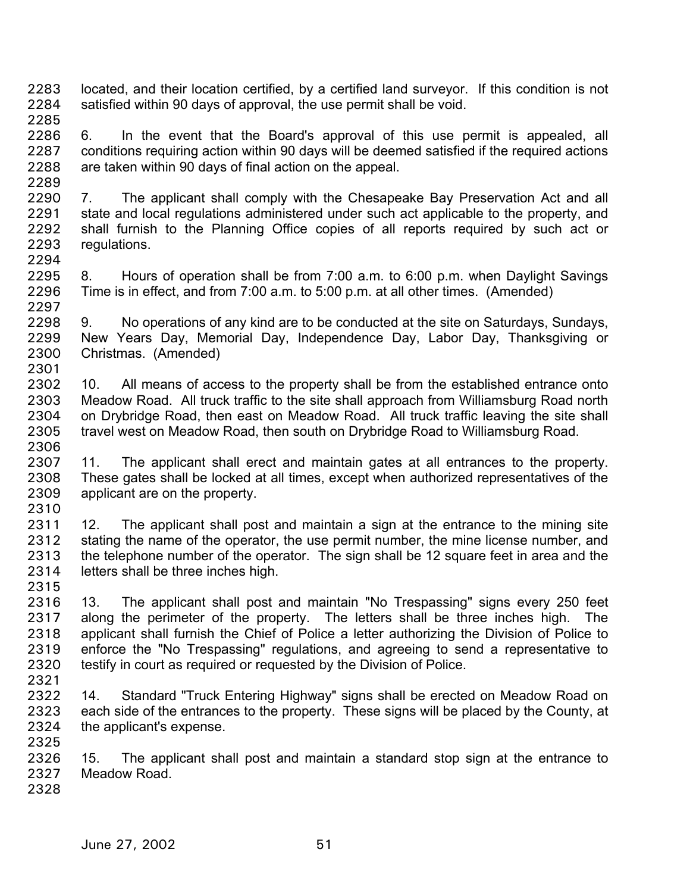located, and their location certified, by a certified land surveyor. If this condition is not satisfied within 90 days of approval, the use permit shall be void.

6. In the event that the Board's approval of this use permit is appealed, all conditions requiring action within 90 days will be deemed satisfied if the required actions are taken within 90 days of final action on the appeal.

7. The applicant shall comply with the Chesapeake Bay Preservation Act and all state and local regulations administered under such act applicable to the property, and shall furnish to the Planning Office copies of all reports required by such act or regulations.

8. Hours of operation shall be from 7:00 a.m. to 6:00 p.m. when Daylight Savings Time is in effect, and from 7:00 a.m. to 5:00 p.m. at all other times. (Amended)

9. No operations of any kind are to be conducted at the site on Saturdays, Sundays, New Years Day, Memorial Day, Independence Day, Labor Day, Thanksgiving or Christmas. (Amended)

10. All means of access to the property shall be from the established entrance onto Meadow Road. All truck traffic to the site shall approach from Williamsburg Road north on Drybridge Road, then east on Meadow Road. All truck traffic leaving the site shall travel west on Meadow Road, then south on Drybridge Road to Williamsburg Road.

11. The applicant shall erect and maintain gates at all entrances to the property. These gates shall be locked at all times, except when authorized representatives of the applicant are on the property.

12. The applicant shall post and maintain a sign at the entrance to the mining site stating the name of the operator, the use permit number, the mine license number, and the telephone number of the operator. The sign shall be 12 square feet in area and the letters shall be three inches high.

13. The applicant shall post and maintain "No Trespassing" signs every 250 feet along the perimeter of the property. The letters shall be three inches high. The applicant shall furnish the Chief of Police a letter authorizing the Division of Police to enforce the "No Trespassing" regulations, and agreeing to send a representative to testify in court as required or requested by the Division of Police.

14. Standard "Truck Entering Highway" signs shall be erected on Meadow Road on each side of the entrances to the property. These signs will be placed by the County, at the applicant's expense.

15. The applicant shall post and maintain a standard stop sign at the entrance to Meadow Road.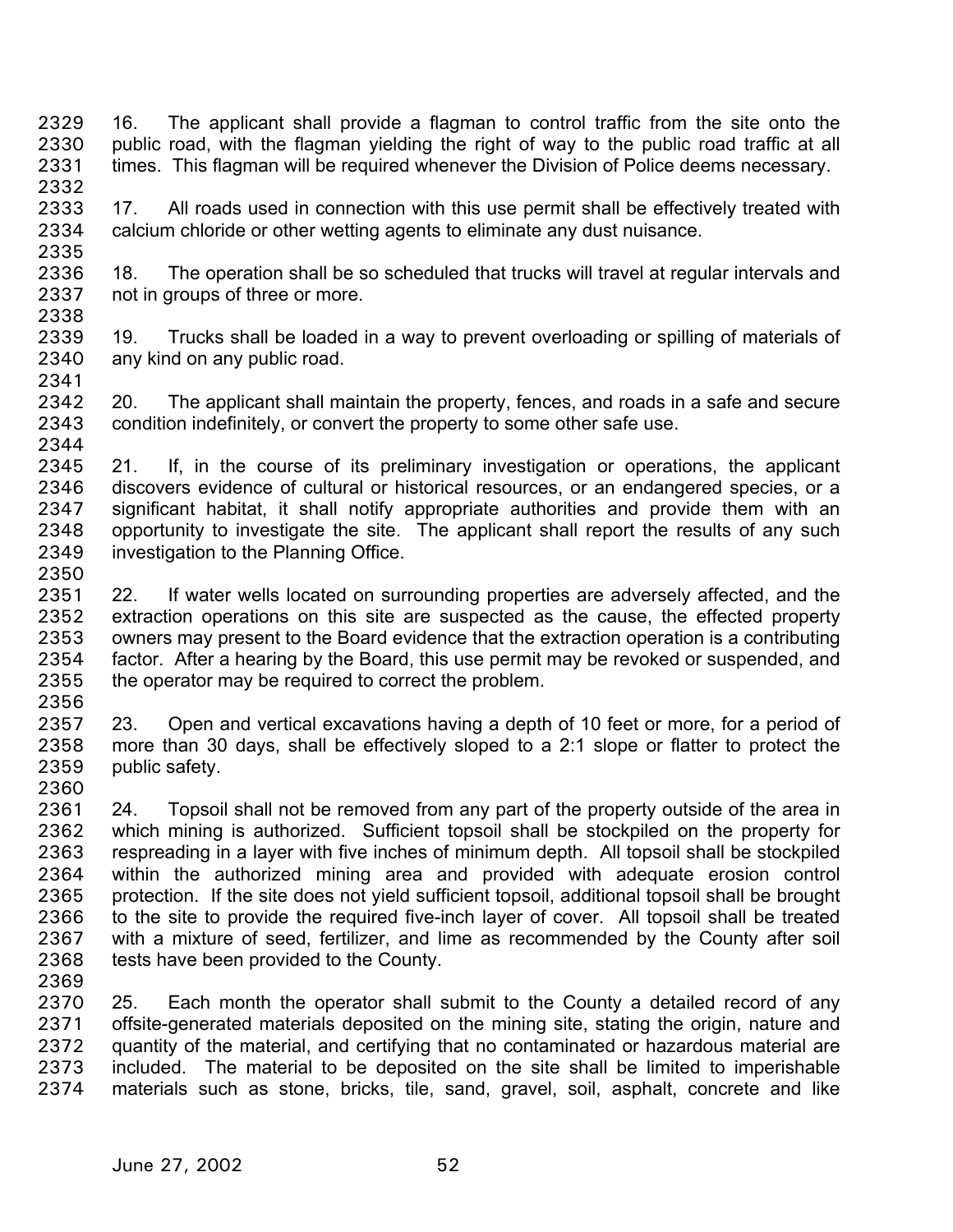16. The applicant shall provide a flagman to control traffic from the site onto the public road, with the flagman yielding the right of way to the public road traffic at all times. This flagman will be required whenever the Division of Police deems necessary.

17. All roads used in connection with this use permit shall be effectively treated with calcium chloride or other wetting agents to eliminate any dust nuisance.

18. The operation shall be so scheduled that trucks will travel at regular intervals and not in groups of three or more.

19. Trucks shall be loaded in a way to prevent overloading or spilling of materials of any kind on any public road.

20. The applicant shall maintain the property, fences, and roads in a safe and secure condition indefinitely, or convert the property to some other safe use.

21. If, in the course of its preliminary investigation or operations, the applicant discovers evidence of cultural or historical resources, or an endangered species, or a significant habitat, it shall notify appropriate authorities and provide them with an opportunity to investigate the site. The applicant shall report the results of any such investigation to the Planning Office.

22. If water wells located on surrounding properties are adversely affected, and the extraction operations on this site are suspected as the cause, the effected property owners may present to the Board evidence that the extraction operation is a contributing factor. After a hearing by the Board, this use permit may be revoked or suspended, and the operator may be required to correct the problem.

23. Open and vertical excavations having a depth of 10 feet or more, for a period of more than 30 days, shall be effectively sloped to a 2:1 slope or flatter to protect the public safety.

24. Topsoil shall not be removed from any part of the property outside of the area in which mining is authorized. Sufficient topsoil shall be stockpiled on the property for respreading in a layer with five inches of minimum depth. All topsoil shall be stockpiled within the authorized mining area and provided with adequate erosion control protection. If the site does not yield sufficient topsoil, additional topsoil shall be brought to the site to provide the required five-inch layer of cover. All topsoil shall be treated with a mixture of seed, fertilizer, and lime as recommended by the County after soil tests have been provided to the County.

25. Each month the operator shall submit to the County a detailed record of any offsite-generated materials deposited on the mining site, stating the origin, nature and quantity of the material, and certifying that no contaminated or hazardous material are included. The material to be deposited on the site shall be limited to imperishable materials such as stone, bricks, tile, sand, gravel, soil, asphalt, concrete and like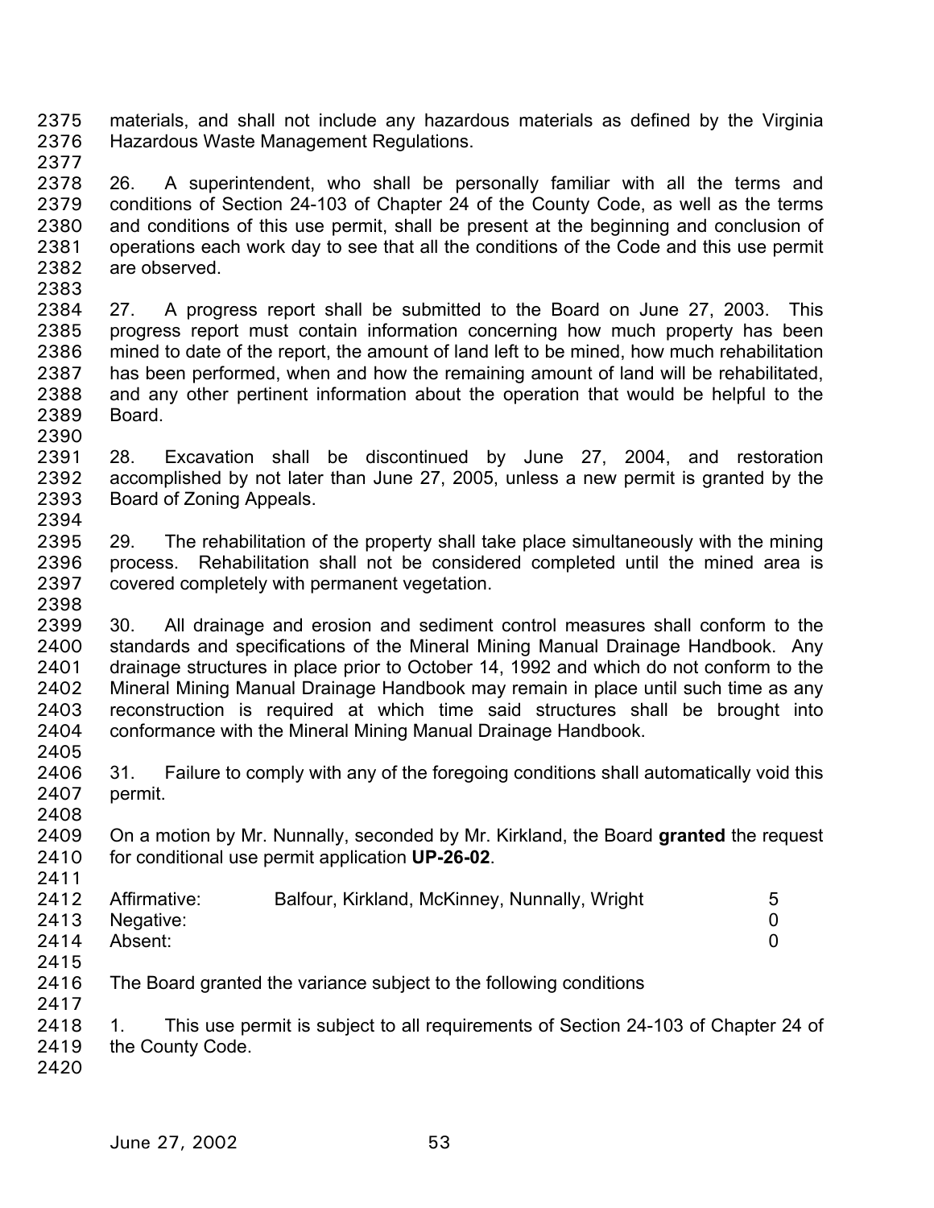materials, and shall not include any hazardous materials as defined by the Virginia Hazardous Waste Management Regulations.

26. A superintendent, who shall be personally familiar with all the terms and conditions of Section 24-103 of Chapter 24 of the County Code, as well as the terms and conditions of this use permit, shall be present at the beginning and conclusion of operations each work day to see that all the conditions of the Code and this use permit are observed.

27. A progress report shall be submitted to the Board on June 27, 2003. This progress report must contain information concerning how much property has been mined to date of the report, the amount of land left to be mined, how much rehabilitation has been performed, when and how the remaining amount of land will be rehabilitated, and any other pertinent information about the operation that would be helpful to the Board.

28. Excavation shall be discontinued by June 27, 2004, and restoration accomplished by not later than June 27, 2005, unless a new permit is granted by the Board of Zoning Appeals.

29. The rehabilitation of the property shall take place simultaneously with the mining process. Rehabilitation shall not be considered completed until the mined area is covered completely with permanent vegetation.

30. All drainage and erosion and sediment control measures shall conform to the standards and specifications of the Mineral Mining Manual Drainage Handbook. Any drainage structures in place prior to October 14, 1992 and which do not conform to the Mineral Mining Manual Drainage Handbook may remain in place until such time as any reconstruction is required at which time said structures shall be brought into conformance with the Mineral Mining Manual Drainage Handbook.

31. Failure to comply with any of the foregoing conditions shall automatically void this permit.

On a motion by Mr. Nunnally, seconded by Mr. Kirkland, the Board **granted** the request for conditional use permit application **UP-26-02**.

| | | |
|---|---|---|
| Affirmative: | Balfour, Kirkland, McKinney, Nunnally, Wright | 5 |
| Negative: | | 0 |
| Absent: | | 0 |

The Board granted the variance subject to the following conditions

1. This use permit is subject to all requirements of Section 24-103 of Chapter 24 of the County Code.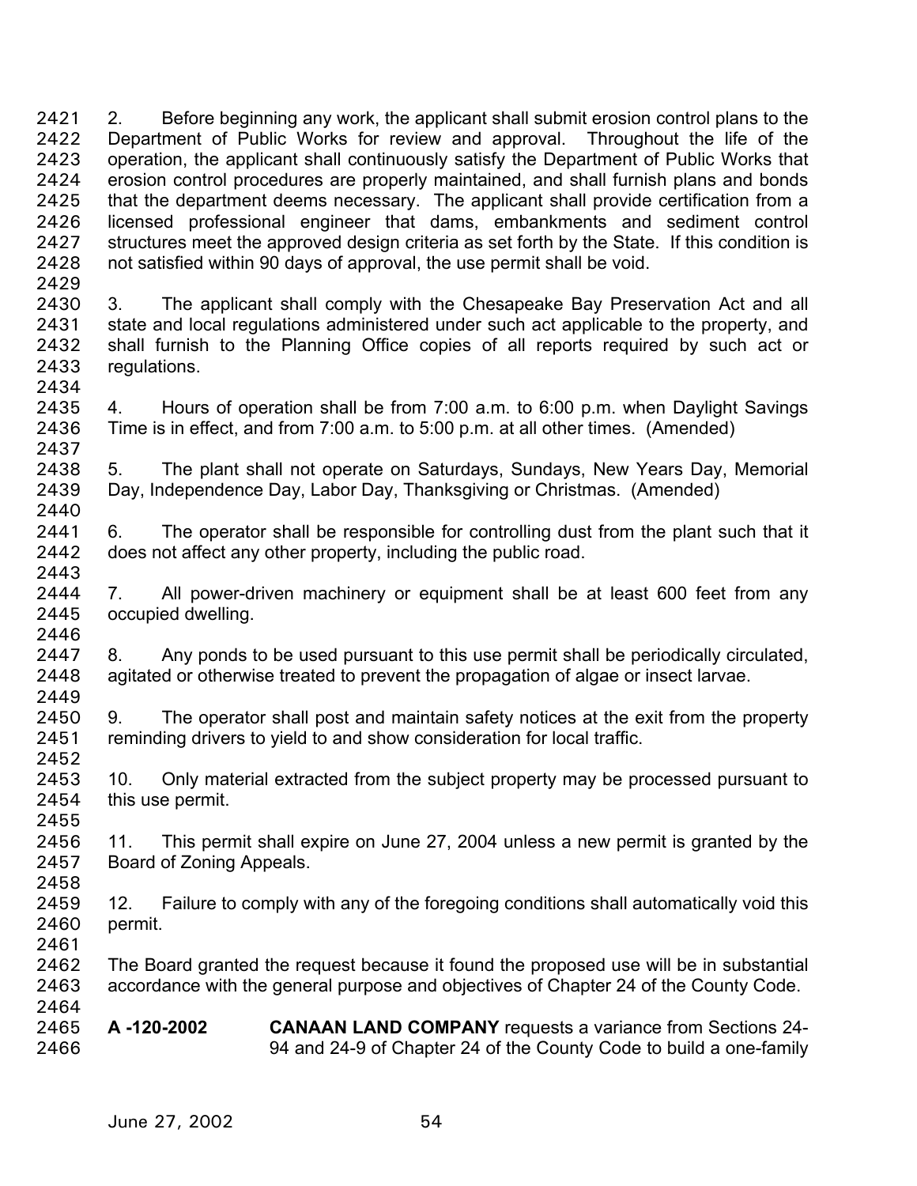2. Before beginning any work, the applicant shall submit erosion control plans to the Department of Public Works for review and approval. Throughout the life of the operation, the applicant shall continuously satisfy the Department of Public Works that erosion control procedures are properly maintained, and shall furnish plans and bonds that the department deems necessary. The applicant shall provide certification from a licensed professional engineer that dams, embankments and sediment control structures meet the approved design criteria as set forth by the State. If this condition is not satisfied within 90 days of approval, the use permit shall be void.

3. The applicant shall comply with the Chesapeake Bay Preservation Act and all state and local regulations administered under such act applicable to the property, and shall furnish to the Planning Office copies of all reports required by such act or regulations.

4. Hours of operation shall be from 7:00 a.m. to 6:00 p.m. when Daylight Savings Time is in effect, and from 7:00 a.m. to 5:00 p.m. at all other times. (Amended)

5. The plant shall not operate on Saturdays, Sundays, New Years Day, Memorial Day, Independence Day, Labor Day, Thanksgiving or Christmas. (Amended)

6. The operator shall be responsible for controlling dust from the plant such that it does not affect any other property, including the public road.

7. All power-driven machinery or equipment shall be at least 600 feet from any occupied dwelling.

8. Any ponds to be used pursuant to this use permit shall be periodically circulated, agitated or otherwise treated to prevent the propagation of algae or insect larvae.

9. The operator shall post and maintain safety notices at the exit from the property reminding drivers to yield to and show consideration for local traffic.

10. Only material extracted from the subject property may be processed pursuant to this use permit.

11. This permit shall expire on June 27, 2004 unless a new permit is granted by the Board of Zoning Appeals.

12. Failure to comply with any of the foregoing conditions shall automatically void this permit.

The Board granted the request because it found the proposed use will be in substantial accordance with the general purpose and objectives of Chapter 24 of the County Code.

**A -120-2002** **CANAAN LAND COMPANY** requests a variance from Sections 24-94 and 24-9 of Chapter 24 of the County Code to build a one-family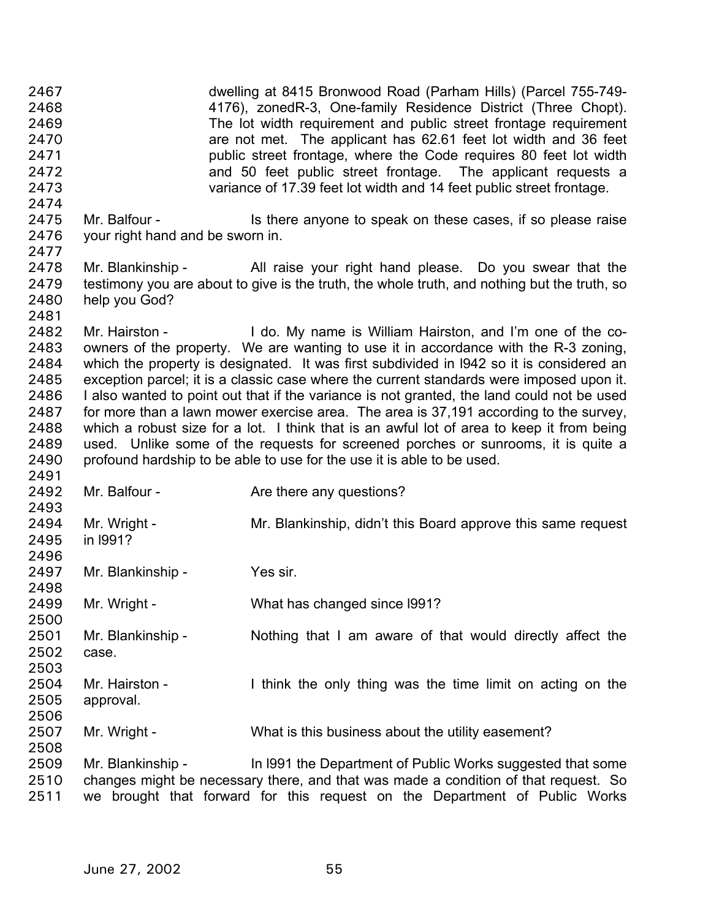dwelling at 8415 Bronwood Road (Parham Hills) (Parcel 755-749-4176), zonedR-3, One-family Residence District (Three Chopt). The lot width requirement and public street frontage requirement are not met. The applicant has 62.61 feet lot width and 36 feet public street frontage, where the Code requires 80 feet lot width and 50 feet public street frontage. The applicant requests a variance of 17.39 feet lot width and 14 feet public street frontage.

Mr. Balfour - Is there anyone to speak on these cases, if so please raise your right hand and be sworn in.

Mr. Blankinship - All raise your right hand please. Do you swear that the testimony you are about to give is the truth, the whole truth, and nothing but the truth, so help you God?

Mr. Hairston - I do. My name is William Hairston, and I'm one of the co-owners of the property. We are wanting to use it in accordance with the R-3 zoning, which the property is designated. It was first subdivided in l942 so it is considered an exception parcel; it is a classic case where the current standards were imposed upon it. I also wanted to point out that if the variance is not granted, the land could not be used for more than a lawn mower exercise area. The area is 37,191 according to the survey, which a robust size for a lot. I think that is an awful lot of area to keep it from being used. Unlike some of the requests for screened porches or sunrooms, it is quite a profound hardship to be able to use for the use it is able to be used.

Mr. Balfour - Are there any questions?

Mr. Wright - Mr. Blankinship, didn't this Board approve this same request in l991?

Mr. Blankinship - Yes sir.

Mr. Wright - What has changed since l991?

Mr. Blankinship - Nothing that I am aware of that would directly affect the case.

Mr. Hairston - I think the only thing was the time limit on acting on the approval.

Mr. Wright - What is this business about the utility easement?

Mr. Blankinship - In l991 the Department of Public Works suggested that some changes might be necessary there, and that was made a condition of that request. So we brought that forward for this request on the Department of Public Works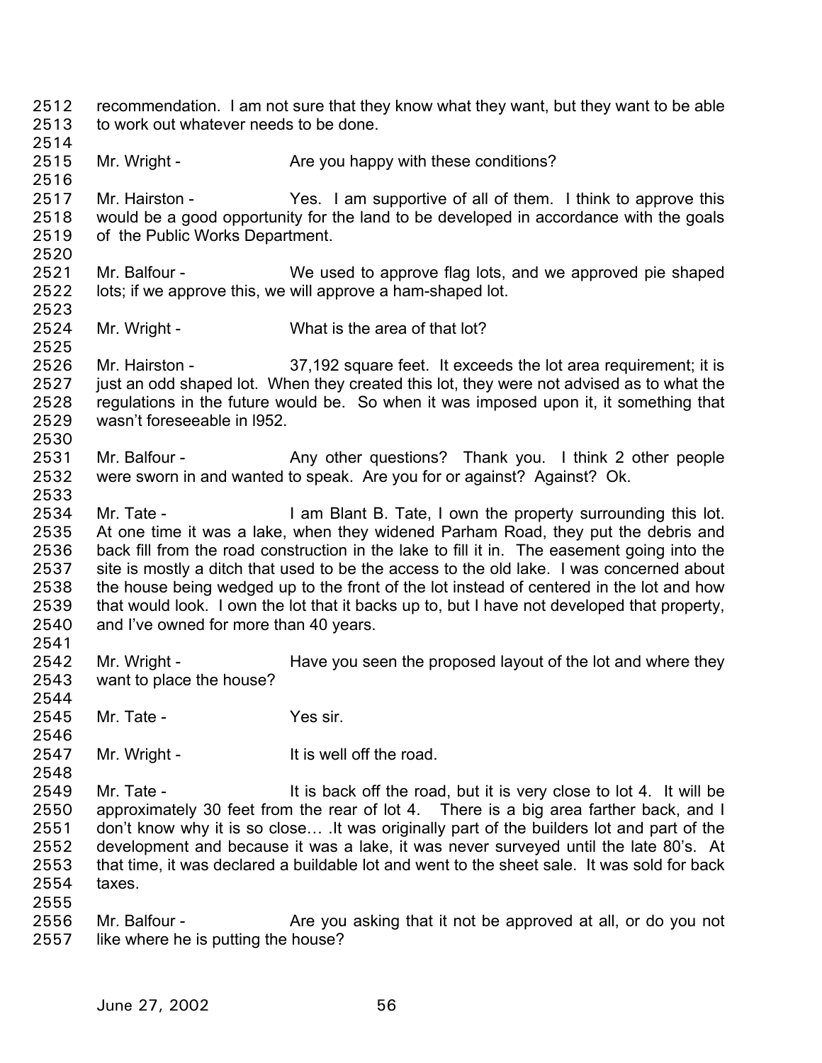recommendation. I am not sure that they know what they want, but they want to be able to work out whatever needs to be done.

Mr. Wright - Are you happy with these conditions?

Mr. Hairston - Yes. I am supportive of all of them. I think to approve this would be a good opportunity for the land to be developed in accordance with the goals of the Public Works Department.

Mr. Balfour - We used to approve flag lots, and we approved pie shaped lots; if we approve this, we will approve a ham-shaped lot.

Mr. Wright - What is the area of that lot?

Mr. Hairston - 37,192 square feet. It exceeds the lot area requirement; it is just an odd shaped lot. When they created this lot, they were not advised as to what the regulations in the future would be. So when it was imposed upon it, it something that wasn't foreseeable in l952.

Mr. Balfour - Any other questions? Thank you. I think 2 other people were sworn in and wanted to speak. Are you for or against? Against? Ok.

Mr. Tate - I am Blant B. Tate, I own the property surrounding this lot. At one time it was a lake, when they widened Parham Road, they put the debris and back fill from the road construction in the lake to fill it in. The easement going into the site is mostly a ditch that used to be the access to the old lake. I was concerned about the house being wedged up to the front of the lot instead of centered in the lot and how that would look. I own the lot that it backs up to, but I have not developed that property, and I've owned for more than 40 years.

Mr. Wright - Have you seen the proposed layout of the lot and where they want to place the house?

Mr. Tate - Yes sir.

Mr. Wright - It is well off the road.

Mr. Tate - It is back off the road, but it is very close to lot 4. It will be approximately 30 feet from the rear of lot 4. There is a big area farther back, and I don't know why it is so close… .It was originally part of the builders lot and part of the development and because it was a lake, it was never surveyed until the late 80's. At that time, it was declared a buildable lot and went to the sheet sale. It was sold for back taxes.

Mr. Balfour - Are you asking that it not be approved at all, or do you not like where he is putting the house?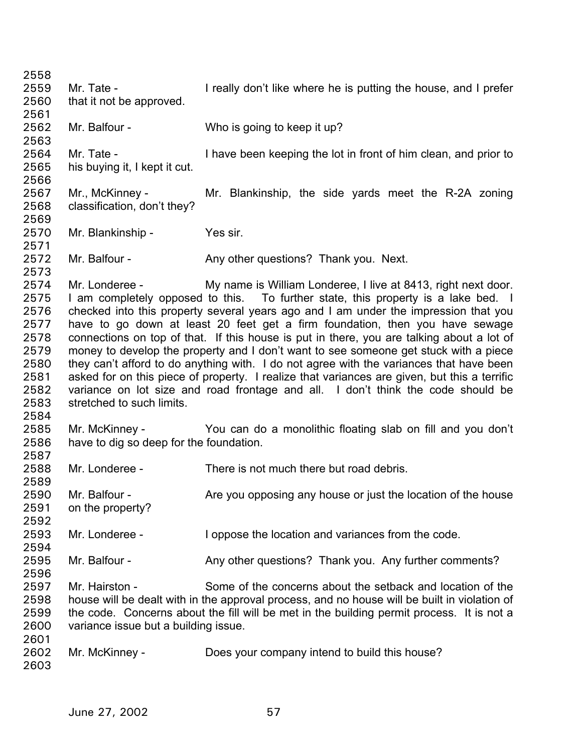Mr. Tate - I really don't like where he is putting the house, and I prefer that it not be approved.

Mr. Balfour - Who is going to keep it up?

Mr. Tate - I have been keeping the lot in front of him clean, and prior to his buying it, I kept it cut.

Mr., McKinney - Mr. Blankinship, the side yards meet the R-2A zoning classification, don't they?

Mr. Blankinship - Yes sir.

Mr. Balfour - Any other questions? Thank you. Next.

Mr. Londeree - My name is William Londeree, I live at 8413, right next door. I am completely opposed to this. To further state, this property is a lake bed. I checked into this property several years ago and I am under the impression that you have to go down at least 20 feet get a firm foundation, then you have sewage connections on top of that. If this house is put in there, you are talking about a lot of money to develop the property and I don't want to see someone get stuck with a piece they can't afford to do anything with. I do not agree with the variances that have been asked for on this piece of property. I realize that variances are given, but this a terrific variance on lot size and road frontage and all. I don't think the code should be stretched to such limits.

Mr. McKinney - You can do a monolithic floating slab on fill and you don't have to dig so deep for the foundation.

Mr. Londeree - There is not much there but road debris.

Mr. Balfour - Are you opposing any house or just the location of the house on the property?

Mr. Londeree - I oppose the location and variances from the code.

Mr. Balfour - Any other questions? Thank you. Any further comments?

Mr. Hairston - Some of the concerns about the setback and location of the house will be dealt with in the approval process, and no house will be built in violation of the code. Concerns about the fill will be met in the building permit process. It is not a variance issue but a building issue.

Mr. McKinney - Does your company intend to build this house?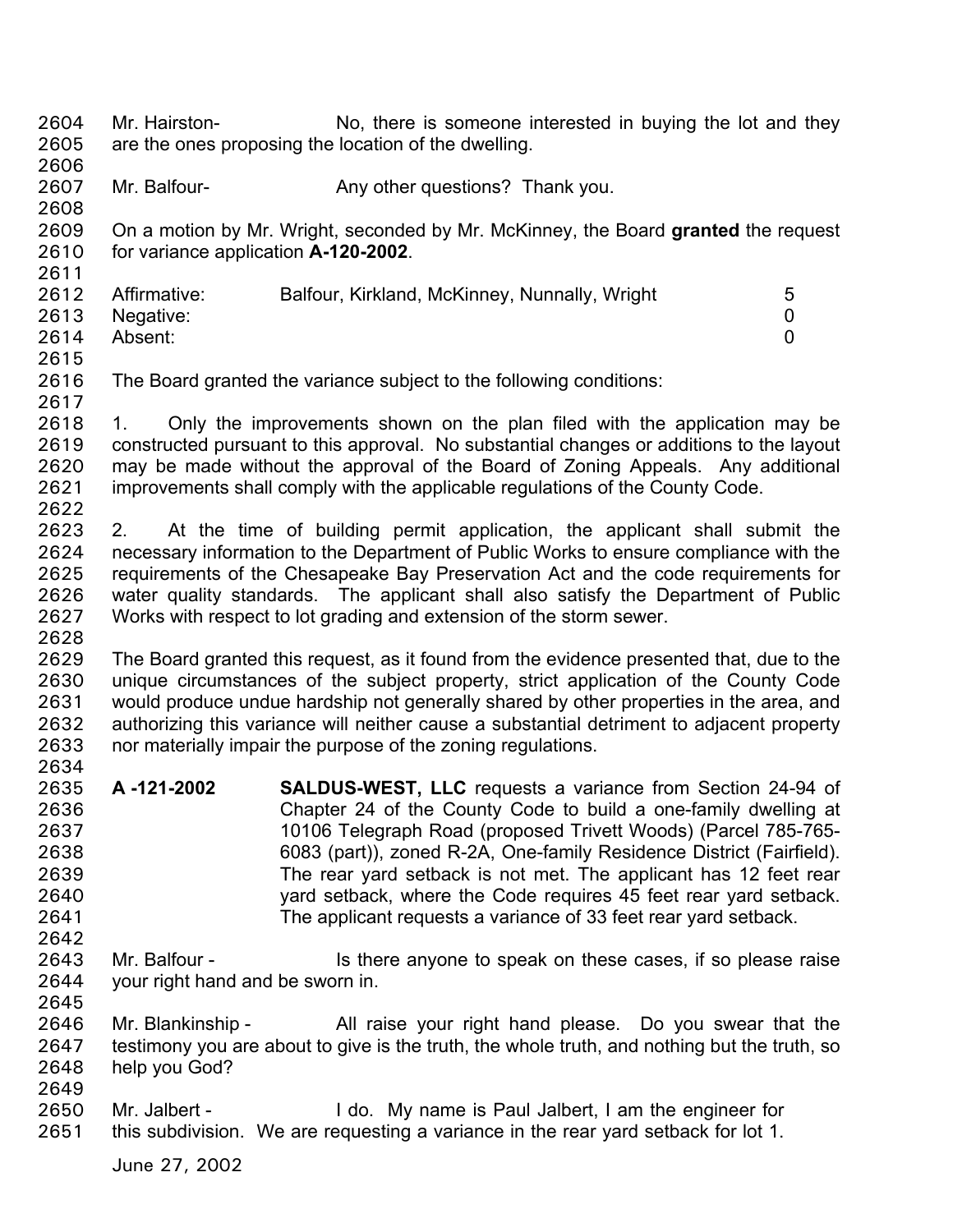Mr. Hairston- No, there is someone interested in buying the lot and they are the ones proposing the location of the dwelling.

Mr. Balfour- Any other questions? Thank you.

On a motion by Mr. Wright, seconded by Mr. McKinney, the Board **granted** the request for variance application **A-120-2002**.

| | | |
|---|---|---|
| Affirmative: | Balfour, Kirkland, McKinney, Nunnally, Wright | 5 |
| Negative: | | 0 |
| Absent: | | 0 |

The Board granted the variance subject to the following conditions:

1. Only the improvements shown on the plan filed with the application may be constructed pursuant to this approval. No substantial changes or additions to the layout may be made without the approval of the Board of Zoning Appeals. Any additional improvements shall comply with the applicable regulations of the County Code.

2. At the time of building permit application, the applicant shall submit the necessary information to the Department of Public Works to ensure compliance with the requirements of the Chesapeake Bay Preservation Act and the code requirements for water quality standards. The applicant shall also satisfy the Department of Public Works with respect to lot grading and extension of the storm sewer.

The Board granted this request, as it found from the evidence presented that, due to the unique circumstances of the subject property, strict application of the County Code would produce undue hardship not generally shared by other properties in the area, and authorizing this variance will neither cause a substantial detriment to adjacent property nor materially impair the purpose of the zoning regulations.

**A -121-2002** **SALDUS-WEST, LLC** requests a variance from Section 24-94 of Chapter 24 of the County Code to build a one-family dwelling at 10106 Telegraph Road (proposed Trivett Woods) (Parcel 785-765-6083 (part)), zoned R-2A, One-family Residence District (Fairfield). The rear yard setback is not met. The applicant has 12 feet rear yard setback, where the Code requires 45 feet rear yard setback. The applicant requests a variance of 33 feet rear yard setback.

Mr. Balfour - Is there anyone to speak on these cases, if so please raise your right hand and be sworn in.

Mr. Blankinship - All raise your right hand please. Do you swear that the testimony you are about to give is the truth, the whole truth, and nothing but the truth, so help you God?

Mr. Jalbert - I do. My name is Paul Jalbert, I am the engineer for this subdivision. We are requesting a variance in the rear yard setback for lot 1.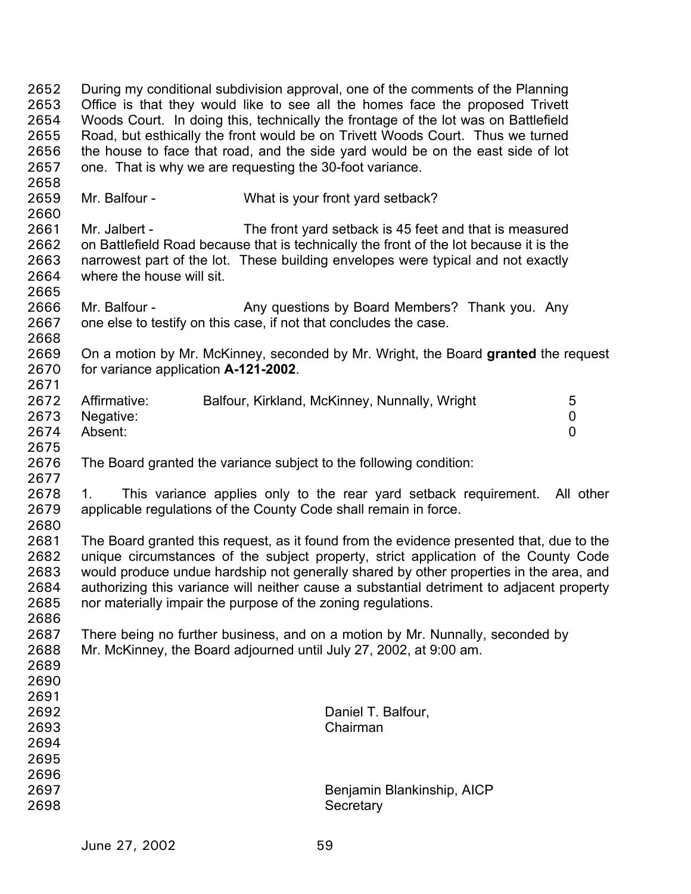During my conditional subdivision approval, one of the comments of the Planning Office is that they would like to see all the homes face the proposed Trivett Woods Court. In doing this, technically the frontage of the lot was on Battlefield Road, but esthically the front would be on Trivett Woods Court. Thus we turned the house to face that road, and the side yard would be on the east side of lot one. That is why we are requesting the 30-foot variance.

Mr. Balfour - What is your front yard setback?

Mr. Jalbert - The front yard setback is 45 feet and that is measured on Battlefield Road because that is technically the front of the lot because it is the narrowest part of the lot. These building envelopes were typical and not exactly where the house will sit.

Mr. Balfour - Any questions by Board Members? Thank you. Any one else to testify on this case, if not that concludes the case.

On a motion by Mr. McKinney, seconded by Mr. Wright, the Board **granted** the request for variance application **A-121-2002**.

| | | |
|---|---|---|
| Affirmative: | Balfour, Kirkland, McKinney, Nunnally, Wright | 5 |
| Negative: | | 0 |
| Absent: | | 0 |

The Board granted the variance subject to the following condition:

1. This variance applies only to the rear yard setback requirement. All other applicable regulations of the County Code shall remain in force.

The Board granted this request, as it found from the evidence presented that, due to the unique circumstances of the subject property, strict application of the County Code would produce undue hardship not generally shared by other properties in the area, and authorizing this variance will neither cause a substantial detriment to adjacent property nor materially impair the purpose of the zoning regulations.

There being no further business, and on a motion by Mr. Nunnally, seconded by Mr. McKinney, the Board adjourned until July 27, 2002, at 9:00 am.

Daniel T. Balfour,
Chairman

Benjamin Blankinship, AICP
Secretary